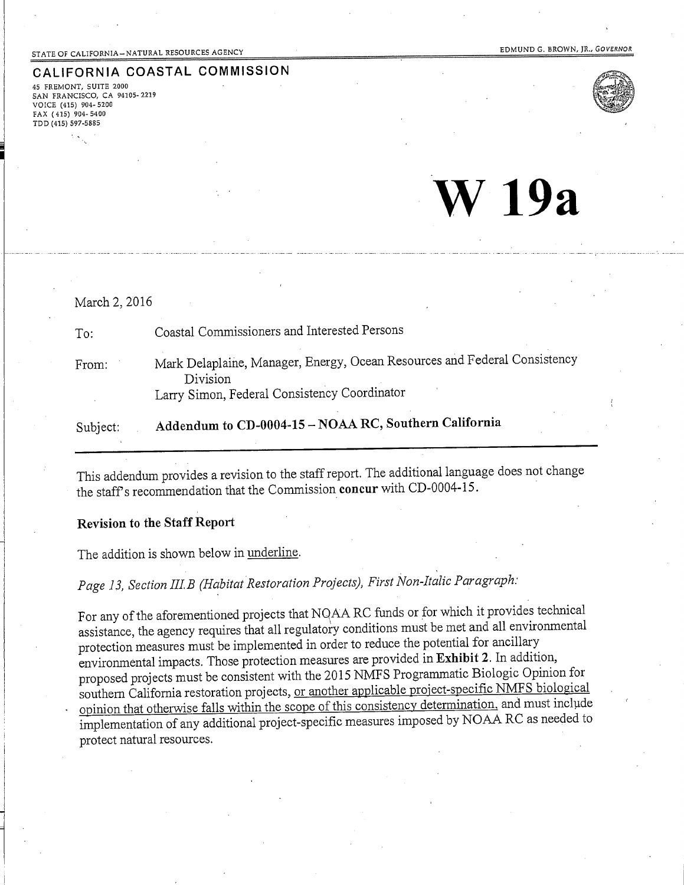STATE OF CALIFORNIA – NATURAL RESOURCES AGENCY

EDMUND G. BROWN, JR., *GOVERNOR*

**CALIFORNIA COASTAL COMMISSION**

45 FREMONT, SUITE 2000
SAN FRANCISCO, CA 94105- 2219
VOICE (415) 904- 5200
FAX (415) 904- 5400
TDD (415) 597-5885

# W 19a

March 2, 2016

To: Coastal Commissioners and Interested Persons

From: Mark Delaplaine, Manager, Energy, Ocean Resources and Federal Consistency Division
Larry Simon, Federal Consistency Coordinator

Subject: **Addendum to CD-0004-15 – NOAA RC, Southern California**

---

This addendum provides a revision to the staff report. The additional language does not change the staff's recommendation that the Commission **concur** with CD-0004-15.

**Revision to the Staff Report**

The addition is shown below in <u>underline</u>.

*Page 13, Section III.B (Habitat Restoration Projects), First Non-Italic Paragraph:*

For any of the aforementioned projects that NOAA RC funds or for which it provides technical assistance, the agency requires that all regulatory conditions must be met and all environmental protection measures must be implemented in order to reduce the potential for ancillary environmental impacts. Those protection measures are provided in **Exhibit 2**. In addition, proposed projects must be consistent with the 2015 NMFS Programmatic Biologic Opinion for southern California restoration projects, <u>or another applicable project-specific NMFS biological opinion that otherwise falls within the scope of this consistency determination,</u> and must include implementation of any additional project-specific measures imposed by NOAA RC as needed to protect natural resources.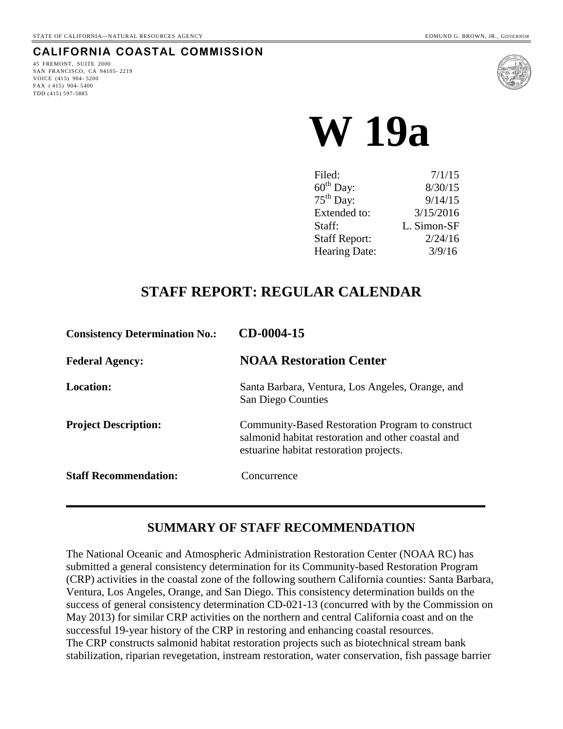STATE OF CALIFORNIA—NATURAL RESOURCES AGENCY EDMUND G. BROWN, JR., *GOVERNOR*

**CALIFORNIA COASTAL COMMISSION**

45 FREMONT, SUITE 2000
SAN FRANCISCO, CA 94105-2219
VOICE (415) 904-5200
FAX (415) 904-5400
TDD (415) 597-5885

# W 19a

| | |
|---|---|
| Filed: | 7/1/15 |
| 60th Day: | 8/30/15 |
| 75th Day: | 9/14/15 |
| Extended to: | 3/15/2016 |
| Staff: | L. Simon-SF |
| Staff Report: | 2/24/16 |
| Hearing Date: | 3/9/16 |

## STAFF REPORT: REGULAR CALENDAR

**Consistency Determination No.:** **CD-0004-15**

**Federal Agency:** **NOAA Restoration Center**

**Location:** Santa Barbara, Ventura, Los Angeles, Orange, and San Diego Counties

**Project Description:** Community-Based Restoration Program to construct salmonid habitat restoration and other coastal and estuarine habitat restoration projects.

**Staff Recommendation:** Concurrence

## SUMMARY OF STAFF RECOMMENDATION

The National Oceanic and Atmospheric Administration Restoration Center (NOAA RC) has submitted a general consistency determination for its Community-based Restoration Program (CRP) activities in the coastal zone of the following southern California counties: Santa Barbara, Ventura, Los Angeles, Orange, and San Diego. This consistency determination builds on the success of general consistency determination CD-021-13 (concurred with by the Commission on May 2013) for similar CRP activities on the northern and central California coast and on the successful 19-year history of the CRP in restoring and enhancing coastal resources.
The CRP constructs salmonid habitat restoration projects such as biotechnical stream bank stabilization, riparian revegetation, instream restoration, water conservation, fish passage barrier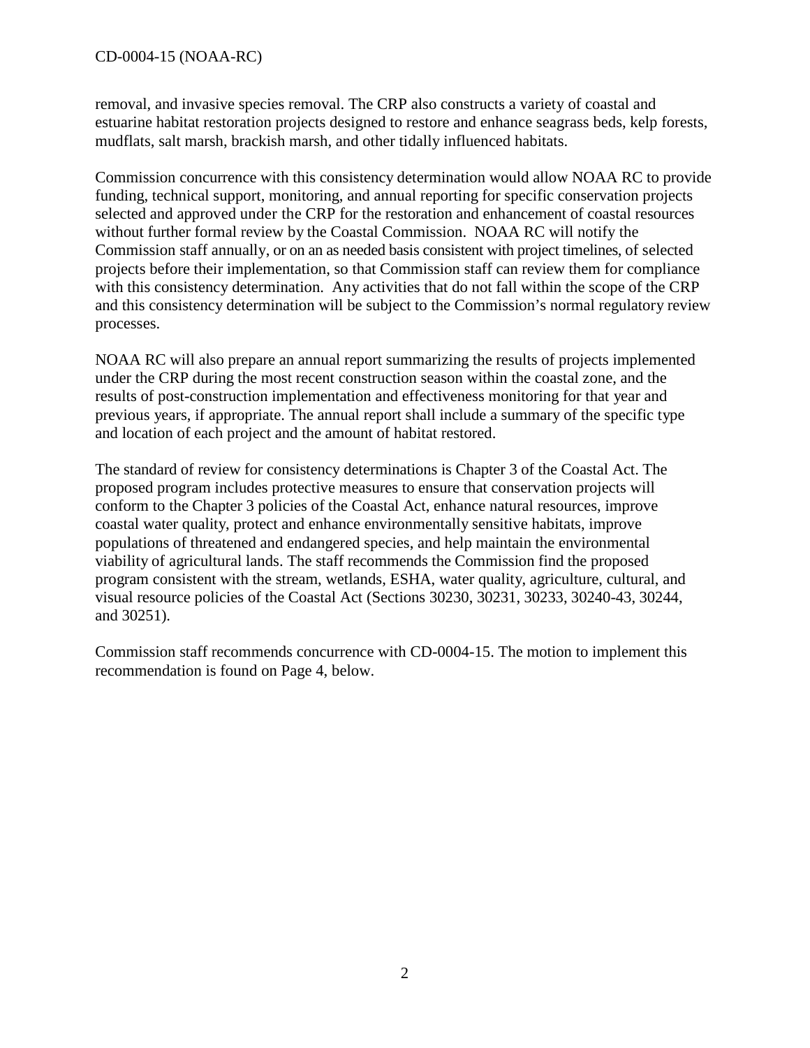removal, and invasive species removal. The CRP also constructs a variety of coastal and estuarine habitat restoration projects designed to restore and enhance seagrass beds, kelp forests, mudflats, salt marsh, brackish marsh, and other tidally influenced habitats.

Commission concurrence with this consistency determination would allow NOAA RC to provide funding, technical support, monitoring, and annual reporting for specific conservation projects selected and approved under the CRP for the restoration and enhancement of coastal resources without further formal review by the Coastal Commission. NOAA RC will notify the Commission staff annually, or on an as needed basis consistent with project timelines, of selected projects before their implementation, so that Commission staff can review them for compliance with this consistency determination. Any activities that do not fall within the scope of the CRP and this consistency determination will be subject to the Commission's normal regulatory review processes.

NOAA RC will also prepare an annual report summarizing the results of projects implemented under the CRP during the most recent construction season within the coastal zone, and the results of post-construction implementation and effectiveness monitoring for that year and previous years, if appropriate. The annual report shall include a summary of the specific type and location of each project and the amount of habitat restored.

The standard of review for consistency determinations is Chapter 3 of the Coastal Act. The proposed program includes protective measures to ensure that conservation projects will conform to the Chapter 3 policies of the Coastal Act, enhance natural resources, improve coastal water quality, protect and enhance environmentally sensitive habitats, improve populations of threatened and endangered species, and help maintain the environmental viability of agricultural lands. The staff recommends the Commission find the proposed program consistent with the stream, wetlands, ESHA, water quality, agriculture, cultural, and visual resource policies of the Coastal Act (Sections 30230, 30231, 30233, 30240-43, 30244, and 30251).

Commission staff recommends concurrence with CD-0004-15. The motion to implement this recommendation is found on Page 4, below.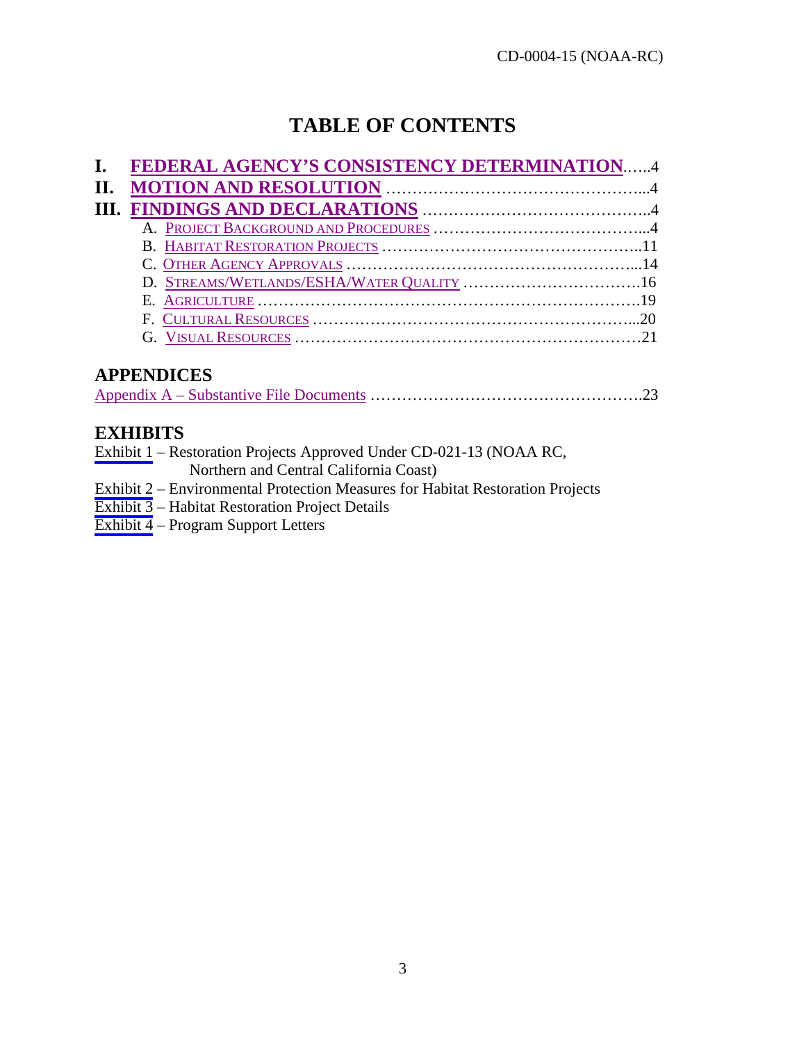# TABLE OF CONTENTS

**I. FEDERAL AGENCY'S CONSISTENCY DETERMINATION**......4
**II. MOTION AND RESOLUTION** ...........................................4
**III. FINDINGS AND DECLARATIONS** ....................................4

- A. PROJECT BACKGROUND AND PROCEDURES ....................................4
- B. HABITAT RESTORATION PROJECTS ..........................................11
- C. OTHER AGENCY APPROVALS ................................................14
- D. STREAMS/WETLANDS/ESHA/WATER QUALITY .............................16
- E. AGRICULTURE ...............................................................19
- F. CULTURAL RESOURCES ......................................................20
- G. VISUAL RESOURCES ..........................................................21

## APPENDICES

Appendix A – Substantive File Documents ............................................23

## EXHIBITS

Exhibit 1 – Restoration Projects Approved Under CD-021-13 (NOAA RC, Northern and Central California Coast)
Exhibit 2 – Environmental Protection Measures for Habitat Restoration Projects
Exhibit 3 – Habitat Restoration Project Details
Exhibit 4 – Program Support Letters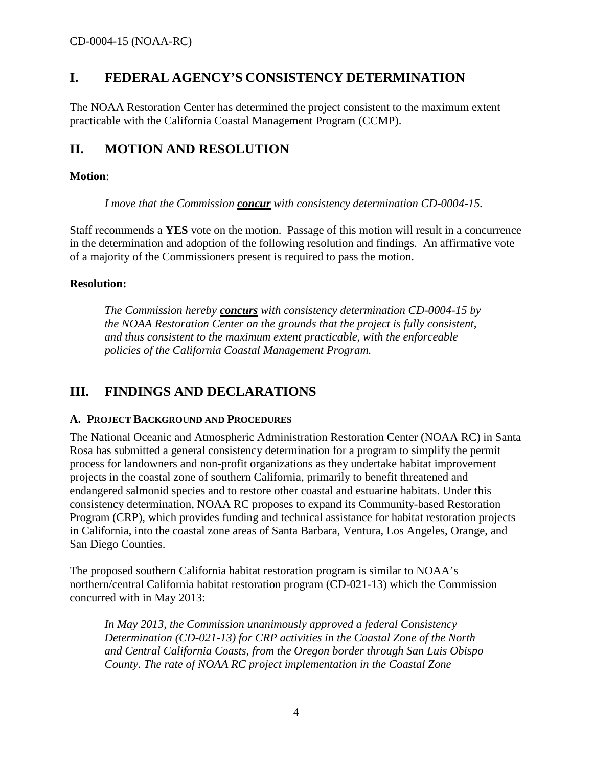## I. FEDERAL AGENCY'S CONSISTENCY DETERMINATION

The NOAA Restoration Center has determined the project consistent to the maximum extent practicable with the California Coastal Management Program (CCMP).

## II. MOTION AND RESOLUTION

**Motion**:

> *I move that the Commission **concur** with consistency determination CD-0004-15.*

Staff recommends a **YES** vote on the motion. Passage of this motion will result in a concurrence in the determination and adoption of the following resolution and findings. An affirmative vote of a majority of the Commissioners present is required to pass the motion.

**Resolution:**

> *The Commission hereby **concurs** with consistency determination CD-0004-15 by the NOAA Restoration Center on the grounds that the project is fully consistent, and thus consistent to the maximum extent practicable, with the enforceable policies of the California Coastal Management Program.*

## III. FINDINGS AND DECLARATIONS

### A. Project Background and Procedures

The National Oceanic and Atmospheric Administration Restoration Center (NOAA RC) in Santa Rosa has submitted a general consistency determination for a program to simplify the permit process for landowners and non-profit organizations as they undertake habitat improvement projects in the coastal zone of southern California, primarily to benefit threatened and endangered salmonid species and to restore other coastal and estuarine habitats. Under this consistency determination, NOAA RC proposes to expand its Community-based Restoration Program (CRP), which provides funding and technical assistance for habitat restoration projects in California, into the coastal zone areas of Santa Barbara, Ventura, Los Angeles, Orange, and San Diego Counties.

The proposed southern California habitat restoration program is similar to NOAA's northern/central California habitat restoration program (CD-021-13) which the Commission concurred with in May 2013:

> *In May 2013, the Commission unanimously approved a federal Consistency Determination (CD-021-13) for CRP activities in the Coastal Zone of the North and Central California Coasts, from the Oregon border through San Luis Obispo County. The rate of NOAA RC project implementation in the Coastal Zone*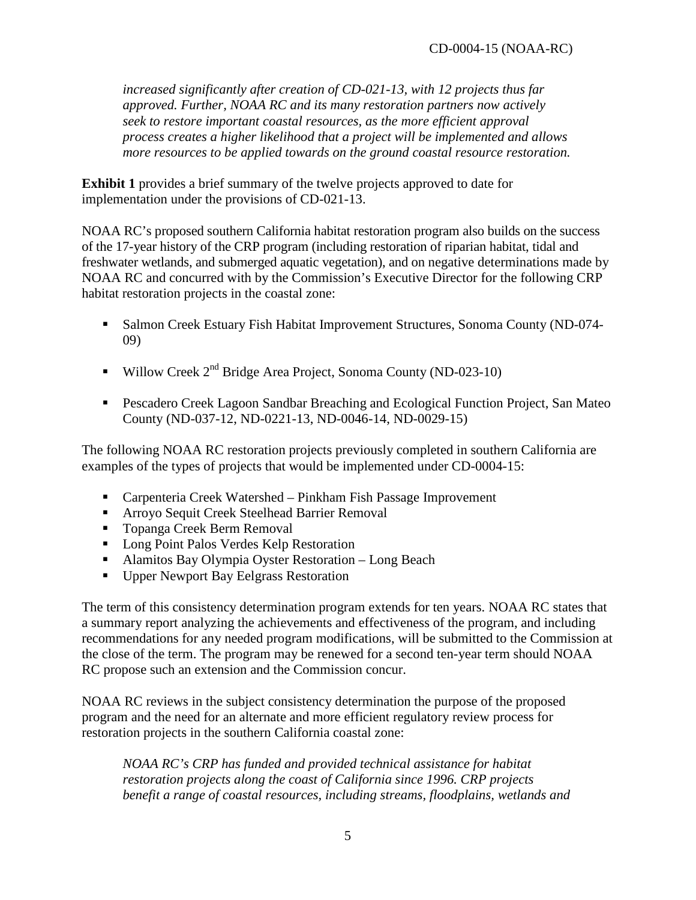*increased significantly after creation of CD-021-13, with 12 projects thus far approved. Further, NOAA RC and its many restoration partners now actively seek to restore important coastal resources, as the more efficient approval process creates a higher likelihood that a project will be implemented and allows more resources to be applied towards on the ground coastal resource restoration.*

**Exhibit 1** provides a brief summary of the twelve projects approved to date for implementation under the provisions of CD-021-13.

NOAA RC's proposed southern California habitat restoration program also builds on the success of the 17-year history of the CRP program (including restoration of riparian habitat, tidal and freshwater wetlands, and submerged aquatic vegetation), and on negative determinations made by NOAA RC and concurred with by the Commission's Executive Director for the following CRP habitat restoration projects in the coastal zone:

- Salmon Creek Estuary Fish Habitat Improvement Structures, Sonoma County (ND-074-09)
- Willow Creek 2nd Bridge Area Project, Sonoma County (ND-023-10)
- Pescadero Creek Lagoon Sandbar Breaching and Ecological Function Project, San Mateo County (ND-037-12, ND-0221-13, ND-0046-14, ND-0029-15)

The following NOAA RC restoration projects previously completed in southern California are examples of the types of projects that would be implemented under CD-0004-15:

- Carpenteria Creek Watershed – Pinkham Fish Passage Improvement
- Arroyo Sequit Creek Steelhead Barrier Removal
- Topanga Creek Berm Removal
- Long Point Palos Verdes Kelp Restoration
- Alamitos Bay Olympia Oyster Restoration – Long Beach
- Upper Newport Bay Eelgrass Restoration

The term of this consistency determination program extends for ten years. NOAA RC states that a summary report analyzing the achievements and effectiveness of the program, and including recommendations for any needed program modifications, will be submitted to the Commission at the close of the term. The program may be renewed for a second ten-year term should NOAA RC propose such an extension and the Commission concur.

NOAA RC reviews in the subject consistency determination the purpose of the proposed program and the need for an alternate and more efficient regulatory review process for restoration projects in the southern California coastal zone:

*NOAA RC's CRP has funded and provided technical assistance for habitat restoration projects along the coast of California since 1996. CRP projects benefit a range of coastal resources, including streams, floodplains, wetlands and*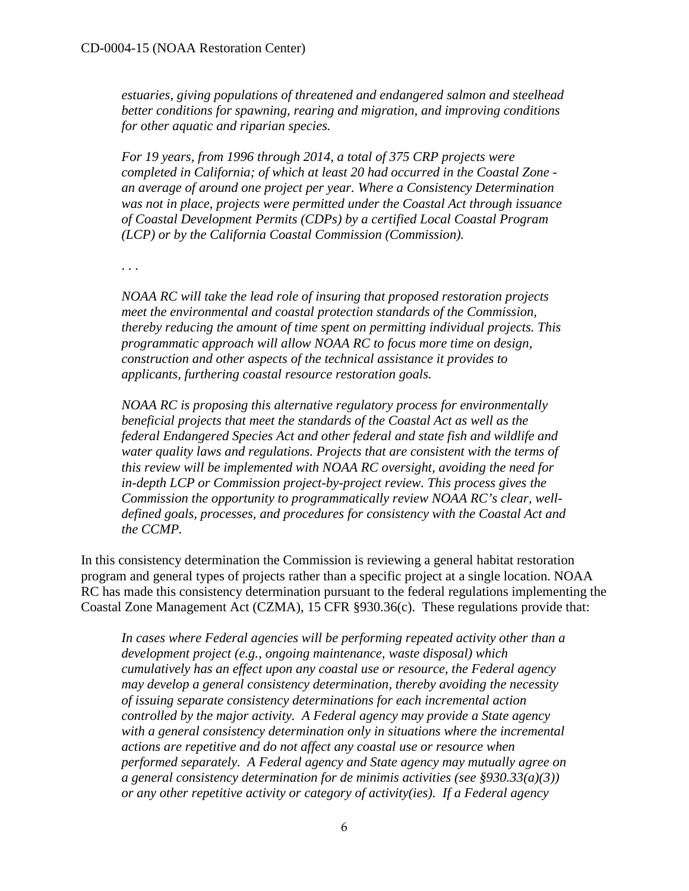*estuaries, giving populations of threatened and endangered salmon and steelhead better conditions for spawning, rearing and migration, and improving conditions for other aquatic and riparian species.*

*For 19 years, from 1996 through 2014, a total of 375 CRP projects were completed in California; of which at least 20 had occurred in the Coastal Zone - an average of around one project per year. Where a Consistency Determination was not in place, projects were permitted under the Coastal Act through issuance of Coastal Development Permits (CDPs) by a certified Local Coastal Program (LCP) or by the California Coastal Commission (Commission).*

*. . .*

*NOAA RC will take the lead role of insuring that proposed restoration projects meet the environmental and coastal protection standards of the Commission, thereby reducing the amount of time spent on permitting individual projects. This programmatic approach will allow NOAA RC to focus more time on design, construction and other aspects of the technical assistance it provides to applicants, furthering coastal resource restoration goals.*

*NOAA RC is proposing this alternative regulatory process for environmentally beneficial projects that meet the standards of the Coastal Act as well as the federal Endangered Species Act and other federal and state fish and wildlife and water quality laws and regulations. Projects that are consistent with the terms of this review will be implemented with NOAA RC oversight, avoiding the need for in-depth LCP or Commission project-by-project review. This process gives the Commission the opportunity to programmatically review NOAA RC's clear, well-defined goals, processes, and procedures for consistency with the Coastal Act and the CCMP.*

In this consistency determination the Commission is reviewing a general habitat restoration program and general types of projects rather than a specific project at a single location. NOAA RC has made this consistency determination pursuant to the federal regulations implementing the Coastal Zone Management Act (CZMA), 15 CFR §930.36(c). These regulations provide that:

*In cases where Federal agencies will be performing repeated activity other than a development project (e.g., ongoing maintenance, waste disposal) which cumulatively has an effect upon any coastal use or resource, the Federal agency may develop a general consistency determination, thereby avoiding the necessity of issuing separate consistency determinations for each incremental action controlled by the major activity. A Federal agency may provide a State agency with a general consistency determination only in situations where the incremental actions are repetitive and do not affect any coastal use or resource when performed separately. A Federal agency and State agency may mutually agree on a general consistency determination for de minimis activities (see §930.33(a)(3)) or any other repetitive activity or category of activity(ies). If a Federal agency*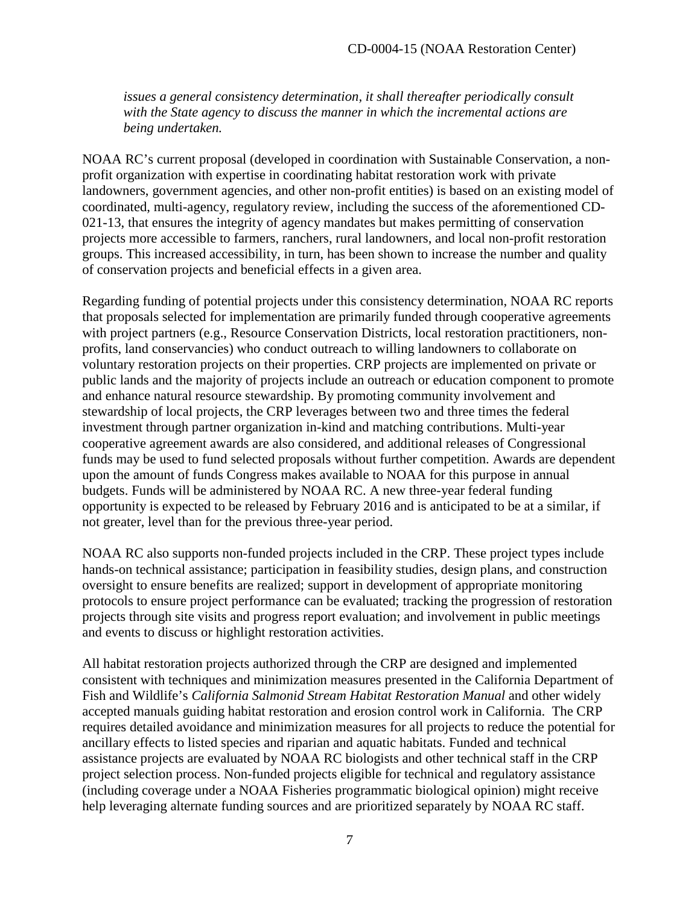*issues a general consistency determination, it shall thereafter periodically consult with the State agency to discuss the manner in which the incremental actions are being undertaken.*

NOAA RC's current proposal (developed in coordination with Sustainable Conservation, a non-profit organization with expertise in coordinating habitat restoration work with private landowners, government agencies, and other non-profit entities) is based on an existing model of coordinated, multi-agency, regulatory review, including the success of the aforementioned CD-021-13, that ensures the integrity of agency mandates but makes permitting of conservation projects more accessible to farmers, ranchers, rural landowners, and local non-profit restoration groups. This increased accessibility, in turn, has been shown to increase the number and quality of conservation projects and beneficial effects in a given area.

Regarding funding of potential projects under this consistency determination, NOAA RC reports that proposals selected for implementation are primarily funded through cooperative agreements with project partners (e.g., Resource Conservation Districts, local restoration practitioners, non-profits, land conservancies) who conduct outreach to willing landowners to collaborate on voluntary restoration projects on their properties. CRP projects are implemented on private or public lands and the majority of projects include an outreach or education component to promote and enhance natural resource stewardship. By promoting community involvement and stewardship of local projects, the CRP leverages between two and three times the federal investment through partner organization in-kind and matching contributions. Multi-year cooperative agreement awards are also considered, and additional releases of Congressional funds may be used to fund selected proposals without further competition. Awards are dependent upon the amount of funds Congress makes available to NOAA for this purpose in annual budgets. Funds will be administered by NOAA RC. A new three-year federal funding opportunity is expected to be released by February 2016 and is anticipated to be at a similar, if not greater, level than for the previous three-year period.

NOAA RC also supports non-funded projects included in the CRP. These project types include hands-on technical assistance; participation in feasibility studies, design plans, and construction oversight to ensure benefits are realized; support in development of appropriate monitoring protocols to ensure project performance can be evaluated; tracking the progression of restoration projects through site visits and progress report evaluation; and involvement in public meetings and events to discuss or highlight restoration activities.

All habitat restoration projects authorized through the CRP are designed and implemented consistent with techniques and minimization measures presented in the California Department of Fish and Wildlife's *California Salmonid Stream Habitat Restoration Manual* and other widely accepted manuals guiding habitat restoration and erosion control work in California. The CRP requires detailed avoidance and minimization measures for all projects to reduce the potential for ancillary effects to listed species and riparian and aquatic habitats. Funded and technical assistance projects are evaluated by NOAA RC biologists and other technical staff in the CRP project selection process. Non-funded projects eligible for technical and regulatory assistance (including coverage under a NOAA Fisheries programmatic biological opinion) might receive help leveraging alternate funding sources and are prioritized separately by NOAA RC staff.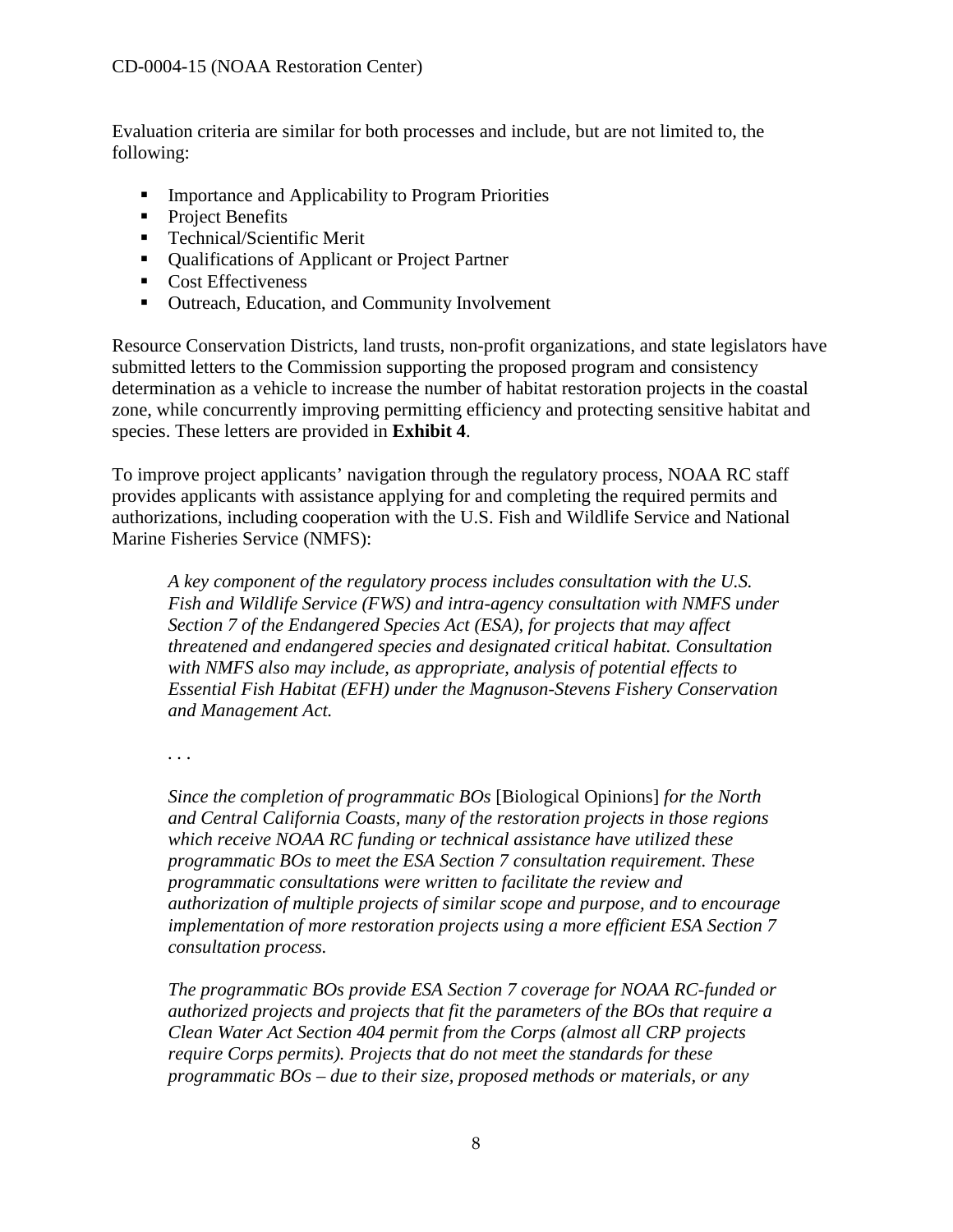Evaluation criteria are similar for both processes and include, but are not limited to, the following:

- Importance and Applicability to Program Priorities
- Project Benefits
- Technical/Scientific Merit
- Qualifications of Applicant or Project Partner
- Cost Effectiveness
- Outreach, Education, and Community Involvement

Resource Conservation Districts, land trusts, non-profit organizations, and state legislators have submitted letters to the Commission supporting the proposed program and consistency determination as a vehicle to increase the number of habitat restoration projects in the coastal zone, while concurrently improving permitting efficiency and protecting sensitive habitat and species. These letters are provided in **Exhibit 4**.

To improve project applicants' navigation through the regulatory process, NOAA RC staff provides applicants with assistance applying for and completing the required permits and authorizations, including cooperation with the U.S. Fish and Wildlife Service and National Marine Fisheries Service (NMFS):

> *A key component of the regulatory process includes consultation with the U.S. Fish and Wildlife Service (FWS) and intra-agency consultation with NMFS under Section 7 of the Endangered Species Act (ESA), for projects that may affect threatened and endangered species and designated critical habitat. Consultation with NMFS also may include, as appropriate, analysis of potential effects to Essential Fish Habitat (EFH) under the Magnuson-Stevens Fishery Conservation and Management Act.*
>
> . . .
>
> *Since the completion of programmatic BOs* [Biological Opinions] *for the North and Central California Coasts, many of the restoration projects in those regions which receive NOAA RC funding or technical assistance have utilized these programmatic BOs to meet the ESA Section 7 consultation requirement. These programmatic consultations were written to facilitate the review and authorization of multiple projects of similar scope and purpose, and to encourage implementation of more restoration projects using a more efficient ESA Section 7 consultation process.*
>
> *The programmatic BOs provide ESA Section 7 coverage for NOAA RC-funded or authorized projects and projects that fit the parameters of the BOs that require a Clean Water Act Section 404 permit from the Corps (almost all CRP projects require Corps permits). Projects that do not meet the standards for these programmatic BOs – due to their size, proposed methods or materials, or any*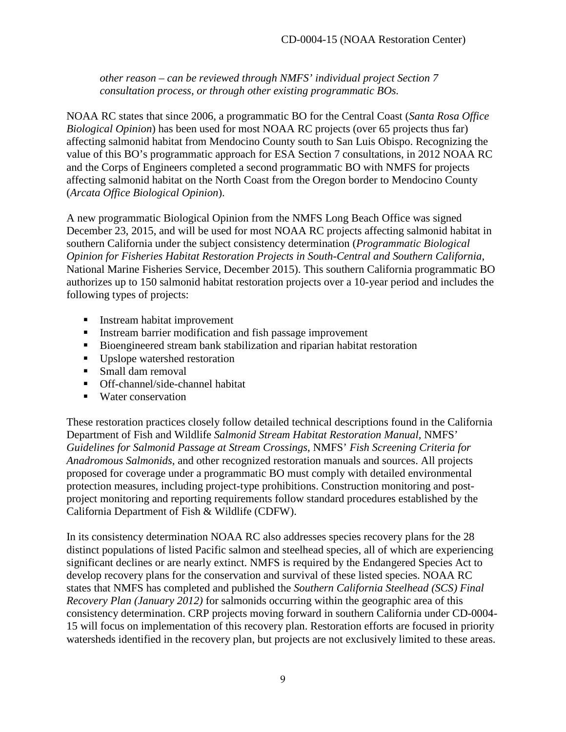*other reason – can be reviewed through NMFS' individual project Section 7 consultation process, or through other existing programmatic BOs.*

NOAA RC states that since 2006, a programmatic BO for the Central Coast (*Santa Rosa Office Biological Opinion*) has been used for most NOAA RC projects (over 65 projects thus far) affecting salmonid habitat from Mendocino County south to San Luis Obispo. Recognizing the value of this BO's programmatic approach for ESA Section 7 consultations, in 2012 NOAA RC and the Corps of Engineers completed a second programmatic BO with NMFS for projects affecting salmonid habitat on the North Coast from the Oregon border to Mendocino County (*Arcata Office Biological Opinion*).

A new programmatic Biological Opinion from the NMFS Long Beach Office was signed December 23, 2015, and will be used for most NOAA RC projects affecting salmonid habitat in southern California under the subject consistency determination (*Programmatic Biological Opinion for Fisheries Habitat Restoration Projects in South-Central and Southern California*, National Marine Fisheries Service, December 2015). This southern California programmatic BO authorizes up to 150 salmonid habitat restoration projects over a 10-year period and includes the following types of projects:

- Instream habitat improvement
- Instream barrier modification and fish passage improvement
- Bioengineered stream bank stabilization and riparian habitat restoration
- Upslope watershed restoration
- Small dam removal
- Off-channel/side-channel habitat
- Water conservation

These restoration practices closely follow detailed technical descriptions found in the California Department of Fish and Wildlife *Salmonid Stream Habitat Restoration Manual*, NMFS' *Guidelines for Salmonid Passage at Stream Crossings*, NMFS' *Fish Screening Criteria for Anadromous Salmonids*, and other recognized restoration manuals and sources. All projects proposed for coverage under a programmatic BO must comply with detailed environmental protection measures, including project-type prohibitions. Construction monitoring and post-project monitoring and reporting requirements follow standard procedures established by the California Department of Fish & Wildlife (CDFW).

In its consistency determination NOAA RC also addresses species recovery plans for the 28 distinct populations of listed Pacific salmon and steelhead species, all of which are experiencing significant declines or are nearly extinct. NMFS is required by the Endangered Species Act to develop recovery plans for the conservation and survival of these listed species. NOAA RC states that NMFS has completed and published the *Southern California Steelhead (SCS) Final Recovery Plan (January 2012)* for salmonids occurring within the geographic area of this consistency determination. CRP projects moving forward in southern California under CD-0004-15 will focus on implementation of this recovery plan. Restoration efforts are focused in priority watersheds identified in the recovery plan, but projects are not exclusively limited to these areas.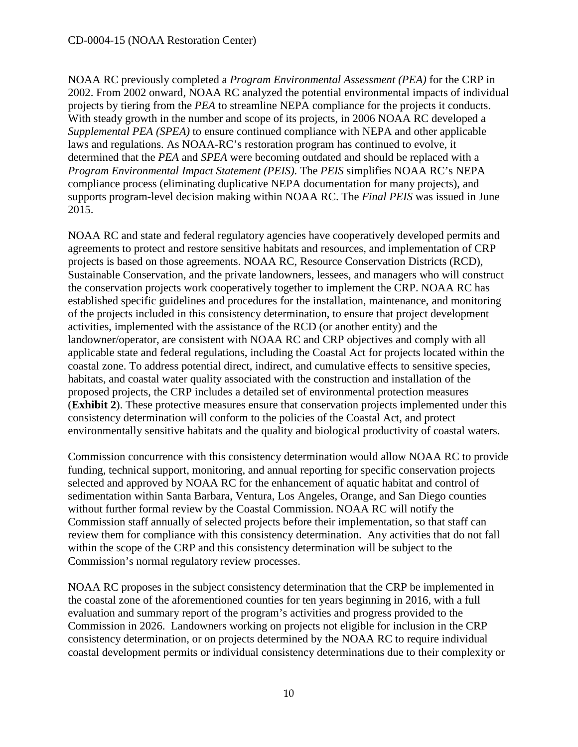NOAA RC previously completed a *Program Environmental Assessment (PEA)* for the CRP in 2002. From 2002 onward, NOAA RC analyzed the potential environmental impacts of individual projects by tiering from the *PEA* to streamline NEPA compliance for the projects it conducts. With steady growth in the number and scope of its projects, in 2006 NOAA RC developed a *Supplemental PEA (SPEA)* to ensure continued compliance with NEPA and other applicable laws and regulations. As NOAA-RC's restoration program has continued to evolve, it determined that the *PEA* and *SPEA* were becoming outdated and should be replaced with a *Program Environmental Impact Statement (PEIS)*. The *PEIS* simplifies NOAA RC's NEPA compliance process (eliminating duplicative NEPA documentation for many projects), and supports program-level decision making within NOAA RC. The *Final PEIS* was issued in June 2015.

NOAA RC and state and federal regulatory agencies have cooperatively developed permits and agreements to protect and restore sensitive habitats and resources, and implementation of CRP projects is based on those agreements. NOAA RC, Resource Conservation Districts (RCD), Sustainable Conservation, and the private landowners, lessees, and managers who will construct the conservation projects work cooperatively together to implement the CRP. NOAA RC has established specific guidelines and procedures for the installation, maintenance, and monitoring of the projects included in this consistency determination, to ensure that project development activities, implemented with the assistance of the RCD (or another entity) and the landowner/operator, are consistent with NOAA RC and CRP objectives and comply with all applicable state and federal regulations, including the Coastal Act for projects located within the coastal zone. To address potential direct, indirect, and cumulative effects to sensitive species, habitats, and coastal water quality associated with the construction and installation of the proposed projects, the CRP includes a detailed set of environmental protection measures (**Exhibit 2**). These protective measures ensure that conservation projects implemented under this consistency determination will conform to the policies of the Coastal Act, and protect environmentally sensitive habitats and the quality and biological productivity of coastal waters.

Commission concurrence with this consistency determination would allow NOAA RC to provide funding, technical support, monitoring, and annual reporting for specific conservation projects selected and approved by NOAA RC for the enhancement of aquatic habitat and control of sedimentation within Santa Barbara, Ventura, Los Angeles, Orange, and San Diego counties without further formal review by the Coastal Commission. NOAA RC will notify the Commission staff annually of selected projects before their implementation, so that staff can review them for compliance with this consistency determination. Any activities that do not fall within the scope of the CRP and this consistency determination will be subject to the Commission's normal regulatory review processes.

NOAA RC proposes in the subject consistency determination that the CRP be implemented in the coastal zone of the aforementioned counties for ten years beginning in 2016, with a full evaluation and summary report of the program's activities and progress provided to the Commission in 2026. Landowners working on projects not eligible for inclusion in the CRP consistency determination, or on projects determined by the NOAA RC to require individual coastal development permits or individual consistency determinations due to their complexity or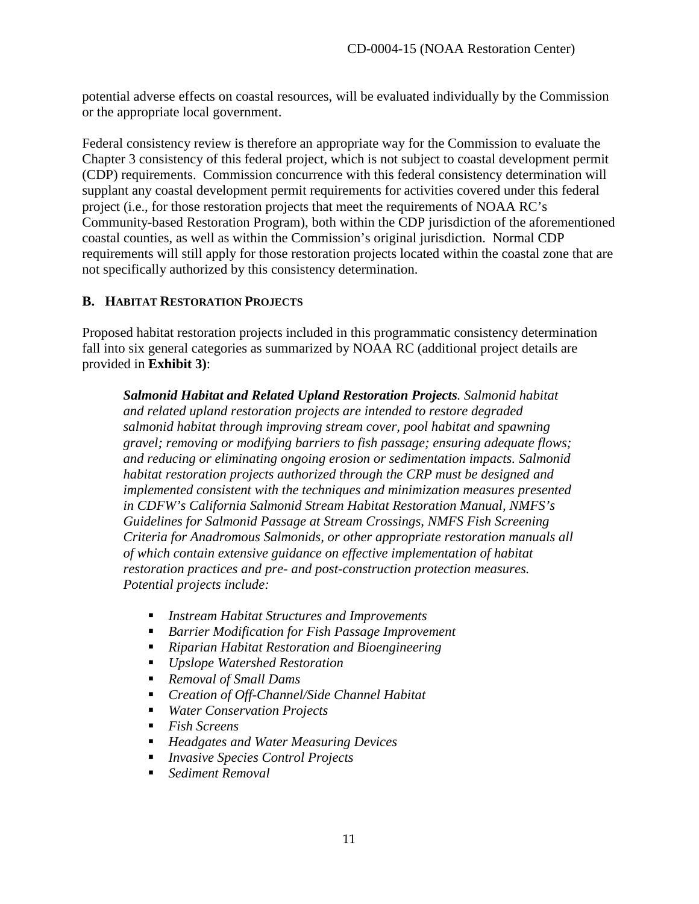potential adverse effects on coastal resources, will be evaluated individually by the Commission or the appropriate local government.

Federal consistency review is therefore an appropriate way for the Commission to evaluate the Chapter 3 consistency of this federal project, which is not subject to coastal development permit (CDP) requirements. Commission concurrence with this federal consistency determination will supplant any coastal development permit requirements for activities covered under this federal project (i.e., for those restoration projects that meet the requirements of NOAA RC's Community-based Restoration Program), both within the CDP jurisdiction of the aforementioned coastal counties, as well as within the Commission's original jurisdiction. Normal CDP requirements will still apply for those restoration projects located within the coastal zone that are not specifically authorized by this consistency determination.

### B. HABITAT RESTORATION PROJECTS

Proposed habitat restoration projects included in this programmatic consistency determination fall into six general categories as summarized by NOAA RC (additional project details are provided in **Exhibit 3)**:

> ***Salmonid Habitat and Related Upland Restoration Projects****. Salmonid habitat and related upland restoration projects are intended to restore degraded salmonid habitat through improving stream cover, pool habitat and spawning gravel; removing or modifying barriers to fish passage; ensuring adequate flows; and reducing or eliminating ongoing erosion or sedimentation impacts. Salmonid habitat restoration projects authorized through the CRP must be designed and implemented consistent with the techniques and minimization measures presented in CDFW's California Salmonid Stream Habitat Restoration Manual, NMFS's Guidelines for Salmonid Passage at Stream Crossings, NMFS Fish Screening Criteria for Anadromous Salmonids, or other appropriate restoration manuals all of which contain extensive guidance on effective implementation of habitat restoration practices and pre- and post-construction protection measures. Potential projects include:*
>
> - *Instream Habitat Structures and Improvements*
> - *Barrier Modification for Fish Passage Improvement*
> - *Riparian Habitat Restoration and Bioengineering*
> - *Upslope Watershed Restoration*
> - *Removal of Small Dams*
> - *Creation of Off-Channel/Side Channel Habitat*
> - *Water Conservation Projects*
> - *Fish Screens*
> - *Headgates and Water Measuring Devices*
> - *Invasive Species Control Projects*
> - *Sediment Removal*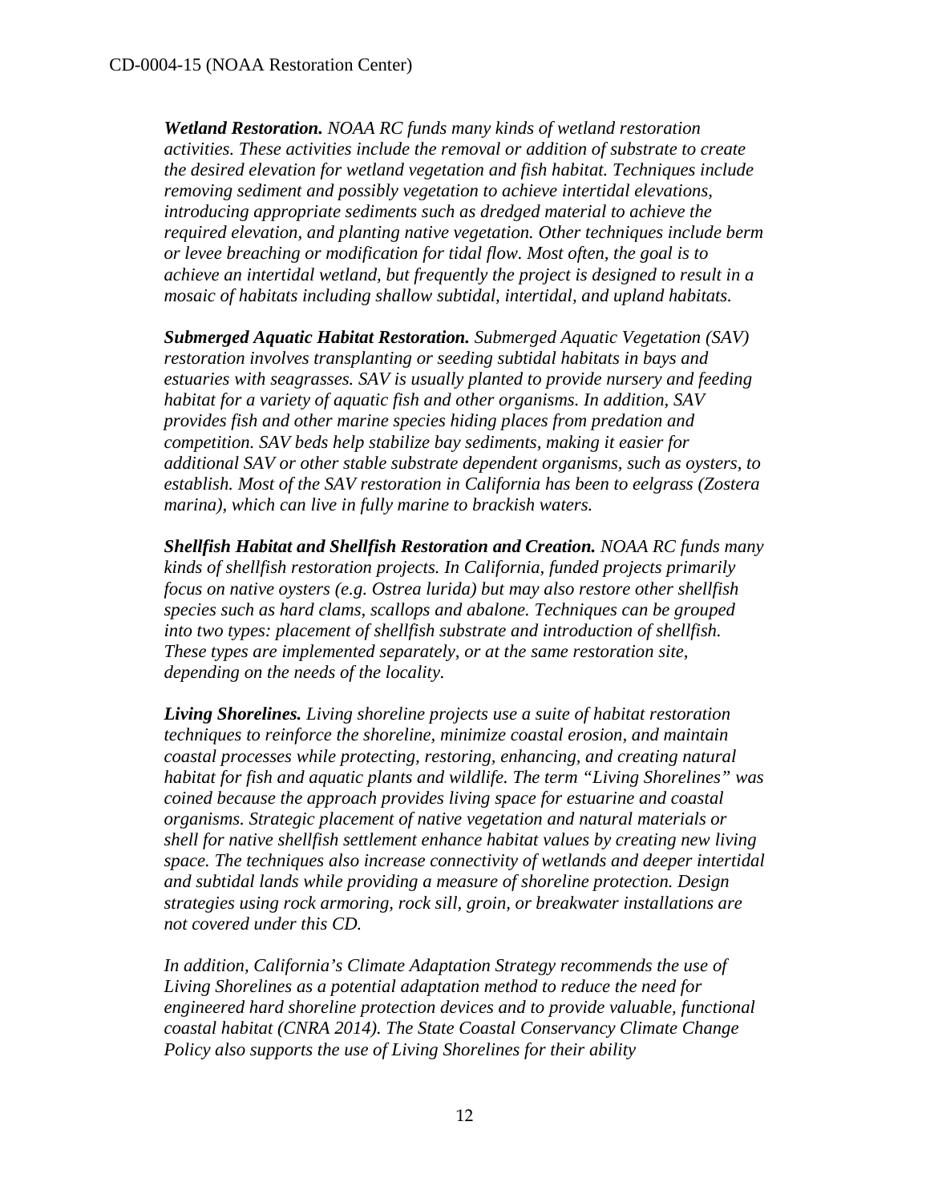***Wetland Restoration.*** *NOAA RC funds many kinds of wetland restoration activities. These activities include the removal or addition of substrate to create the desired elevation for wetland vegetation and fish habitat. Techniques include removing sediment and possibly vegetation to achieve intertidal elevations, introducing appropriate sediments such as dredged material to achieve the required elevation, and planting native vegetation. Other techniques include berm or levee breaching or modification for tidal flow. Most often, the goal is to achieve an intertidal wetland, but frequently the project is designed to result in a mosaic of habitats including shallow subtidal, intertidal, and upland habitats.*

***Submerged Aquatic Habitat Restoration.*** *Submerged Aquatic Vegetation (SAV) restoration involves transplanting or seeding subtidal habitats in bays and estuaries with seagrasses. SAV is usually planted to provide nursery and feeding habitat for a variety of aquatic fish and other organisms. In addition, SAV provides fish and other marine species hiding places from predation and competition. SAV beds help stabilize bay sediments, making it easier for additional SAV or other stable substrate dependent organisms, such as oysters, to establish. Most of the SAV restoration in California has been to eelgrass (Zostera marina), which can live in fully marine to brackish waters.*

***Shellfish Habitat and Shellfish Restoration and Creation.*** *NOAA RC funds many kinds of shellfish restoration projects. In California, funded projects primarily focus on native oysters (e.g. Ostrea lurida) but may also restore other shellfish species such as hard clams, scallops and abalone. Techniques can be grouped into two types: placement of shellfish substrate and introduction of shellfish. These types are implemented separately, or at the same restoration site, depending on the needs of the locality.*

***Living Shorelines.*** *Living shoreline projects use a suite of habitat restoration techniques to reinforce the shoreline, minimize coastal erosion, and maintain coastal processes while protecting, restoring, enhancing, and creating natural habitat for fish and aquatic plants and wildlife. The term "Living Shorelines" was coined because the approach provides living space for estuarine and coastal organisms. Strategic placement of native vegetation and natural materials or shell for native shellfish settlement enhance habitat values by creating new living space. The techniques also increase connectivity of wetlands and deeper intertidal and subtidal lands while providing a measure of shoreline protection. Design strategies using rock armoring, rock sill, groin, or breakwater installations are not covered under this CD.*

*In addition, California's Climate Adaptation Strategy recommends the use of Living Shorelines as a potential adaptation method to reduce the need for engineered hard shoreline protection devices and to provide valuable, functional coastal habitat (CNRA 2014). The State Coastal Conservancy Climate Change Policy also supports the use of Living Shorelines for their ability*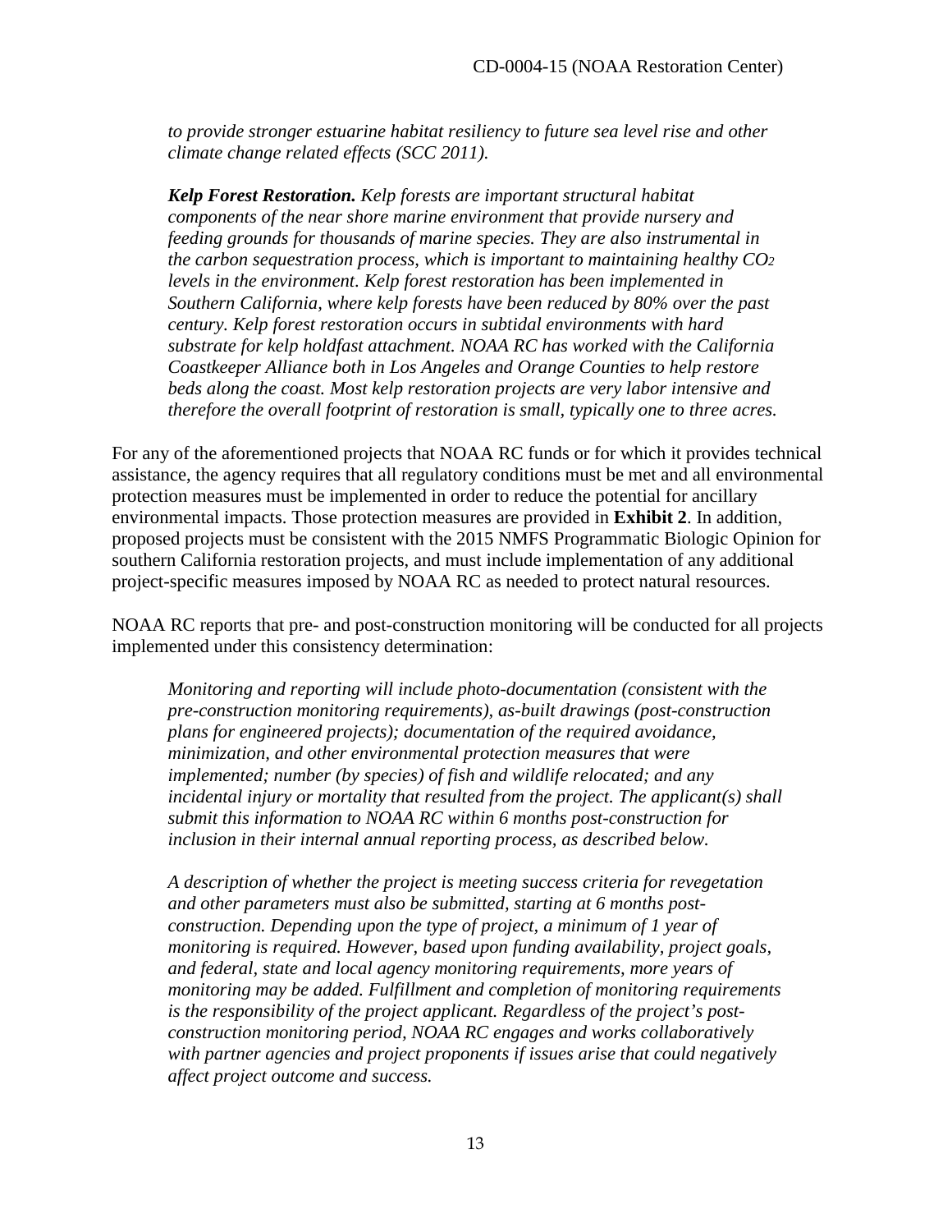*to provide stronger estuarine habitat resiliency to future sea level rise and other climate change related effects (SCC 2011).*

***Kelp Forest Restoration.*** *Kelp forests are important structural habitat components of the near shore marine environment that provide nursery and feeding grounds for thousands of marine species. They are also instrumental in the carbon sequestration process, which is important to maintaining healthy $CO_2$ levels in the environment. Kelp forest restoration has been implemented in Southern California, where kelp forests have been reduced by 80% over the past century. Kelp forest restoration occurs in subtidal environments with hard substrate for kelp holdfast attachment. NOAA RC has worked with the California Coastkeeper Alliance both in Los Angeles and Orange Counties to help restore beds along the coast. Most kelp restoration projects are very labor intensive and therefore the overall footprint of restoration is small, typically one to three acres.*

For any of the aforementioned projects that NOAA RC funds or for which it provides technical assistance, the agency requires that all regulatory conditions must be met and all environmental protection measures must be implemented in order to reduce the potential for ancillary environmental impacts. Those protection measures are provided in **Exhibit 2**. In addition, proposed projects must be consistent with the 2015 NMFS Programmatic Biologic Opinion for southern California restoration projects, and must include implementation of any additional project-specific measures imposed by NOAA RC as needed to protect natural resources.

NOAA RC reports that pre- and post-construction monitoring will be conducted for all projects implemented under this consistency determination:

*Monitoring and reporting will include photo-documentation (consistent with the pre-construction monitoring requirements), as-built drawings (post-construction plans for engineered projects); documentation of the required avoidance, minimization, and other environmental protection measures that were implemented; number (by species) of fish and wildlife relocated; and any incidental injury or mortality that resulted from the project. The applicant(s) shall submit this information to NOAA RC within 6 months post-construction for inclusion in their internal annual reporting process, as described below.*

*A description of whether the project is meeting success criteria for revegetation and other parameters must also be submitted, starting at 6 months post-construction. Depending upon the type of project, a minimum of 1 year of monitoring is required. However, based upon funding availability, project goals, and federal, state and local agency monitoring requirements, more years of monitoring may be added. Fulfillment and completion of monitoring requirements is the responsibility of the project applicant. Regardless of the project's post-construction monitoring period, NOAA RC engages and works collaboratively with partner agencies and project proponents if issues arise that could negatively affect project outcome and success.*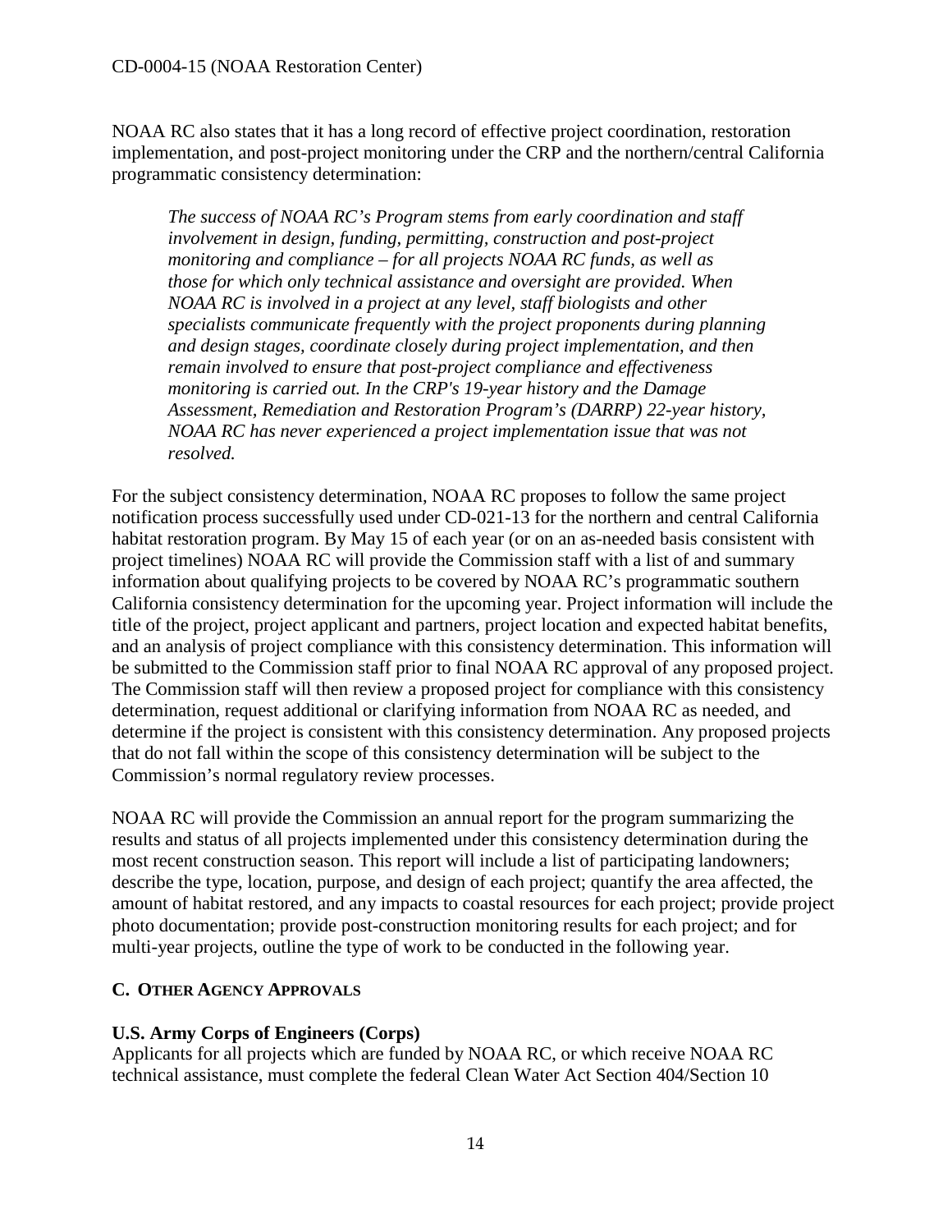NOAA RC also states that it has a long record of effective project coordination, restoration implementation, and post-project monitoring under the CRP and the northern/central California programmatic consistency determination:

> *The success of NOAA RC's Program stems from early coordination and staff involvement in design, funding, permitting, construction and post-project monitoring and compliance – for all projects NOAA RC funds, as well as those for which only technical assistance and oversight are provided. When NOAA RC is involved in a project at any level, staff biologists and other specialists communicate frequently with the project proponents during planning and design stages, coordinate closely during project implementation, and then remain involved to ensure that post-project compliance and effectiveness monitoring is carried out. In the CRP's 19-year history and the Damage Assessment, Remediation and Restoration Program's (DARRP) 22-year history, NOAA RC has never experienced a project implementation issue that was not resolved.*

For the subject consistency determination, NOAA RC proposes to follow the same project notification process successfully used under CD-021-13 for the northern and central California habitat restoration program. By May 15 of each year (or on an as-needed basis consistent with project timelines) NOAA RC will provide the Commission staff with a list of and summary information about qualifying projects to be covered by NOAA RC's programmatic southern California consistency determination for the upcoming year. Project information will include the title of the project, project applicant and partners, project location and expected habitat benefits, and an analysis of project compliance with this consistency determination. This information will be submitted to the Commission staff prior to final NOAA RC approval of any proposed project. The Commission staff will then review a proposed project for compliance with this consistency determination, request additional or clarifying information from NOAA RC as needed, and determine if the project is consistent with this consistency determination. Any proposed projects that do not fall within the scope of this consistency determination will be subject to the Commission's normal regulatory review processes.

NOAA RC will provide the Commission an annual report for the program summarizing the results and status of all projects implemented under this consistency determination during the most recent construction season. This report will include a list of participating landowners; describe the type, location, purpose, and design of each project; quantify the area affected, the amount of habitat restored, and any impacts to coastal resources for each project; provide project photo documentation; provide post-construction monitoring results for each project; and for multi-year projects, outline the type of work to be conducted in the following year.

## C. OTHER AGENCY APPROVALS

**U.S. Army Corps of Engineers (Corps)**

Applicants for all projects which are funded by NOAA RC, or which receive NOAA RC technical assistance, must complete the federal Clean Water Act Section 404/Section 10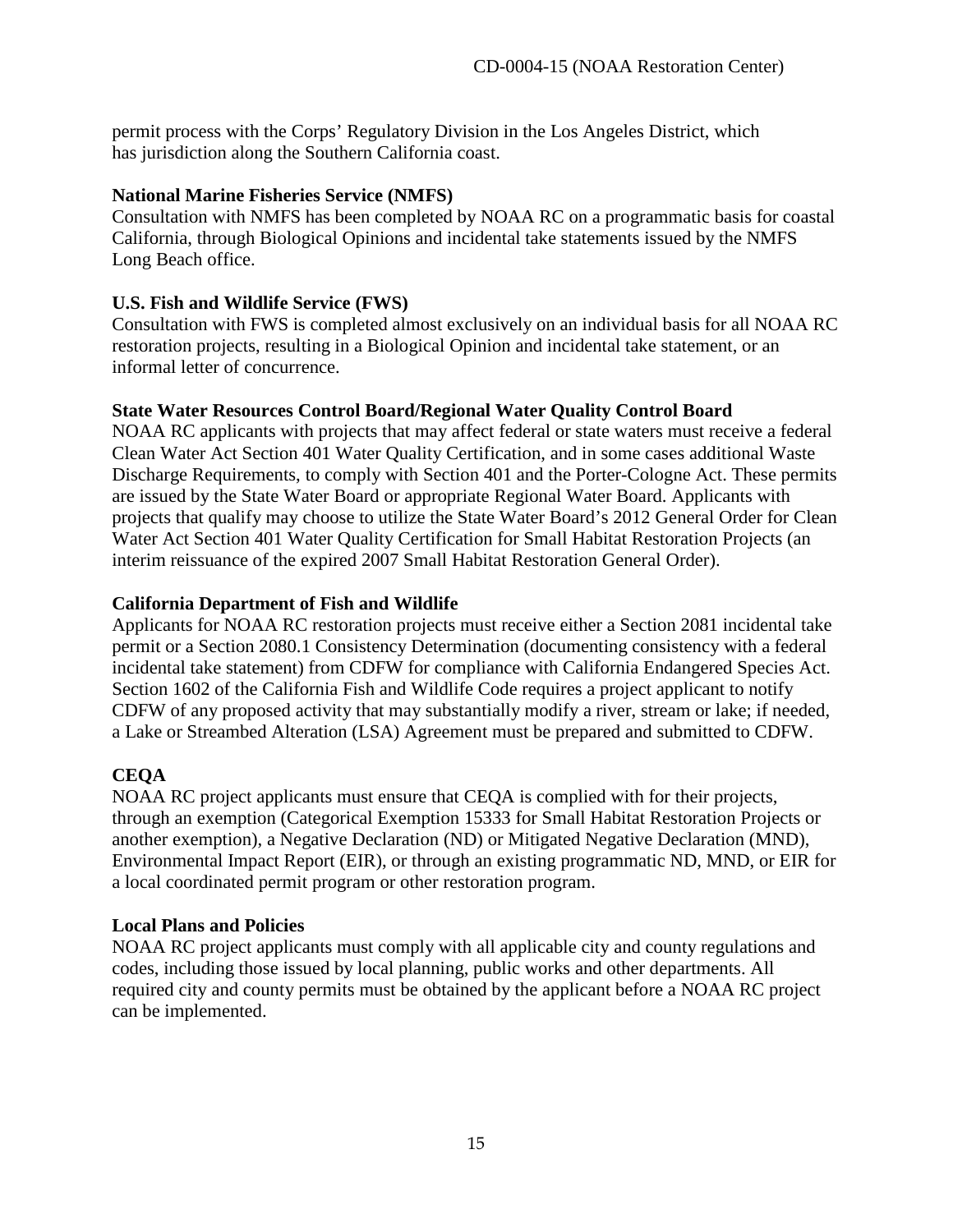permit process with the Corps' Regulatory Division in the Los Angeles District, which has jurisdiction along the Southern California coast.

**National Marine Fisheries Service (NMFS)**
Consultation with NMFS has been completed by NOAA RC on a programmatic basis for coastal California, through Biological Opinions and incidental take statements issued by the NMFS Long Beach office.

**U.S. Fish and Wildlife Service (FWS)**
Consultation with FWS is completed almost exclusively on an individual basis for all NOAA RC restoration projects, resulting in a Biological Opinion and incidental take statement, or an informal letter of concurrence.

**State Water Resources Control Board/Regional Water Quality Control Board**
NOAA RC applicants with projects that may affect federal or state waters must receive a federal Clean Water Act Section 401 Water Quality Certification, and in some cases additional Waste Discharge Requirements, to comply with Section 401 and the Porter-Cologne Act. These permits are issued by the State Water Board or appropriate Regional Water Board. Applicants with projects that qualify may choose to utilize the State Water Board's 2012 General Order for Clean Water Act Section 401 Water Quality Certification for Small Habitat Restoration Projects (an interim reissuance of the expired 2007 Small Habitat Restoration General Order).

**California Department of Fish and Wildlife**
Applicants for NOAA RC restoration projects must receive either a Section 2081 incidental take permit or a Section 2080.1 Consistency Determination (documenting consistency with a federal incidental take statement) from CDFW for compliance with California Endangered Species Act. Section 1602 of the California Fish and Wildlife Code requires a project applicant to notify CDFW of any proposed activity that may substantially modify a river, stream or lake; if needed, a Lake or Streambed Alteration (LSA) Agreement must be prepared and submitted to CDFW.

**CEQA**
NOAA RC project applicants must ensure that CEQA is complied with for their projects, through an exemption (Categorical Exemption 15333 for Small Habitat Restoration Projects or another exemption), a Negative Declaration (ND) or Mitigated Negative Declaration (MND), Environmental Impact Report (EIR), or through an existing programmatic ND, MND, or EIR for a local coordinated permit program or other restoration program.

**Local Plans and Policies**
NOAA RC project applicants must comply with all applicable city and county regulations and codes, including those issued by local planning, public works and other departments. All required city and county permits must be obtained by the applicant before a NOAA RC project can be implemented.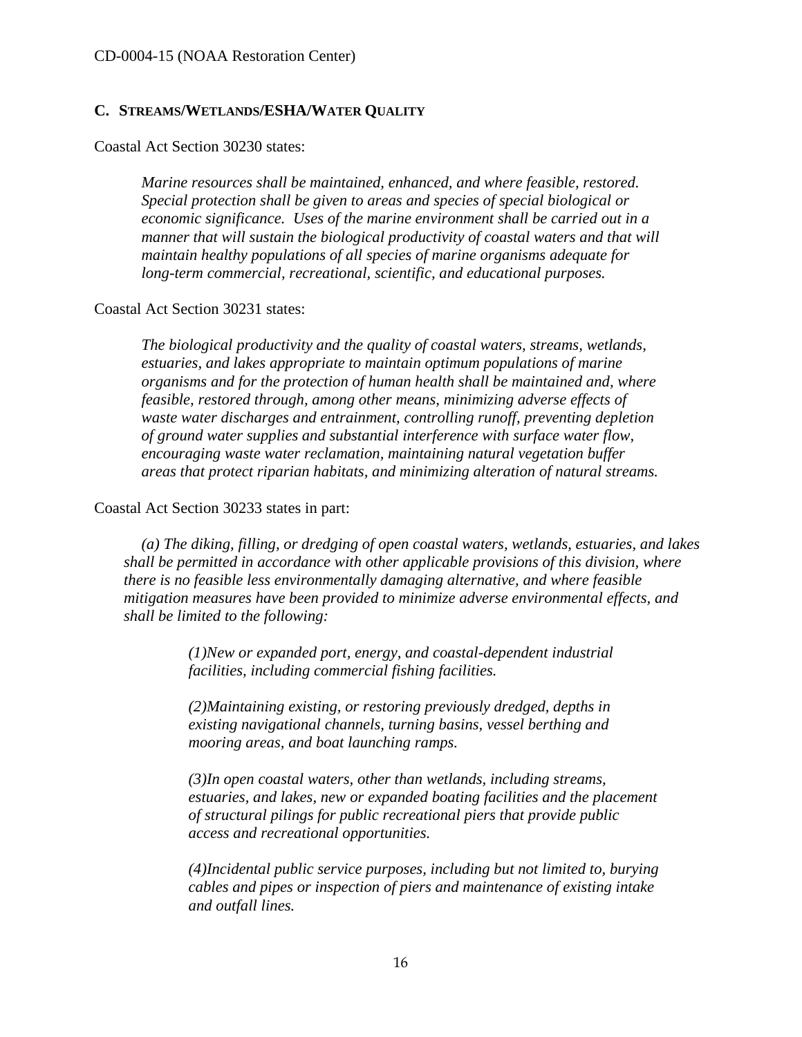## C. STREAMS/WETLANDS/ESHA/WATER QUALITY

Coastal Act Section 30230 states:

> *Marine resources shall be maintained, enhanced, and where feasible, restored. Special protection shall be given to areas and species of special biological or economic significance. Uses of the marine environment shall be carried out in a manner that will sustain the biological productivity of coastal waters and that will maintain healthy populations of all species of marine organisms adequate for long-term commercial, recreational, scientific, and educational purposes.*

Coastal Act Section 30231 states:

> *The biological productivity and the quality of coastal waters, streams, wetlands, estuaries, and lakes appropriate to maintain optimum populations of marine organisms and for the protection of human health shall be maintained and, where feasible, restored through, among other means, minimizing adverse effects of waste water discharges and entrainment, controlling runoff, preventing depletion of ground water supplies and substantial interference with surface water flow, encouraging waste water reclamation, maintaining natural vegetation buffer areas that protect riparian habitats, and minimizing alteration of natural streams.*

Coastal Act Section 30233 states in part:

> *(a) The diking, filling, or dredging of open coastal waters, wetlands, estuaries, and lakes shall be permitted in accordance with other applicable provisions of this division, where there is no feasible less environmentally damaging alternative, and where feasible mitigation measures have been provided to minimize adverse environmental effects, and shall be limited to the following:*
>
> > *(1)New or expanded port, energy, and coastal-dependent industrial facilities, including commercial fishing facilities.*
> >
> > *(2)Maintaining existing, or restoring previously dredged, depths in existing navigational channels, turning basins, vessel berthing and mooring areas, and boat launching ramps.*
> >
> > *(3)In open coastal waters, other than wetlands, including streams, estuaries, and lakes, new or expanded boating facilities and the placement of structural pilings for public recreational piers that provide public access and recreational opportunities.*
> >
> > *(4)Incidental public service purposes, including but not limited to, burying cables and pipes or inspection of piers and maintenance of existing intake and outfall lines.*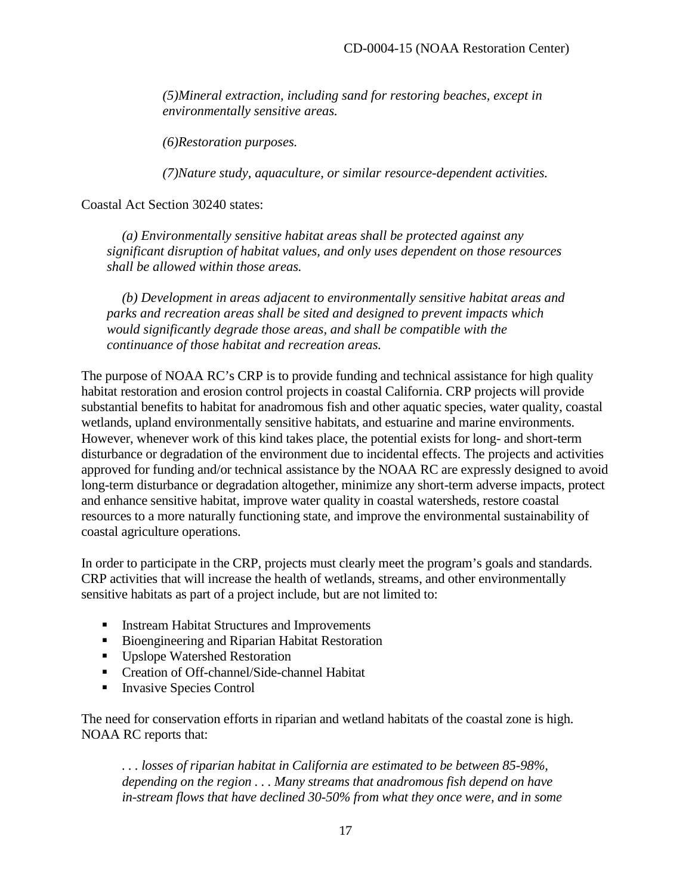*(5)Mineral extraction, including sand for restoring beaches, except in environmentally sensitive areas.*

*(6)Restoration purposes.*

*(7)Nature study, aquaculture, or similar resource-dependent activities.*

Coastal Act Section 30240 states:

> *(a) Environmentally sensitive habitat areas shall be protected against any significant disruption of habitat values, and only uses dependent on those resources shall be allowed within those areas.*
>
> *(b) Development in areas adjacent to environmentally sensitive habitat areas and parks and recreation areas shall be sited and designed to prevent impacts which would significantly degrade those areas, and shall be compatible with the continuance of those habitat and recreation areas.*

The purpose of NOAA RC's CRP is to provide funding and technical assistance for high quality habitat restoration and erosion control projects in coastal California. CRP projects will provide substantial benefits to habitat for anadromous fish and other aquatic species, water quality, coastal wetlands, upland environmentally sensitive habitats, and estuarine and marine environments. However, whenever work of this kind takes place, the potential exists for long- and short-term disturbance or degradation of the environment due to incidental effects. The projects and activities approved for funding and/or technical assistance by the NOAA RC are expressly designed to avoid long-term disturbance or degradation altogether, minimize any short-term adverse impacts, protect and enhance sensitive habitat, improve water quality in coastal watersheds, restore coastal resources to a more naturally functioning state, and improve the environmental sustainability of coastal agriculture operations.

In order to participate in the CRP, projects must clearly meet the program's goals and standards. CRP activities that will increase the health of wetlands, streams, and other environmentally sensitive habitats as part of a project include, but are not limited to:

- Instream Habitat Structures and Improvements
- Bioengineering and Riparian Habitat Restoration
- Upslope Watershed Restoration
- Creation of Off-channel/Side-channel Habitat
- Invasive Species Control

The need for conservation efforts in riparian and wetland habitats of the coastal zone is high. NOAA RC reports that:

> *. . . losses of riparian habitat in California are estimated to be between 85-98%, depending on the region . . . Many streams that anadromous fish depend on have in-stream flows that have declined 30-50% from what they once were, and in some*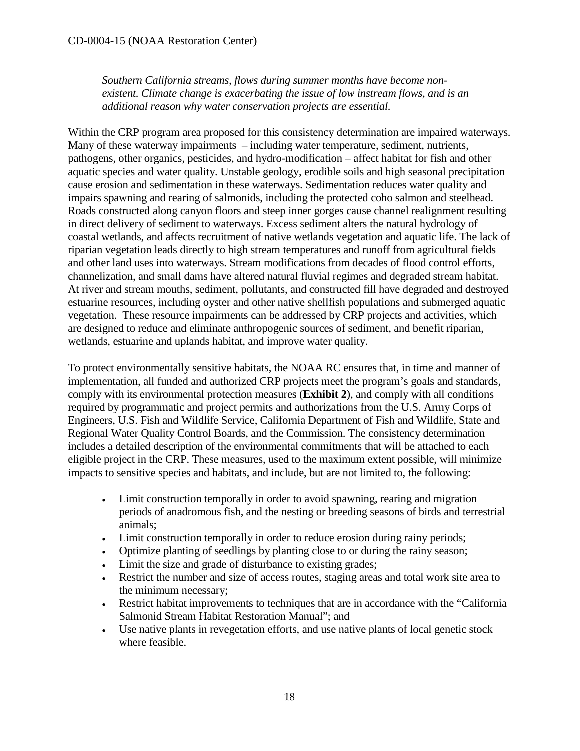*Southern California streams, flows during summer months have become non-existent. Climate change is exacerbating the issue of low instream flows, and is an additional reason why water conservation projects are essential.*

Within the CRP program area proposed for this consistency determination are impaired waterways. Many of these waterway impairments – including water temperature, sediment, nutrients, pathogens, other organics, pesticides, and hydro-modification – affect habitat for fish and other aquatic species and water quality. Unstable geology, erodible soils and high seasonal precipitation cause erosion and sedimentation in these waterways. Sedimentation reduces water quality and impairs spawning and rearing of salmonids, including the protected coho salmon and steelhead. Roads constructed along canyon floors and steep inner gorges cause channel realignment resulting in direct delivery of sediment to waterways. Excess sediment alters the natural hydrology of coastal wetlands, and affects recruitment of native wetlands vegetation and aquatic life. The lack of riparian vegetation leads directly to high stream temperatures and runoff from agricultural fields and other land uses into waterways. Stream modifications from decades of flood control efforts, channelization, and small dams have altered natural fluvial regimes and degraded stream habitat. At river and stream mouths, sediment, pollutants, and constructed fill have degraded and destroyed estuarine resources, including oyster and other native shellfish populations and submerged aquatic vegetation. These resource impairments can be addressed by CRP projects and activities, which are designed to reduce and eliminate anthropogenic sources of sediment, and benefit riparian, wetlands, estuarine and uplands habitat, and improve water quality.

To protect environmentally sensitive habitats, the NOAA RC ensures that, in time and manner of implementation, all funded and authorized CRP projects meet the program's goals and standards, comply with its environmental protection measures (**Exhibit 2**), and comply with all conditions required by programmatic and project permits and authorizations from the U.S. Army Corps of Engineers, U.S. Fish and Wildlife Service, California Department of Fish and Wildlife, State and Regional Water Quality Control Boards, and the Commission. The consistency determination includes a detailed description of the environmental commitments that will be attached to each eligible project in the CRP. These measures, used to the maximum extent possible, will minimize impacts to sensitive species and habitats, and include, but are not limited to, the following:

- Limit construction temporally in order to avoid spawning, rearing and migration periods of anadromous fish, and the nesting or breeding seasons of birds and terrestrial animals;
- Limit construction temporally in order to reduce erosion during rainy periods;
- Optimize planting of seedlings by planting close to or during the rainy season;
- Limit the size and grade of disturbance to existing grades;
- Restrict the number and size of access routes, staging areas and total work site area to the minimum necessary;
- Restrict habitat improvements to techniques that are in accordance with the "California Salmonid Stream Habitat Restoration Manual"; and
- Use native plants in revegetation efforts, and use native plants of local genetic stock where feasible.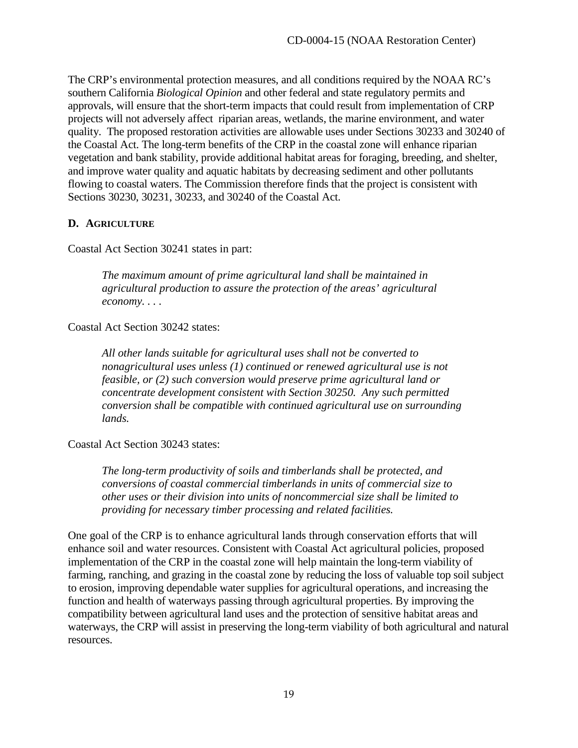The CRP's environmental protection measures, and all conditions required by the NOAA RC's southern California *Biological Opinion* and other federal and state regulatory permits and approvals, will ensure that the short-term impacts that could result from implementation of CRP projects will not adversely affect riparian areas, wetlands, the marine environment, and water quality. The proposed restoration activities are allowable uses under Sections 30233 and 30240 of the Coastal Act. The long-term benefits of the CRP in the coastal zone will enhance riparian vegetation and bank stability, provide additional habitat areas for foraging, breeding, and shelter, and improve water quality and aquatic habitats by decreasing sediment and other pollutants flowing to coastal waters. The Commission therefore finds that the project is consistent with Sections 30230, 30231, 30233, and 30240 of the Coastal Act.

### D. AGRICULTURE

Coastal Act Section 30241 states in part:

> *The maximum amount of prime agricultural land shall be maintained in agricultural production to assure the protection of the areas' agricultural economy. . . .*

Coastal Act Section 30242 states:

> *All other lands suitable for agricultural uses shall not be converted to nonagricultural uses unless (1) continued or renewed agricultural use is not feasible, or (2) such conversion would preserve prime agricultural land or concentrate development consistent with Section 30250. Any such permitted conversion shall be compatible with continued agricultural use on surrounding lands.*

Coastal Act Section 30243 states:

> *The long-term productivity of soils and timberlands shall be protected, and conversions of coastal commercial timberlands in units of commercial size to other uses or their division into units of noncommercial size shall be limited to providing for necessary timber processing and related facilities.*

One goal of the CRP is to enhance agricultural lands through conservation efforts that will enhance soil and water resources. Consistent with Coastal Act agricultural policies, proposed implementation of the CRP in the coastal zone will help maintain the long-term viability of farming, ranching, and grazing in the coastal zone by reducing the loss of valuable top soil subject to erosion, improving dependable water supplies for agricultural operations, and increasing the function and health of waterways passing through agricultural properties. By improving the compatibility between agricultural land uses and the protection of sensitive habitat areas and waterways, the CRP will assist in preserving the long-term viability of both agricultural and natural resources.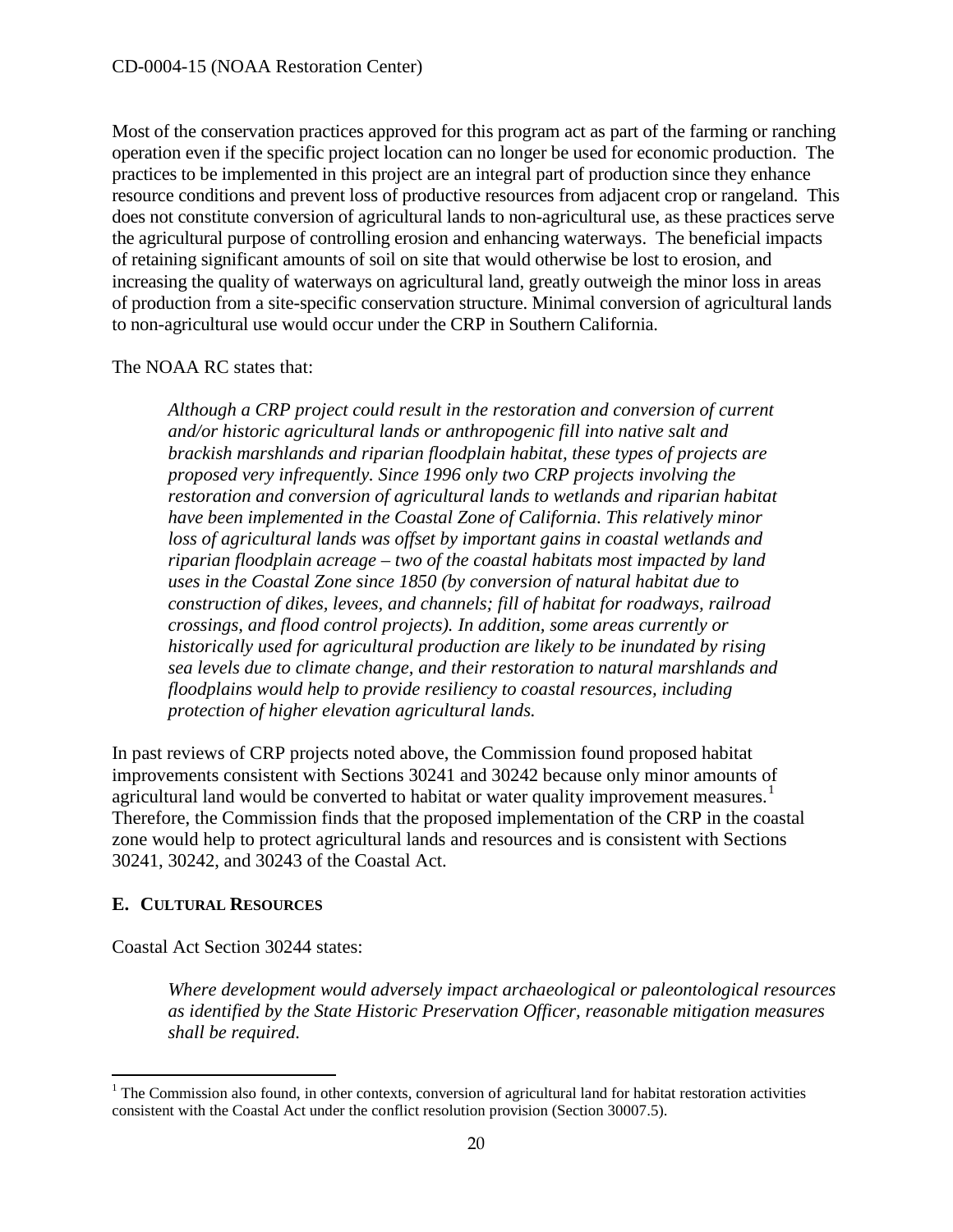Most of the conservation practices approved for this program act as part of the farming or ranching operation even if the specific project location can no longer be used for economic production. The practices to be implemented in this project are an integral part of production since they enhance resource conditions and prevent loss of productive resources from adjacent crop or rangeland. This does not constitute conversion of agricultural lands to non-agricultural use, as these practices serve the agricultural purpose of controlling erosion and enhancing waterways. The beneficial impacts of retaining significant amounts of soil on site that would otherwise be lost to erosion, and increasing the quality of waterways on agricultural land, greatly outweigh the minor loss in areas of production from a site-specific conservation structure. Minimal conversion of agricultural lands to non-agricultural use would occur under the CRP in Southern California.

The NOAA RC states that:

> *Although a CRP project could result in the restoration and conversion of current and/or historic agricultural lands or anthropogenic fill into native salt and brackish marshlands and riparian floodplain habitat, these types of projects are proposed very infrequently. Since 1996 only two CRP projects involving the restoration and conversion of agricultural lands to wetlands and riparian habitat have been implemented in the Coastal Zone of California. This relatively minor loss of agricultural lands was offset by important gains in coastal wetlands and riparian floodplain acreage – two of the coastal habitats most impacted by land uses in the Coastal Zone since 1850 (by conversion of natural habitat due to construction of dikes, levees, and channels; fill of habitat for roadways, railroad crossings, and flood control projects). In addition, some areas currently or historically used for agricultural production are likely to be inundated by rising sea levels due to climate change, and their restoration to natural marshlands and floodplains would help to provide resiliency to coastal resources, including protection of higher elevation agricultural lands.*

In past reviews of CRP projects noted above, the Commission found proposed habitat improvements consistent with Sections 30241 and 30242 because only minor amounts of agricultural land would be converted to habitat or water quality improvement measures.[1] Therefore, the Commission finds that the proposed implementation of the CRP in the coastal zone would help to protect agricultural lands and resources and is consistent with Sections 30241, 30242, and 30243 of the Coastal Act.

### E. Cultural Resources

Coastal Act Section 30244 states:

> *Where development would adversely impact archaeological or paleontological resources as identified by the State Historic Preservation Officer, reasonable mitigation measures shall be required.*

[1] The Commission also found, in other contexts, conversion of agricultural land for habitat restoration activities consistent with the Coastal Act under the conflict resolution provision (Section 30007.5).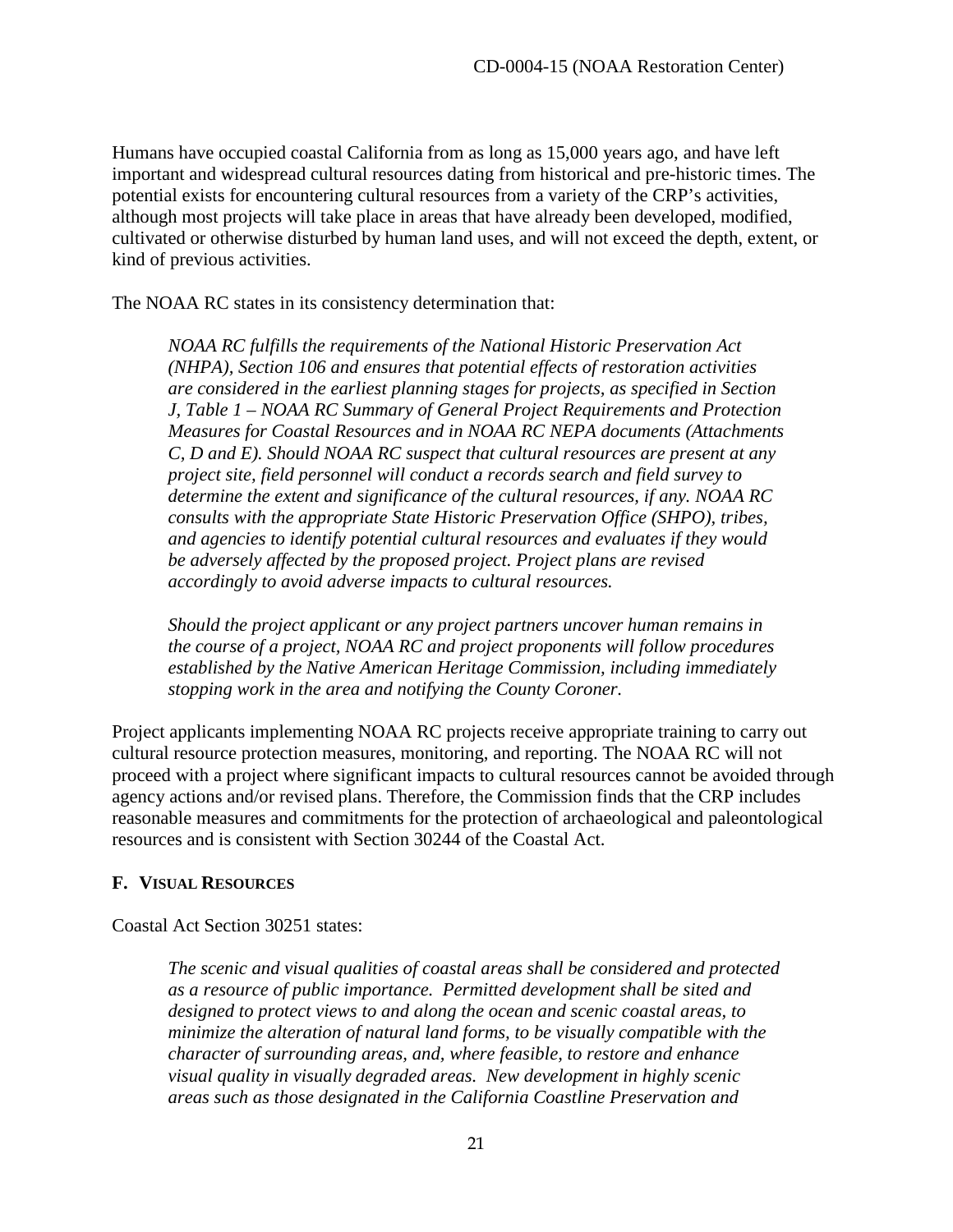Humans have occupied coastal California from as long as 15,000 years ago, and have left important and widespread cultural resources dating from historical and pre-historic times. The potential exists for encountering cultural resources from a variety of the CRP's activities, although most projects will take place in areas that have already been developed, modified, cultivated or otherwise disturbed by human land uses, and will not exceed the depth, extent, or kind of previous activities.

The NOAA RC states in its consistency determination that:

> *NOAA RC fulfills the requirements of the National Historic Preservation Act (NHPA), Section 106 and ensures that potential effects of restoration activities are considered in the earliest planning stages for projects, as specified in Section J, Table 1 – NOAA RC Summary of General Project Requirements and Protection Measures for Coastal Resources and in NOAA RC NEPA documents (Attachments C, D and E). Should NOAA RC suspect that cultural resources are present at any project site, field personnel will conduct a records search and field survey to determine the extent and significance of the cultural resources, if any. NOAA RC consults with the appropriate State Historic Preservation Office (SHPO), tribes, and agencies to identify potential cultural resources and evaluates if they would be adversely affected by the proposed project. Project plans are revised accordingly to avoid adverse impacts to cultural resources.*
>
> *Should the project applicant or any project partners uncover human remains in the course of a project, NOAA RC and project proponents will follow procedures established by the Native American Heritage Commission, including immediately stopping work in the area and notifying the County Coroner.*

Project applicants implementing NOAA RC projects receive appropriate training to carry out cultural resource protection measures, monitoring, and reporting. The NOAA RC will not proceed with a project where significant impacts to cultural resources cannot be avoided through agency actions and/or revised plans. Therefore, the Commission finds that the CRP includes reasonable measures and commitments for the protection of archaeological and paleontological resources and is consistent with Section 30244 of the Coastal Act.

## F. Visual Resources

Coastal Act Section 30251 states:

> *The scenic and visual qualities of coastal areas shall be considered and protected as a resource of public importance. Permitted development shall be sited and designed to protect views to and along the ocean and scenic coastal areas, to minimize the alteration of natural land forms, to be visually compatible with the character of surrounding areas, and, where feasible, to restore and enhance visual quality in visually degraded areas. New development in highly scenic areas such as those designated in the California Coastline Preservation and*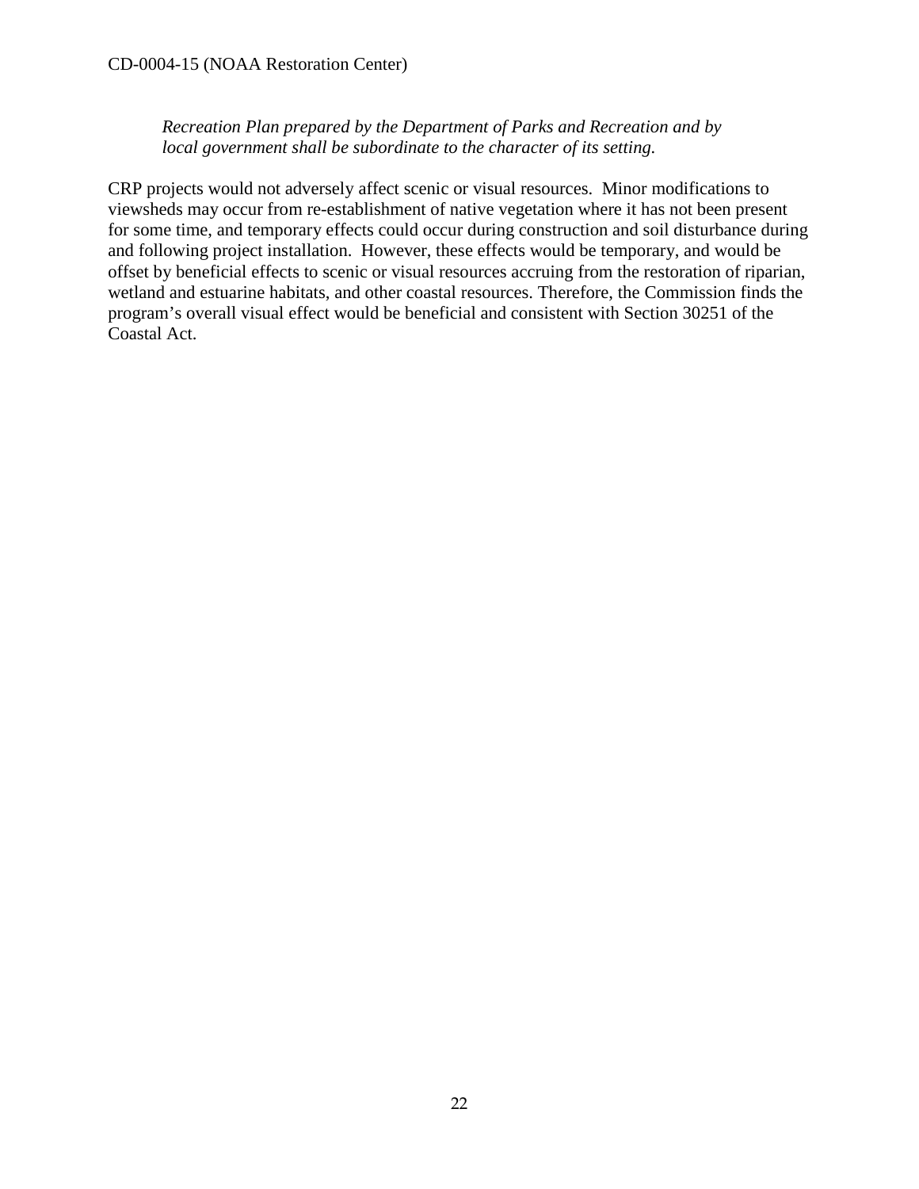*Recreation Plan prepared by the Department of Parks and Recreation and by local government shall be subordinate to the character of its setting.*

CRP projects would not adversely affect scenic or visual resources. Minor modifications to viewsheds may occur from re-establishment of native vegetation where it has not been present for some time, and temporary effects could occur during construction and soil disturbance during and following project installation. However, these effects would be temporary, and would be offset by beneficial effects to scenic or visual resources accruing from the restoration of riparian, wetland and estuarine habitats, and other coastal resources. Therefore, the Commission finds the program's overall visual effect would be beneficial and consistent with Section 30251 of the Coastal Act.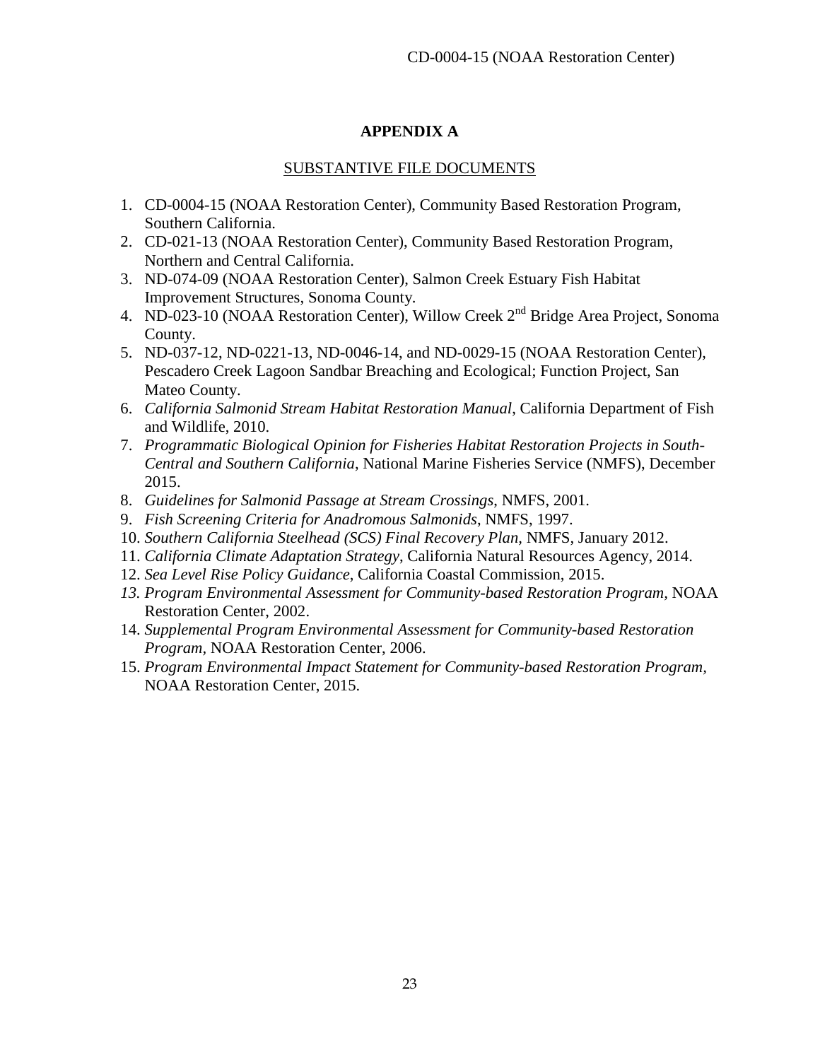## APPENDIX A

SUBSTANTIVE FILE DOCUMENTS

1. CD-0004-15 (NOAA Restoration Center), Community Based Restoration Program, Southern California.
2. CD-021-13 (NOAA Restoration Center), Community Based Restoration Program, Northern and Central California.
3. ND-074-09 (NOAA Restoration Center), Salmon Creek Estuary Fish Habitat Improvement Structures, Sonoma County.
4. ND-023-10 (NOAA Restoration Center), Willow Creek 2nd Bridge Area Project, Sonoma County.
5. ND-037-12, ND-0221-13, ND-0046-14, and ND-0029-15 (NOAA Restoration Center), Pescadero Creek Lagoon Sandbar Breaching and Ecological; Function Project, San Mateo County.
6. *California Salmonid Stream Habitat Restoration Manual*, California Department of Fish and Wildlife, 2010.
7. *Programmatic Biological Opinion for Fisheries Habitat Restoration Projects in South-Central and Southern California*, National Marine Fisheries Service (NMFS), December 2015.
8. *Guidelines for Salmonid Passage at Stream Crossings*, NMFS, 2001.
9. *Fish Screening Criteria for Anadromous Salmonids*, NMFS, 1997.
10. *Southern California Steelhead (SCS) Final Recovery Plan*, NMFS, January 2012.
11. *California Climate Adaptation Strategy*, California Natural Resources Agency, 2014.
12. *Sea Level Rise Policy Guidance*, California Coastal Commission, 2015.
13. *Program Environmental Assessment for Community-based Restoration Program*, NOAA Restoration Center, 2002.
14. *Supplemental Program Environmental Assessment for Community-based Restoration Program*, NOAA Restoration Center, 2006.
15. *Program Environmental Impact Statement for Community-based Restoration Program*, NOAA Restoration Center, 2015.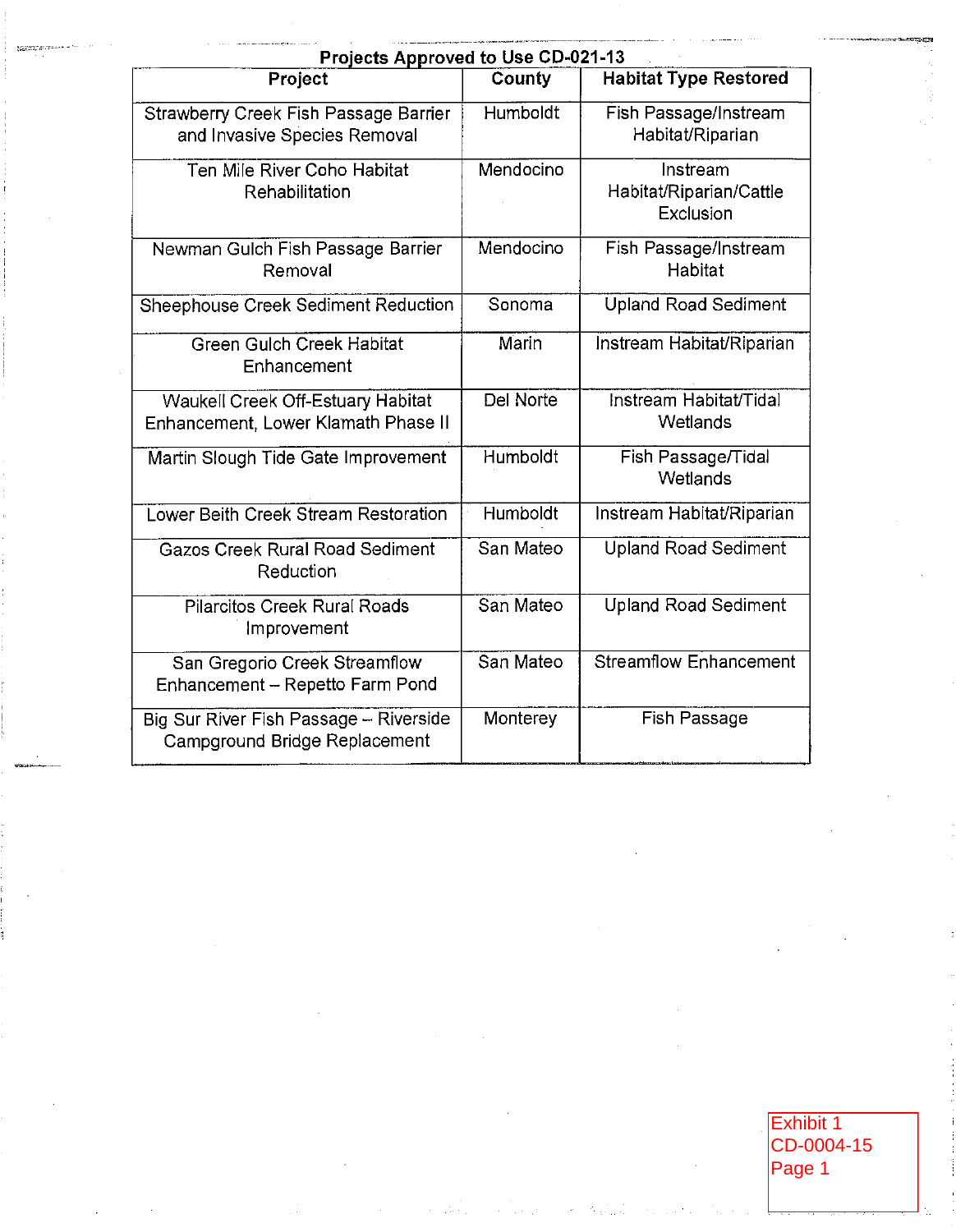**Projects Approved to Use CD-021-13**

| Project | County | Habitat Type Restored |
|---|---|---|
| Strawberry Creek Fish Passage Barrier and Invasive Species Removal | Humboldt | Fish Passage/Instream Habitat/Riparian |
| Ten Mile River Coho Habitat Rehabilitation | Mendocino | Instream Habitat/Riparian/Cattle Exclusion |
| Newman Gulch Fish Passage Barrier Removal | Mendocino | Fish Passage/Instream Habitat |
| Sheephouse Creek Sediment Reduction | Sonoma | Upland Road Sediment |
| Green Gulch Creek Habitat Enhancement | Marin | Instream Habitat/Riparian |
| Waukell Creek Off-Estuary Habitat Enhancement, Lower Klamath Phase II | Del Norte | Instream Habitat/Tidal Wetlands |
| Martin Slough Tide Gate Improvement | Humboldt | Fish Passage/Tidal Wetlands |
| Lower Beith Creek Stream Restoration | Humboldt | Instream Habitat/Riparian |
| Gazos Creek Rural Road Sediment Reduction | San Mateo | Upland Road Sediment |
| Pilarcitos Creek Rural Roads Improvement | San Mateo | Upland Road Sediment |
| San Gregorio Creek Streamflow Enhancement – Repetto Farm Pond | San Mateo | Streamflow Enhancement |
| Big Sur River Fish Passage – Riverside Campground Bridge Replacement | Monterey | Fish Passage |

Exhibit 1
CD-0004-15
Page 1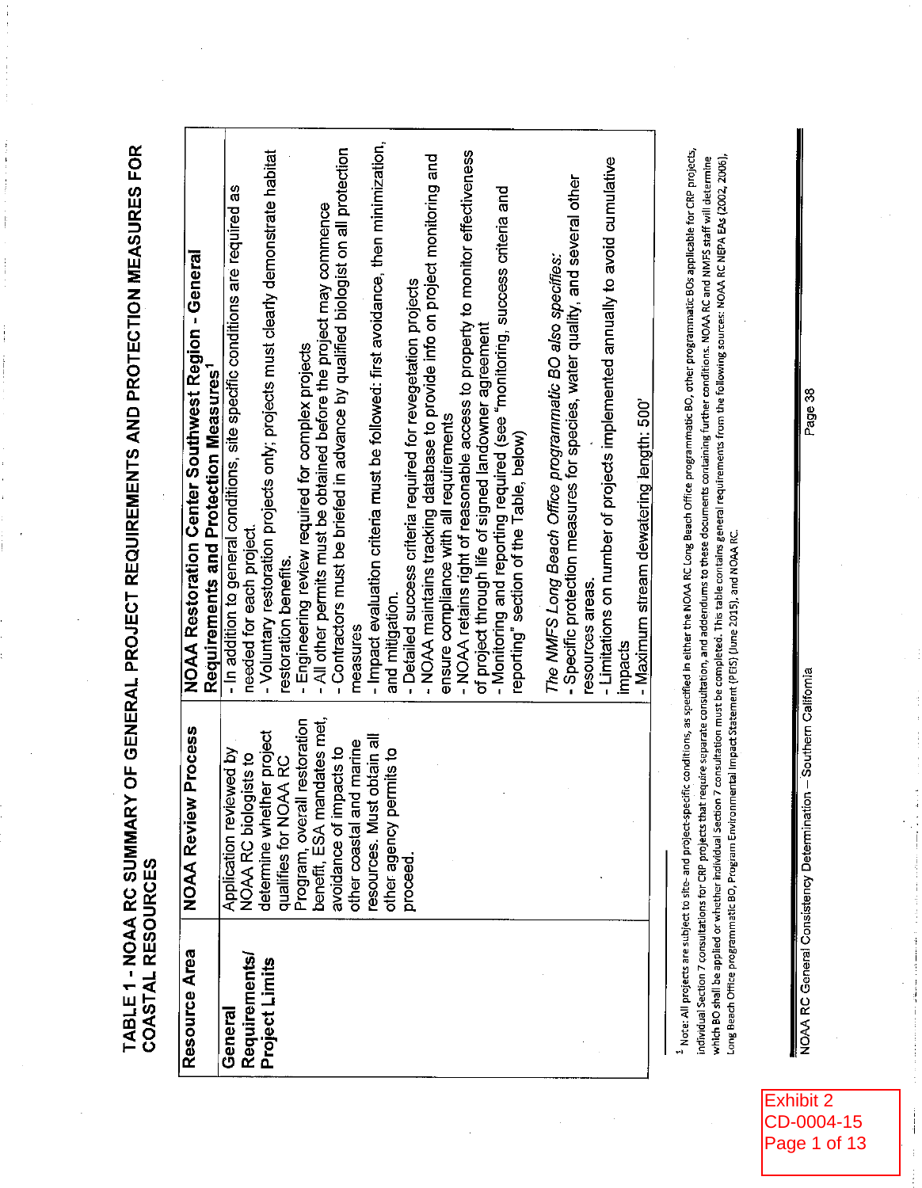# TABLE 1 - NOAA RC SUMMARY OF GENERAL PROJECT REQUIREMENTS AND PROTECTION MEASURES FOR COASTAL RESOURCES

| Resource Area | NOAA Review Process | NOAA Restoration Center Southwest Region - General Requirements and Protection Measures[1] |
|---|---|---|
| **General Requirements/ Project Limits** | Application reviewed by NOAA RC biologists to determine whether project qualifies for NOAA RC Program, overall restoration benefit, ESA mandates met, avoidance of impacts to other coastal and marine resources. Must obtain all other agency permits to proceed. | - In addition to general conditions, site specific conditions are required as needed for each project.<br>- Voluntary restoration projects only; projects must clearly demonstrate habitat restoration benefits.<br>- Engineering review required for complex projects<br>- All other permits must be obtained before the project may commence<br>- Contractors must be briefed in advance by qualified biologist on all protection measures<br>- Impact evaluation criteria must be followed: first avoidance, then minimization, and mitigation.<br>- Detailed success criteria required for revegetation projects<br>- NOAA maintains tracking database to provide info on project monitoring and ensure compliance with all requirements<br>- NOAA retains right of reasonable access to property to monitor effectiveness of project through life of signed landowner agreement<br>- Monitoring and reporting required (see "monitoring, success criteria and reporting" section of the Table, below)<br><br>*The NMFS Long Beach Office programmatic BO also specifies:*<br>- Specific protection measures for species, water quality, and several other resources areas.<br>- Limitations on number of projects implemented annually to avoid cumulative impacts<br>- Maximum stream dewatering length: 500' |

[1] Note: All projects are subject to site- and project-specific conditions, as specified in either the NOAA RC Long Beach Office programmatic BO, other programmatic BOs applicable for CRP projects, individual Section 7 consultations for CRP projects that require separate consultation, and addendums to these documents containing further conditions. NOAA RC and NMFS staff will determine which BO shall be applied or whether individual Section 7 consultation must be completed. This table contains general requirements from the following sources: NOAA RC NEPA EAs (2002, 2006), Long Beach Office programmatic BO, Program Environmental Impact Statement (PEIS) (June 2015), and NOAA RC.

Exhibit 2
CD-0004-15
Page 1 of 13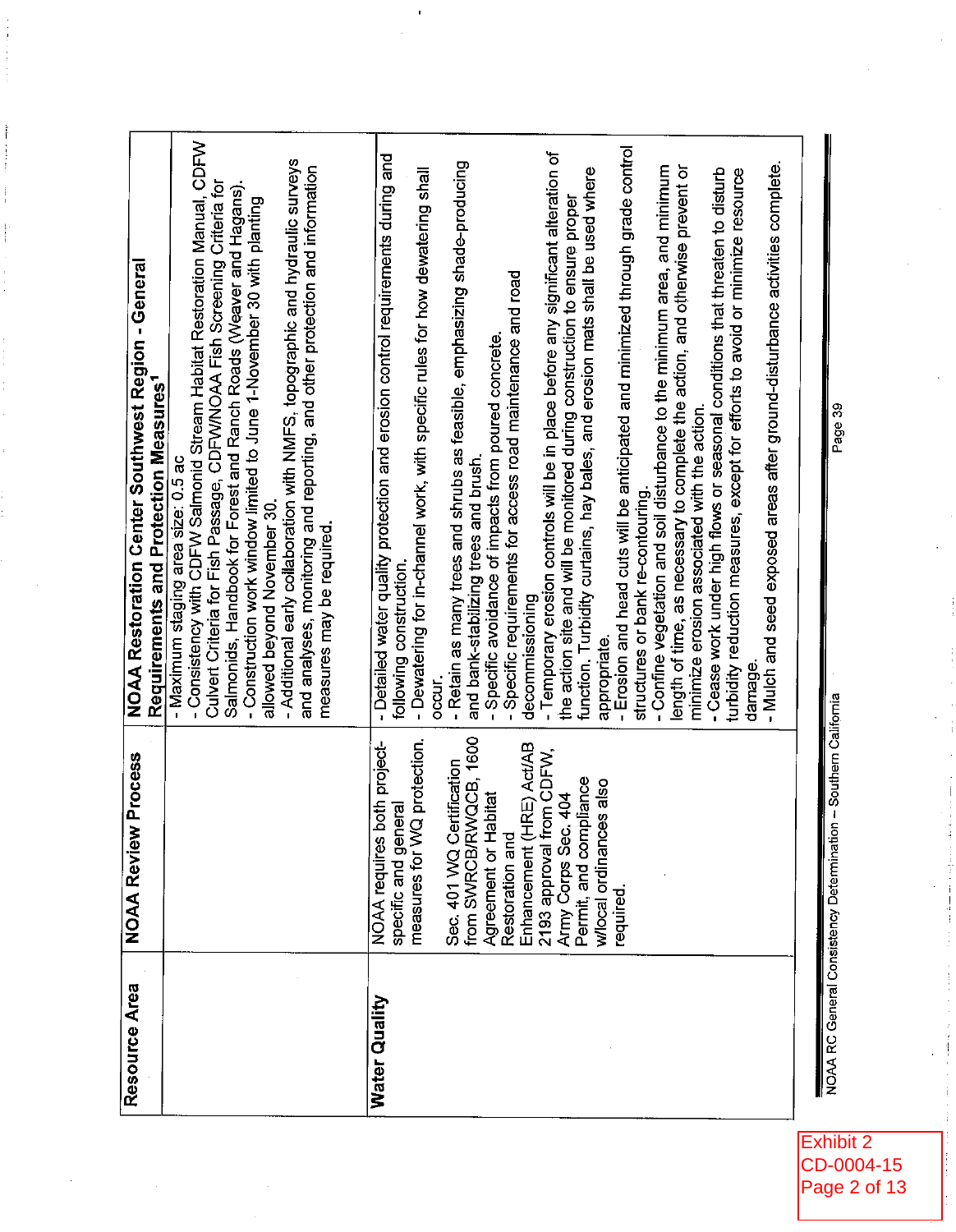| Resource Area | NOAA Review Process | NOAA Restoration Center Southwest Region - General Requirements and Protection Measures[1] |
|---|---|---|
| | | - Maximum staging area size: 0.5 ac<br>- Consistency with CDFW Salmonid Stream Habitat Restoration Manual, CDFW Culvert Criteria for Fish Passage, CDFW/NOAA Fish Screening Criteria for Salmonids, Handbook for Forest and Ranch Roads (Weaver and Hagans).<br>- Construction work window limited to June 1-November 30 with planting allowed beyond November 30.<br>- Additional early collaboration with NMFS, topographic and hydraulic surveys and analyses, monitoring and reporting, and other protection and information measures may be required. |
| **Water Quality** | NOAA requires both project-specific and general measures for WQ protection.<br><br>Sec. 401 WQ Certification from SWRCB/RWQCB, 1600 Agreement or Habitat Restoration and Enhancement (HRE) Act/AB 2193 approval from CDFW, Army Corps Sec. 404 Permit, and compliance w/local ordinances also required. | - Detailed water quality protection and erosion control requirements during and following construction.<br>- Dewatering for in-channel work, with specific rules for how dewatering shall occur.<br>- Retain as many trees and shrubs as feasible, emphasizing shade-producing and bank-stabilizing trees and brush.<br>- Specific avoidance of impacts from poured concrete.<br>- Specific requirements for access road maintenance and road decommissioning<br>- Temporary erosion controls will be in place before any significant alteration of the action site and will be monitored during construction to ensure proper function. Turbidity curtains, hay bales, and erosion mats shall be used where appropriate.<br>- Erosion and head cuts will be anticipated and minimized through grade control structures or bank re-contouring.<br>- Confine vegetation and soil disturbance to the minimum area, and minimum length of time, as necessary to complete the action, and otherwise prevent or minimize erosion associated with the action.<br>- Cease work under high flows or seasonal conditions that threaten to disturb turbidity reduction measures, except for efforts to avoid or minimize resource damage.<br>- Mulch and seed exposed areas after ground-disturbance activities complete. |

NOAA RC General Consistency Determination – Southern California

Exhibit 2
CD-0004-15
Page 2 of 13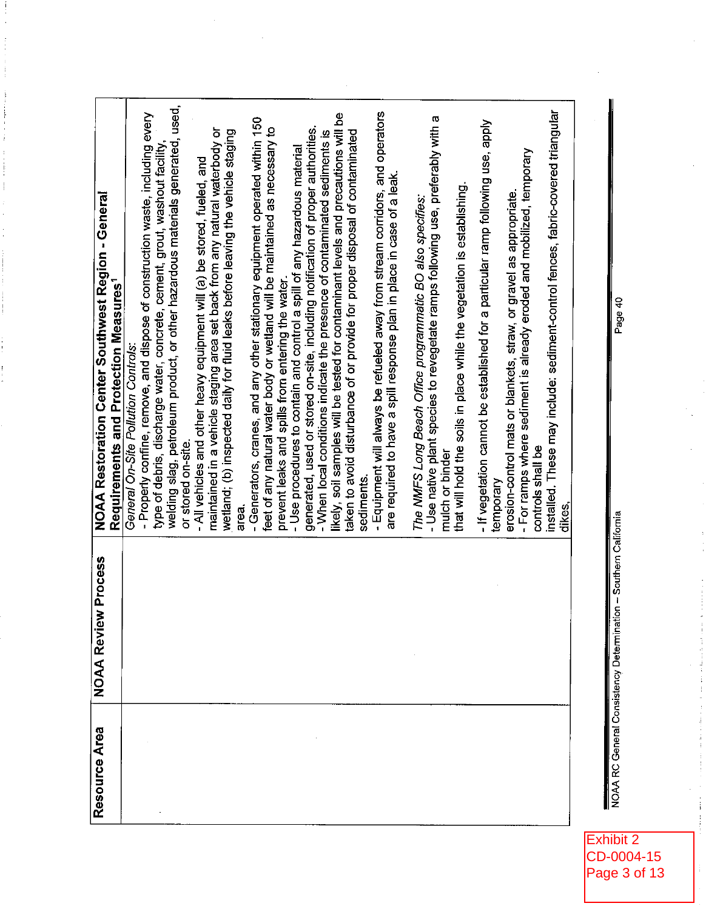| Resource Area | NOAA Review Process | NOAA Restoration Center Southwest Region - General Requirements and Protection Measures[1] |
|---|---|---|
| | | *General On-Site Pollution Controls:*<br>- Properly confine, remove, and dispose of construction waste, including every type of debris, discharge water, concrete, cement, grout, washout facility, welding slag, petroleum product, or other hazardous materials generated, used, or stored on-site.<br>- All vehicles and other heavy equipment will (a) be stored, fueled, and maintained in a vehicle staging area set back from any natural waterbody or wetland; (b) inspected daily for fluid leaks before leaving the vehicle staging area.<br>- Generators, cranes, and any other stationary equipment operated within 150 feet of any natural water body or wetland will be maintained as necessary to prevent leaks and spills from entering the water.<br>- Use procedures to contain and control a spill of any hazardous material generated, used or stored on-site, including notification of proper authorities.<br>- When local conditions indicate the presence of contaminated sediments is likely, soil samples will be tested for contaminant levels and precautions will be taken to avoid disturbance of or provide for proper disposal of contaminated sediments.<br>- Equipment will always be refueled away from stream corridors, and operators are required to have a spill response plan in place in case of a leak.<br><br>*The NMFS Long Beach Office programmatic BO also specifies:*<br>- Use native plant species to revegetate ramps following use, preferably with a mulch or binder that will hold the soils in place while the vegetation is establishing.<br><br>- If vegetation cannot be established for a particular ramp following use, apply temporary erosion-control mats or blankets, straw, or gravel as appropriate.<br>- For ramps where sediment is already eroded and mobilized, temporary controls shall be installed. These may include: sediment-control fences, fabric-covered triangular dikes, |

NOAA RC General Consistency Determination – Southern California

Exhibit 2
CD-0004-15
Page 3 of 13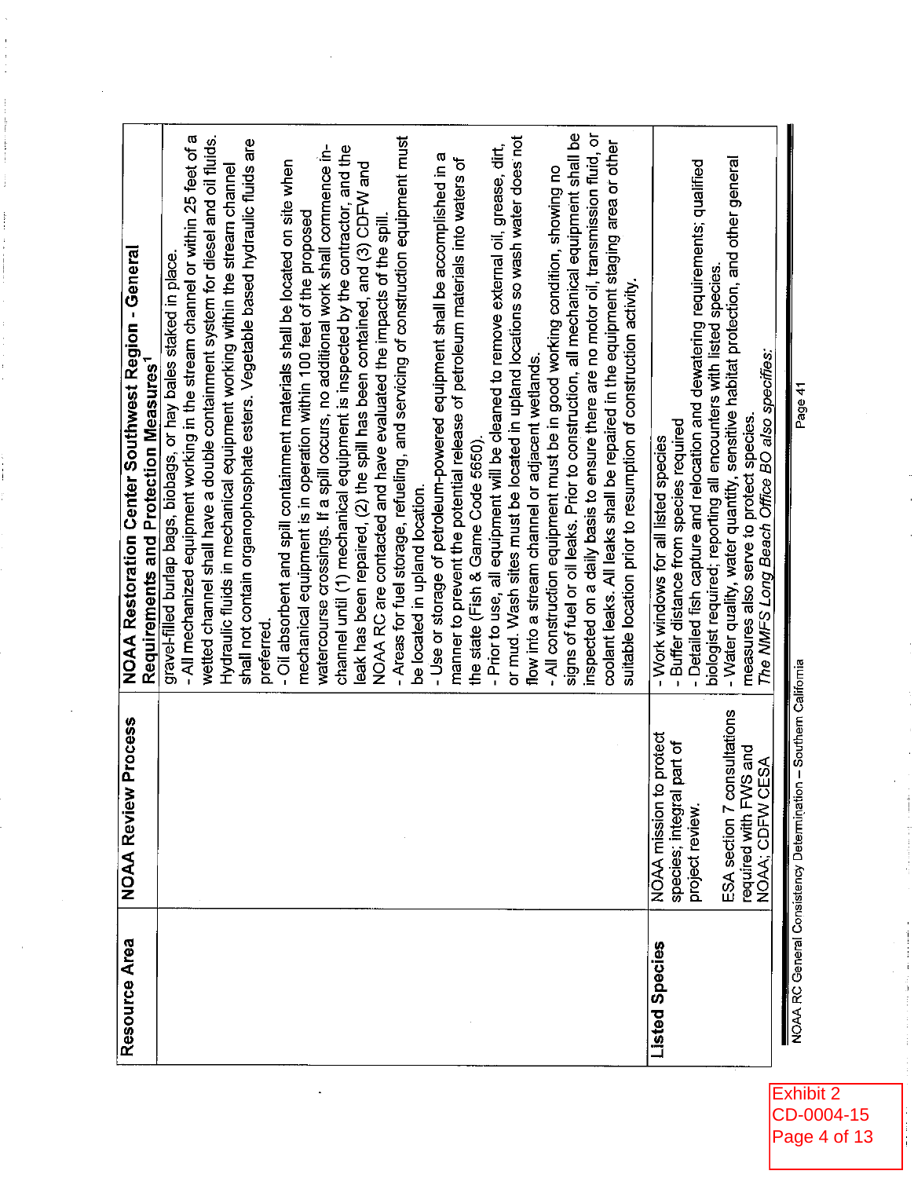| Resource Area | NOAA Review Process | NOAA Restoration Center Southwest Region - General Requirements and Protection Measures[1] |
|---|---|---|
| | | gravel-filled burlap bags, biobags, or hay bales staked in place.<br>- All mechanized equipment working in the stream channel or within 25 feet of a wetted channel shall have a double containment system for diesel and oil fluids. Hydraulic fluids in mechanical equipment working within the stream channel shall not contain organophosphate esters. Vegetable based hydraulic fluids are preferred.<br>- Oil absorbent and spill containment materials shall be located on site when mechanical equipment is in operation within 100 feet of the proposed watercourse crossings. If a spill occurs, no additional work shall commence in-channel until (1) mechanical equipment is inspected by the contractor, and the leak has been repaired, (2) the spill has been contained, and (3) CDFW and NOAA RC are contacted and have evaluated the impacts of the spill.<br>- Areas for fuel storage, refueling, and servicing of construction equipment must be located in upland location.<br>- Use or storage of petroleum-powered equipment shall be accomplished in a manner to prevent the potential release of petroleum materials into waters of the state (Fish & Game Code 5650).<br>- Prior to use, all equipment will be cleaned to remove external oil, grease, dirt, or mud. Wash sites must be located in upland locations so wash water does not flow into a stream channel or adjacent wetlands.<br>- All construction equipment must be in good working condition, showing no signs of fuel or oil leaks. Prior to construction, all mechanical equipment shall be inspected on a daily basis to ensure there are no motor oil, transmission fluid, or coolant leaks. All leaks shall be repaired in the equipment staging area or other suitable location prior to resumption of construction activity. |
| **Listed Species** | NOAA mission to protect species; integral part of project review.<br><br>ESA section 7 consultations required with FWS and NOAA; CDFW CESA | - Work windows for all listed species<br>- Buffer distance from species required<br>- Detailed fish capture and relocation and dewatering requirements; qualified biologist required; reporting all encounters with listed species.<br>- Water quality, water quantity, sensitive habitat protection, and other general measures also serve to protect species.<br>*The NMFS Long Beach Office BO also specifies:* |

NOAA RC General Consistency Determination – Southern California

Exhibit 2
CD-0004-15
Page 4 of 13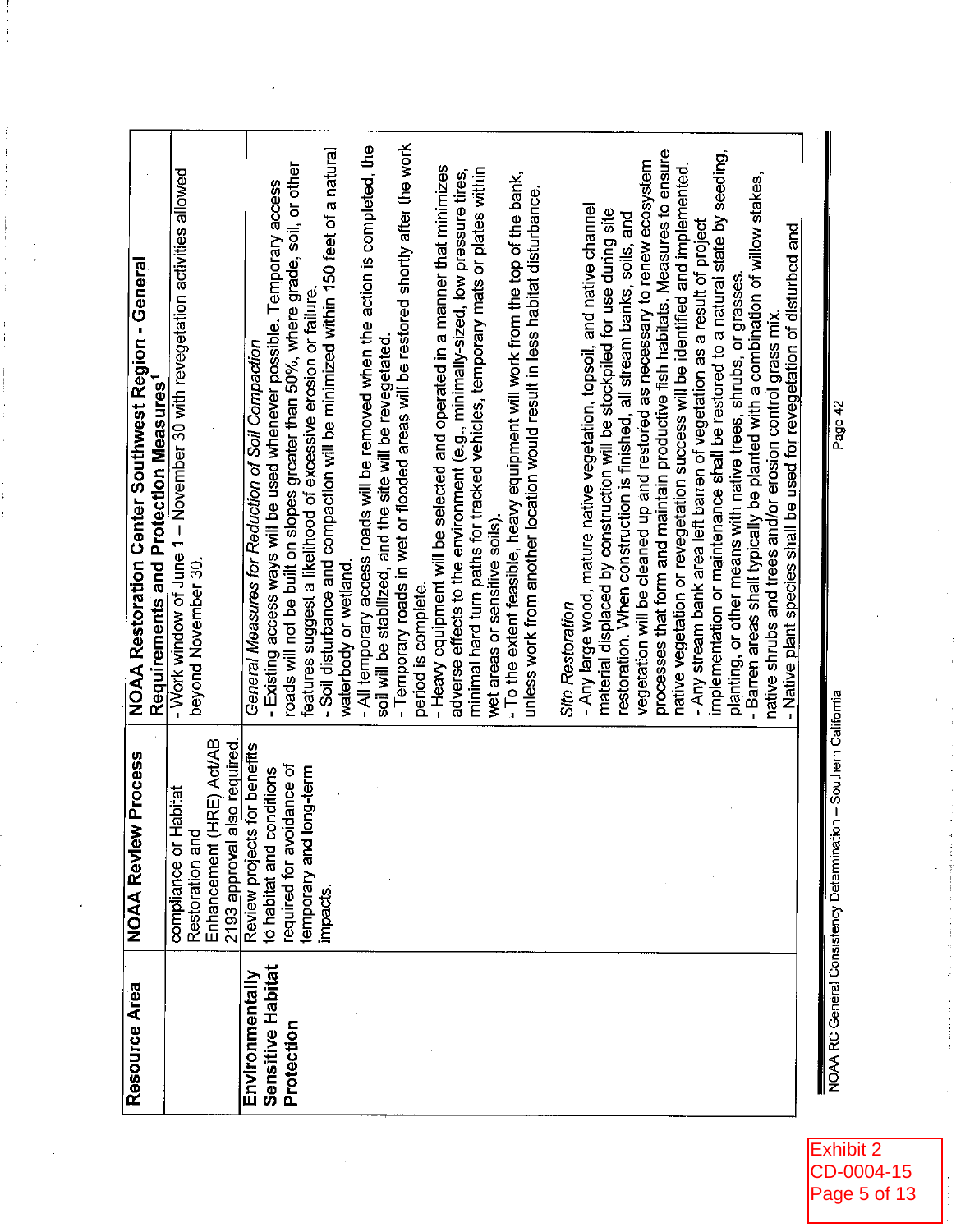| Resource Area | NOAA Review Process | NOAA Restoration Center Southwest Region - General Requirements and Protection Measures[1] |
|---|---|---|
| | compliance or Habitat Restoration and Enhancement (HRE) Act/AB 2193 approval also required. | - Work window of June 1 – November 30 with revegetation activities allowed beyond November 30. |
| **Environmentally Sensitive Habitat Protection** | Review projects for benefits to habitat and conditions required for avoidance of temporary and long-term impacts. | *General Measures for Reduction of Soil Compaction*<br>- Existing access ways will be used whenever possible. Temporary access roads will not be built on slopes greater than 50%, where grade, soil, or other features suggest a likelihood of excessive erosion or failure.<br>- Soil disturbance and compaction will be minimized within 150 feet of a natural waterbody or wetland.<br>- All temporary access roads will be removed when the action is completed, the soil will be stabilized, and the site will be revegetated.<br>- Temporary roads in wet or flooded areas will be restored shortly after the work period is complete.<br>- Heavy equipment will be selected and operated in a manner that minimizes adverse effects to the environment (e.g., minimally-sized, low pressure tires, minimal hard turn paths for tracked vehicles, temporary mats or plates within wet areas or sensitive soils).<br>- To the extent feasible, heavy equipment will work from the top of the bank, unless work from another location would result in less habitat disturbance.<br><br>*Site Restoration*<br>- Any large wood, mature native vegetation, topsoil, and native channel material displaced by construction will be stockpiled for use during site restoration. When construction is finished, all stream banks, soils, and vegetation will be cleaned up and restored as necessary to renew ecosystem processes that form and maintain productive fish habitats. Measures to ensure native vegetation or revegetation success will be identified and implemented.<br>- Any stream bank area left barren of vegetation as a result of project implementation or maintenance shall be restored to a natural state by seeding, planting, or other means with native trees, shrubs, or grasses.<br>- Barren areas shall typically be planted with a combination of willow stakes, native shrubs and trees and/or erosion control grass mix.<br>- Native plant species shall be used for revegetation of disturbed and |

NOAA RC General Consistency Determination – Southern California

Exhibit 2
CD-0004-15
Page 5 of 13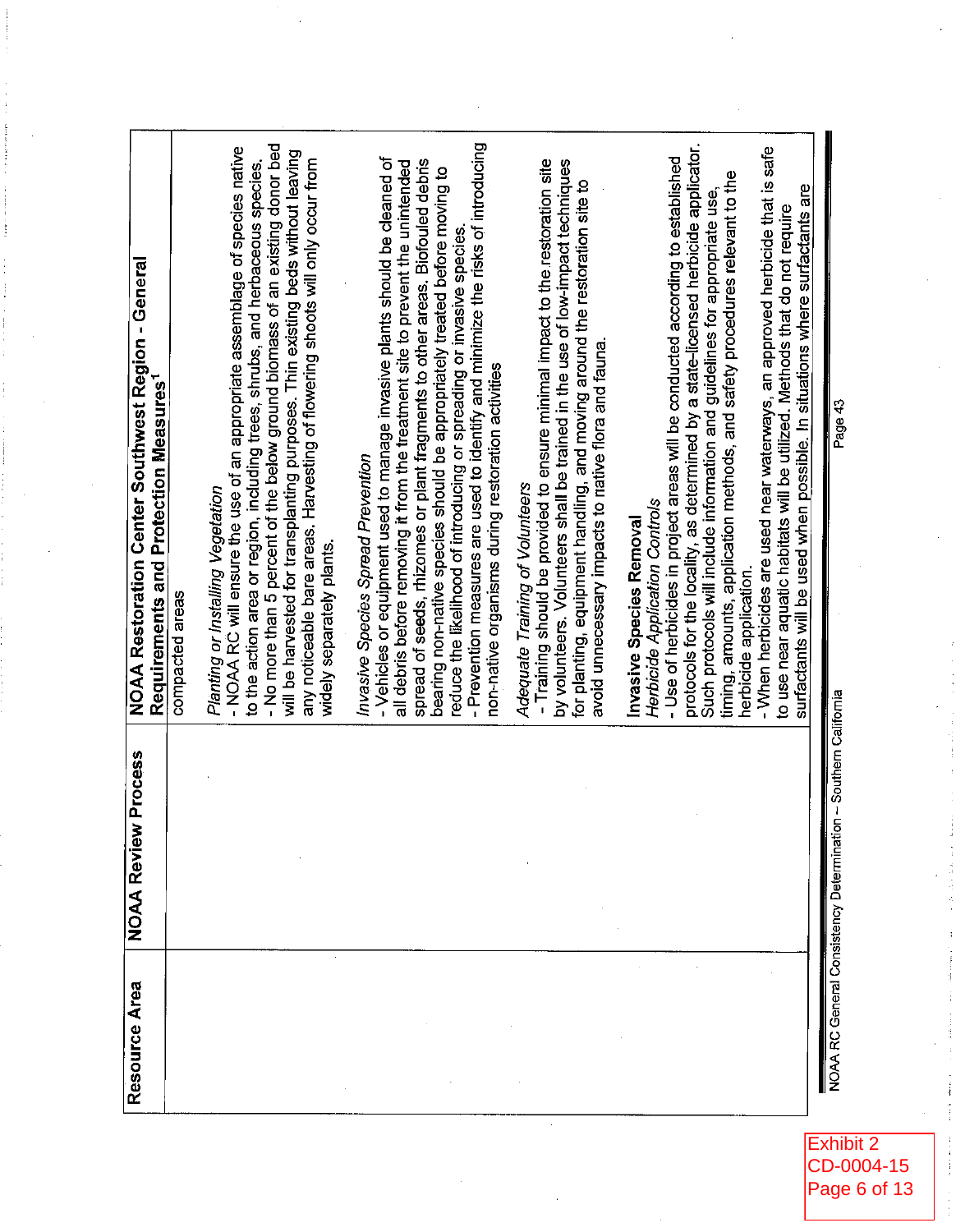| Resource Area | NOAA Review Process | NOAA Restoration Center Southwest Region - General Requirements and Protection Measures[1] |
|---|---|---|
| | | compacted areas<br><br>*Planting or Installing Vegetation*<br>- NOAA RC will ensure the use of an appropriate assemblage of species native to the action area or region, including trees, shrubs, and herbaceous species.<br>- No more than 5 percent of the below ground biomass of an existing donor bed will be harvested for transplanting purposes. Thin existing beds without leaving any noticeable bare areas. Harvesting of flowering shoots will only occur from widely separately plants.<br><br>*Invasive Species Spread Prevention*<br>- Vehicles or equipment used to manage invasive plants should be cleaned of all debris before removing it from the treatment site to prevent the unintended spread of seeds, rhizomes or plant fragments to other areas. Biofouled debris bearing non-native species should be appropriately treated before moving to reduce the likelihood of introducing or spreading or invasive species.<br>- Prevention measures are used to identify and minimize the risks of introducing non-native organisms during restoration activities<br><br>*Adequate Training of Volunteers*<br>- Training should be provided to ensure minimal impact to the restoration site by volunteers. Volunteers shall be trained in the use of low-impact techniques for planting, equipment handling, and moving around the restoration site to avoid unnecessary impacts to native flora and fauna.<br><br>**Invasive Species Removal**<br>*Herbicide Application Controls*<br>- Use of herbicides in project areas will be conducted according to established protocols for the locality, as determined by a state-licensed herbicide applicator. Such protocols will include information and guidelines for appropriate use, timing, amounts, application methods, and safety procedures relevant to the herbicide application.<br>- When herbicides are used near waterways, an approved herbicide that is safe to use near aquatic habitats will be utilized. Methods that do not require surfactants will be used when possible. In situations where surfactants are |

NOAA RC General Consistency Determination – Southern California

Exhibit 2
CD-0004-15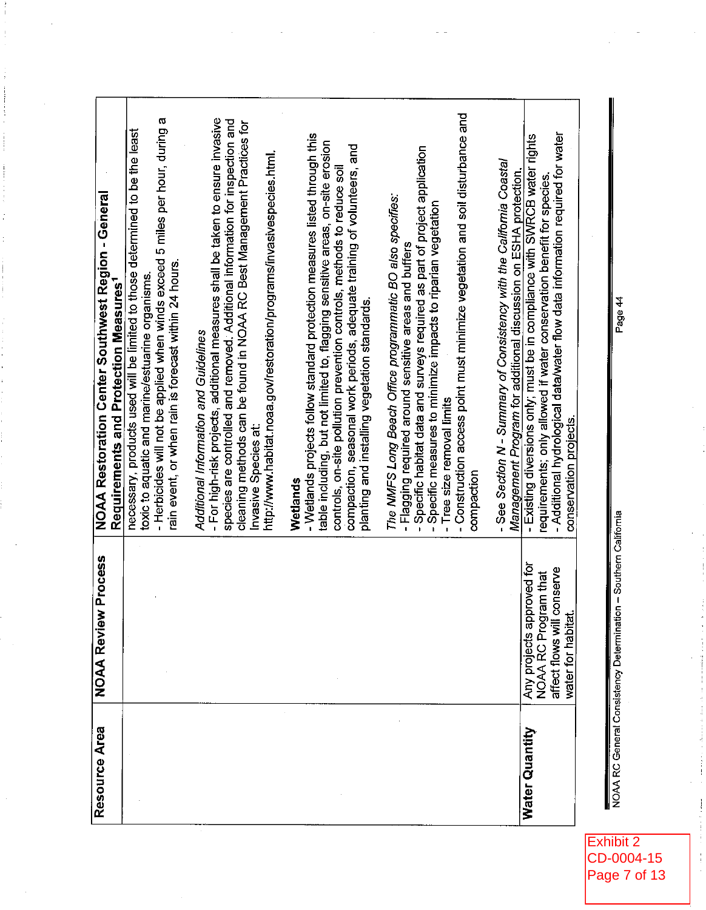| Resource Area | NOAA Review Process | NOAA Restoration Center Southwest Region - General Requirements and Protection Measures[1] |
|---|---|---|
| | | necessary, products used will be limited to those determined to be the least toxic to aquatic and marine/estuarine organisms.<br>- Herbicides will not be applied when winds exceed 5 miles per hour, during a rain event, or when rain is forecast within 24 hours.<br><br>*Additional Information and Guidelines*<br>- For high-risk projects, additional measures shall be taken to ensure invasive species are controlled and removed. Additional information for inspection and cleaning methods can be found in NOAA RC Best Management Practices for Invasive Species at: http://www.habitat.noaa.gov/restoration/programs/invasivespecies.html.<br><br>**Wetlands**<br>- Wetlands projects follow standard protection measures listed through this table including, but not limited to, flagging sensitive areas, on-site erosion controls, on-site pollution prevention controls, methods to reduce soil compaction, seasonal work periods, adequate training of volunteers, and planting and installing vegetation standards.<br><br>*The NMFS Long Beach Office programmatic BO also specifies:*<br>- Flagging required around sensitive areas and buffers<br>- Specific habitat data and surveys required as part of project application<br>- Specific measures to minimize impacts to riparian vegetation<br>- Tree size removal limits<br>- Construction access point must minimize vegetation and soil disturbance and compaction<br><br>- See *Section N - Summary of Consistency with the California Coastal Management Program* for additional discussion on ESHA protection. |
| **Water Quantity** | Any projects approved for NOAA RC Program that affect flows will conserve water for habitat. | - Existing diversions only; must be in compliance with SWRCB water rights requirements; only allowed if water conservation benefit for species.<br>- Additional hydrological data/water flow data information required for water conservation projects. |

Exhibit 2
CD-0004-15
Page 7 of 13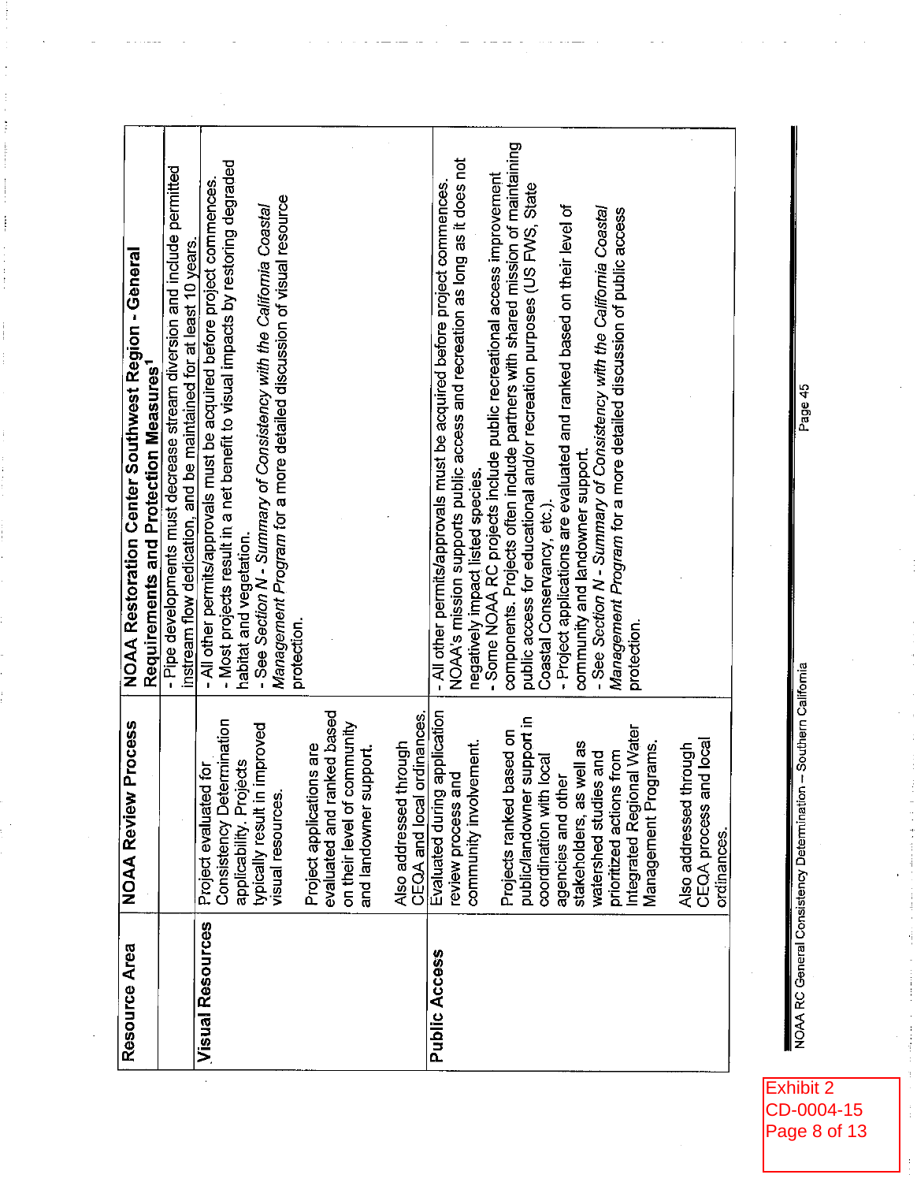| Resource Area | NOAA Review Process | NOAA Restoration Center Southwest Region - General Requirements and Protection Measures[1] |
|---|---|---|
| | | - Pipe developments must decrease stream diversion and include permitted instream flow dedication, and be maintained for at least 10 years. |
| **Visual Resources** | Project evaluated for Consistency Determination applicability. Projects typically result in improved visual resources.<br><br>Project applications are evaluated and ranked based on their level of community and landowner support.<br><br>Also addressed through CEQA and local ordinances. | - All other permits/approvals must be acquired before project commences.<br>- Most projects result in a net benefit to visual impacts by restoring degraded habitat and vegetation.<br>- See *Section N - Summary of Consistency with the California Coastal Management Program* for a more detailed discussion of visual resource protection. |
| **Public Access** | Evaluated during application review process and community involvement.<br><br>Projects ranked based on public/landowner support in coordination with local agencies and other stakeholders, as well as watershed studies and prioritized actions from Integrated Regional Water Management Programs.<br><br>Also addressed through CEQA process and local ordinances. | - All other permits/approvals must be acquired before project commences. NOAA's mission supports public access and recreation as long as it does not negatively impact listed species.<br>- Some NOAA RC projects include public recreational access improvement components. Projects often include partners with shared mission of maintaining public access for educational and/or recreation purposes (US FWS, State Coastal Conservancy, etc.).<br>- Project applications are evaluated and ranked based on their level of community and landowner support.<br>- See *Section N - Summary of Consistency with the California Coastal Management Program* for a more detailed discussion of public access protection. |

NOAA RC General Consistency Determination – Southern California

Exhibit 2
CD-0004-15
Page 8 of 13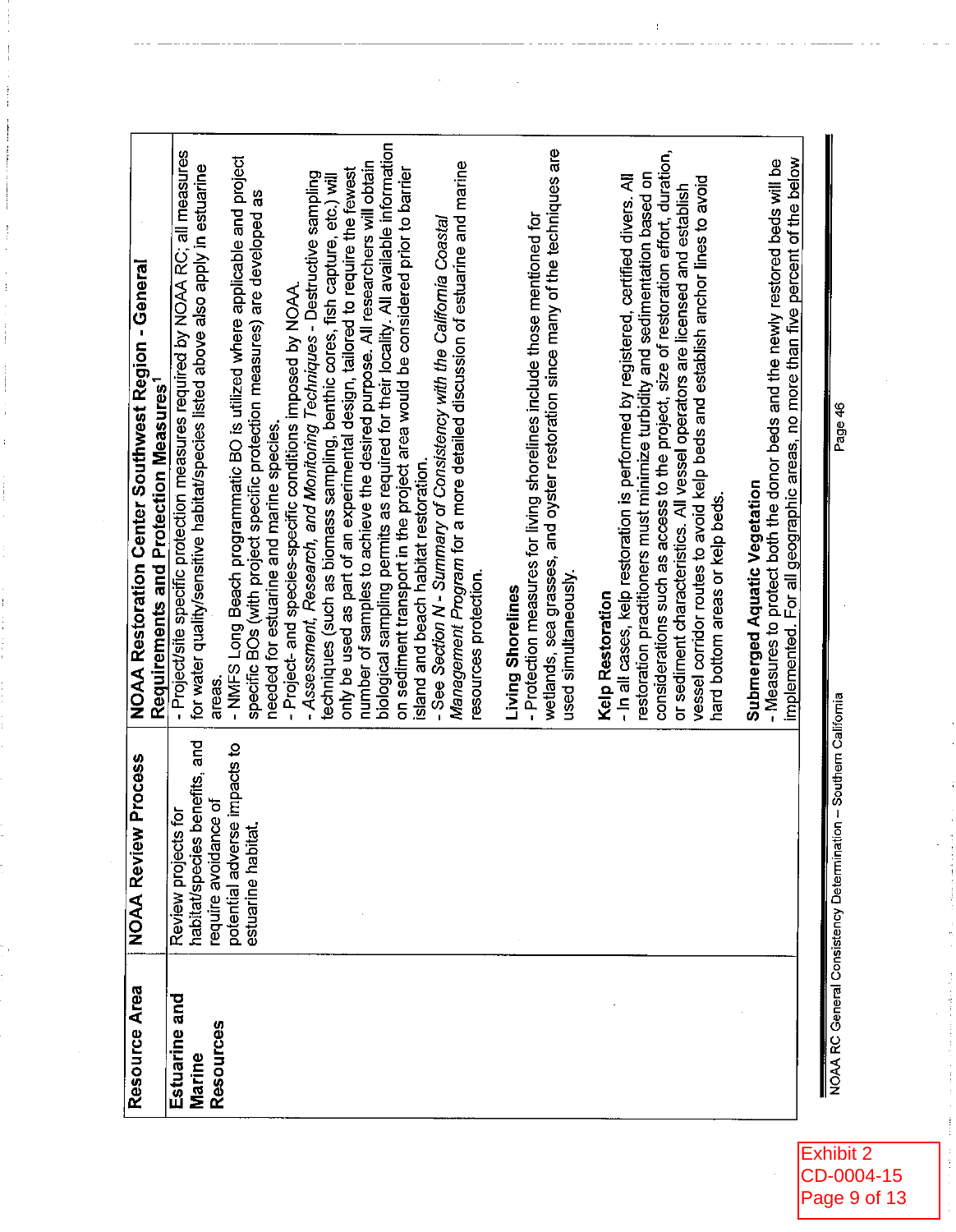| Resource Area | NOAA Review Process | NOAA Restoration Center Southwest Region - General Requirements and Protection Measures[1] |
|---|---|---|
| **Estuarine and Marine Resources** | Review projects for habitat/species benefits, and require avoidance of potential adverse impacts to estuarine habitat. | - Project/site specific protection measures required by NOAA RC; all measures for water quality/sensitive habitat/species listed above also apply in estuarine areas.<br>- NMFS Long Beach programmatic BO is utilized where applicable and project specific BOs (with project specific protection measures) are developed as needed for estuarine and marine species.<br>- Project- and species-specific conditions imposed by NOAA.<br>- *Assessment, Research, and Monitoring Techniques* - Destructive sampling techniques (such as biomass sampling, benthic cores, fish capture, etc.) will only be used as part of an experimental design, tailored to require the fewest number of samples to achieve the desired purpose. All researchers will obtain biological sampling permits as required for their locality. All available information on sediment transport in the project area would be considered prior to barrier island and beach habitat restoration.<br>- See *Section N - Summary of Consistency with the California Coastal Management Program* for a more detailed discussion of estuarine and marine resources protection.<br><br>**Living Shorelines**<br>- Protection measures for living shorelines include those mentioned for wetlands, sea grasses, and oyster restoration since many of the techniques are used simultaneously.<br><br>**Kelp Restoration**<br>- In all cases, kelp restoration is performed by registered, certified divers. All restoration practitioners must minimize turbidity and sedimentation based on considerations such as access to the project, size of restoration effort, duration, or sediment characteristics. All vessel operators are licensed and establish vessel corridor routes to avoid kelp beds and establish anchor lines to avoid hard bottom areas or kelp beds.<br><br>**Submerged Aquatic Vegetation**<br>- Measures to protect both the donor beds and the newly restored beds will be implemented. For all geographic areas, no more than five percent of the below |

NOAA RC General Consistency Determination – Southern California

Exhibit 2
CD-0004-15
Page 9 of 13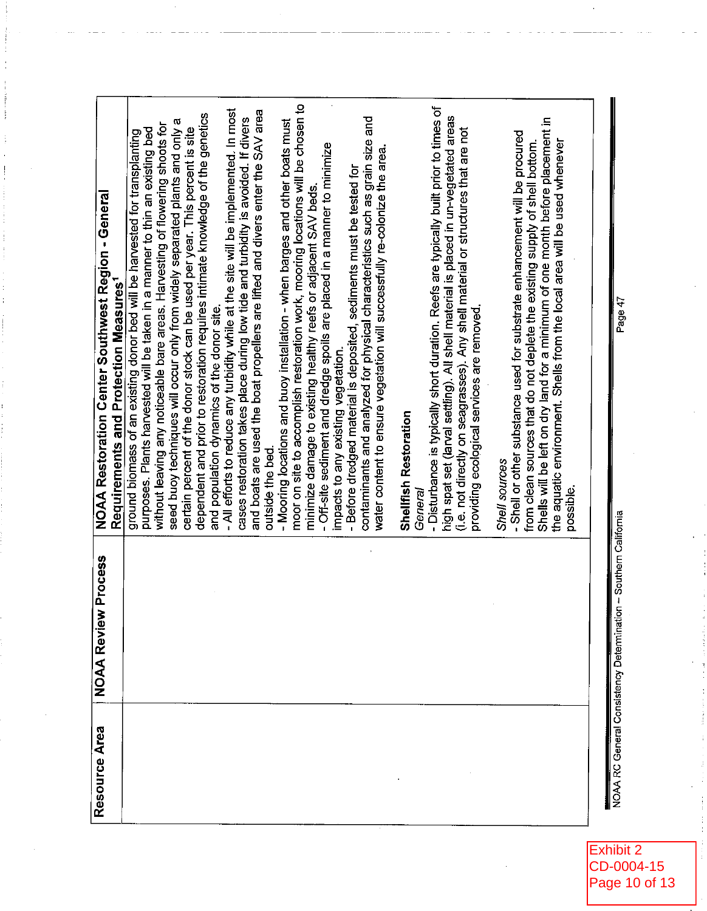| Resource Area | NOAA Review Process | NOAA Restoration Center Southwest Region - General Requirements and Protection Measures[1] |
|---|---|---|
| | | ground biomass of an existing donor bed will be harvested for transplanting purposes. Plants harvested will be taken in a manner to thin an existing bed without leaving any noticeable bare areas. Harvesting of flowering shoots for seed buoy techniques will occur only from widely separated plants and only a certain percent of the donor stock can be used per year. This percent is site dependent and prior to restoration requires intimate knowledge of the genetics and population dynamics of the donor site.<br>- All efforts to reduce any turbidity while at the site will be implemented. In most cases restoration takes place during low tide and turbidity is avoided. If divers and boats are used the boat propellers are lifted and divers enter the SAV area outside the bed.<br>- Mooring locations and buoy installation - when barges and other boats must moor on site to accomplish restoration work, mooring locations will be chosen to minimize damage to existing healthy reefs or adjacent SAV beds.<br>- Off-site sediment and dredge spoils are placed in a manner to minimize impacts to any existing vegetation.<br>- Before dredged material is deposited, sediments must be tested for contaminants and analyzed for physical characteristics such as grain size and water content to ensure vegetation will successfully re-colonize the area.<br><br>**Shellfish Restoration**<br>*General*<br>- Disturbance is typically short duration. Reefs are typically built prior to times of high spat set (larval settling). All shell material is placed in un-vegetated areas (i.e. not directly on seagrasses). Any shell material or structures that are not providing ecological services are removed.<br><br>*Shell sources*<br>- Shell or other substance used for substrate enhancement will be procured from clean sources that do not deplete the existing supply of shell bottom. Shells will be left on dry land for a minimum of one month before placement in the aquatic environment. Shells from the local area will be used whenever possible. |

NOAA RC General Consistency Determination – Southern California

Exhibit 2
CD-0004-15
Page 10 of 13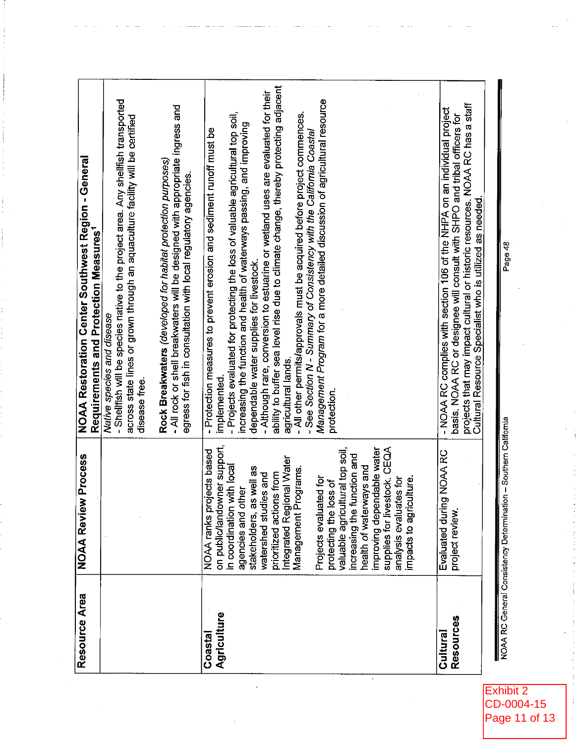| Resource Area | NOAA Review Process | NOAA Restoration Center Southwest Region - General Requirements and Protection Measures[1] |
|---|---|---|
| | | *Native species and disease*<br>- Shellfish will be species native to the project area. Any shellfish transported across state lines or grown through an aquaculture facility will be certified disease free.<br><br>**Rock Breakwaters** *(developed for habitat protection purposes)*<br>- All rock or shell breakwaters will be designed with appropriate ingress and egress for fish in consultation with local regulatory agencies. |
| **Coastal Agriculture** | NOAA ranks projects based on public/landowner support, in coordination with local agencies and other stakeholders, as well as watershed studies and prioritized actions from Integrated Regional Water Management Programs.<br><br>Projects evaluated for protecting the loss of valuable agricultural top soil, increasing the function and health of waterways and improving dependable water supplies for livestock. CEQA analysis evaluates for impacts to agriculture. | - Protection measures to prevent erosion and sediment runoff must be implemented.<br>- Projects evaluated for protecting the loss of valuable agricultural top soil, increasing the function and health of waterways passing, and improving dependable water supplies for livestock.<br>- Although rare, conversion to estuarine or wetland uses are evaluated for their ability to buffer sea level rise due to climate change, thereby protecting adjacent agricultural lands.<br>- All other permits/approvals must be acquired before project commences.<br>- See *Section N - Summary of Consistency with the California Coastal Management Program* for a more detailed discussion of agricultural resource protection. |
| **Cultural Resources** | Evaluated during NOAA RC project review. | - NOAA RC complies with section 106 of the NHPA on an individual project basis. NOAA RC or designee will consult with SHPO and tribal officers for projects that may impact cultural or historic resources. NOAA RC has a staff Cultural Resource Specialist who is utilized as needed. |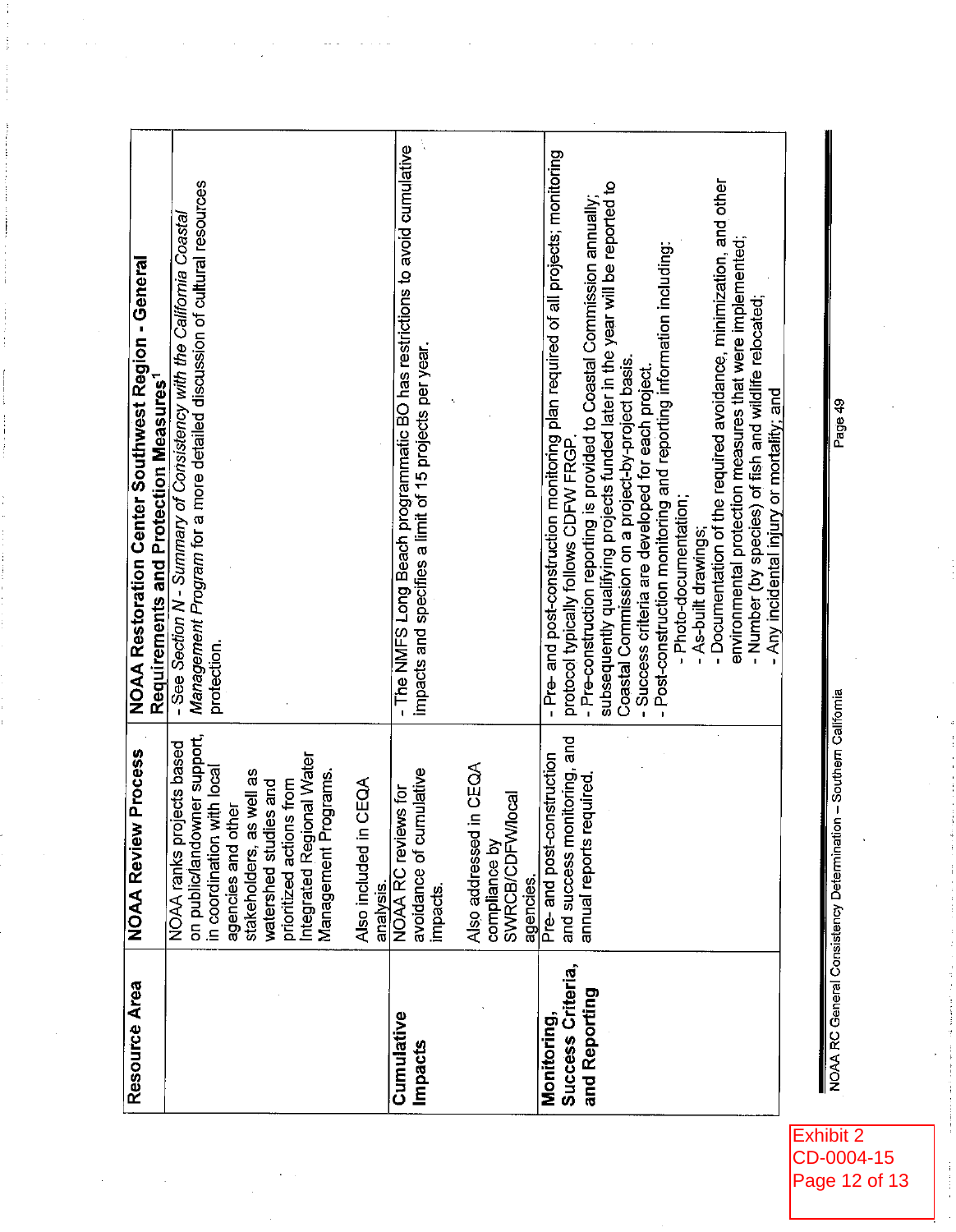| Resource Area | NOAA Review Process | NOAA Restoration Center Southwest Region - General Requirements and Protection Measures[1] |
|---|---|---|
| | NOAA ranks projects based on public/landowner support, in coordination with local agencies and other stakeholders, as well as watershed studies and prioritized actions from Integrated Regional Water Management Programs.<br><br>Also included in CEQA analysis. | - See *Section N - Summary of Consistency with the California Coastal Management Program* for a more detailed discussion of cultural resources protection. |
| **Cumulative Impacts** | NOAA RC reviews for avoidance of cumulative impacts.<br><br>Also addressed in CEQA compliance by SWRCB/CDFW/local agencies. | - The NMFS Long Beach programmatic BO has restrictions to avoid cumulative impacts and specifies a limit of 15 projects per year. |
| **Monitoring, Success Criteria, and Reporting** | Pre- and post-construction and success monitoring, and annual reports required. | - Pre- and post-construction monitoring plan required of all projects; monitoring protocol typically follows CDFW FRGP.<br>- Pre-construction reporting is provided to Coastal Commission annually; subsequently qualifying projects funded later in the year will be reported to Coastal Commission on a project-by-project basis.<br>- Success criteria are developed for each project.<br>- Post-construction monitoring and reporting information including:<br>&nbsp;&nbsp;- Photo-documentation;<br>&nbsp;&nbsp;- As-built drawings;<br>&nbsp;&nbsp;- Documentation of the required avoidance, minimization, and other environmental protection measures that were implemented;<br>&nbsp;&nbsp;- Number (by species) of fish and wildlife relocated;<br>&nbsp;&nbsp;- Any incidental injury or mortality; and |

Exhibit 2
CD-0004-15
Page 12 of 13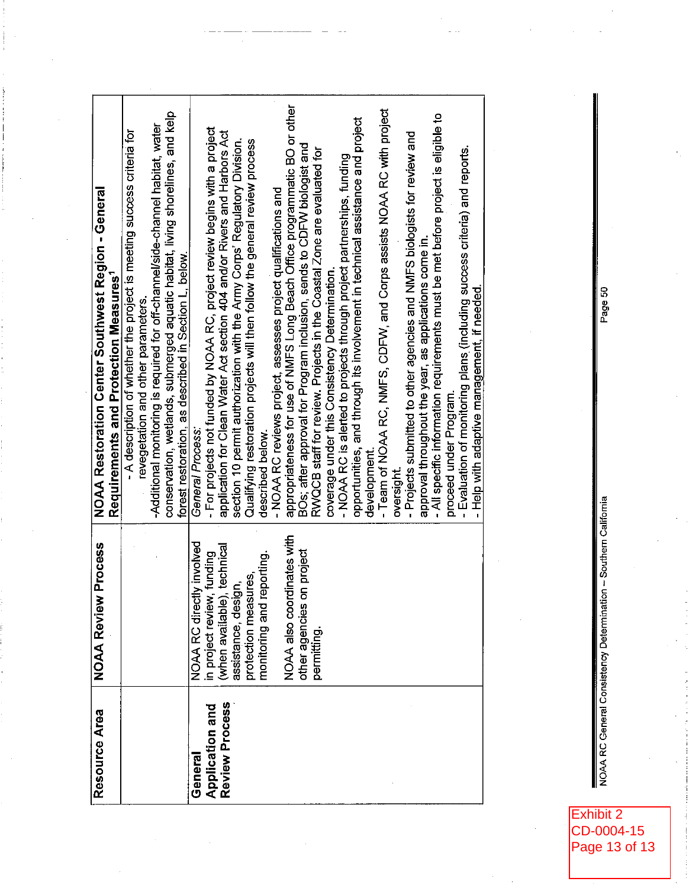| Resource Area | NOAA Review Process | NOAA Restoration Center Southwest Region - General Requirements and Protection Measures[1] |
|---|---|---|
| | | - A description of whether the project is meeting success criteria for revegetation and other parameters.<br>-Additional monitoring is required for off-channel/side-channel habitat, water conservation, wetlands, submerged aquatic habitat, living shorelines, and kelp forest restoration, as described in Section L, below. |
| **General Application and Review Process** | NOAA RC directly involved in project review, funding (when available), technical assistance, design, protection measures, monitoring and reporting.<br><br>NOAA also coordinates with other agencies on project permitting. | *General Process:*<br>- For projects not funded by NOAA RC, project review begins with a project application for Clean Water Act section 404 and/or Rivers and Harbors Act section 10 permit authorization with the Army Corps' Regulatory Division. Qualifying restoration projects will then follow the general review process described below.<br>- NOAA RC reviews project, assesses project qualifications and appropriateness for use of NMFS Long Beach Office programmatic BO or other BOs; after approval for Program inclusion, sends to CDFW biologist and RWQCB staff for review. Projects in the Coastal Zone are evaluated for coverage under this Consistency Determination.<br>- NOAA RC is alerted to projects through project partnerships, funding opportunities, and through its involvement in technical assistance and project development.<br>- Team of NOAA RC, NMFS, CDFW, and Corps assists NOAA RC with project oversight.<br>- Projects submitted to other agencies and NMFS biologists for review and approval throughout the year, as applications come in.<br>- All specific information requirements must be met before project is eligible to proceed under Program.<br>- Evaluation of monitoring plans (including success criteria) and reports.<br>- Help with adaptive management, if needed. |

NOAA RC General Consistency Determination – Southern California

Exhibit 2
CD-0004-15
Page 13 of 13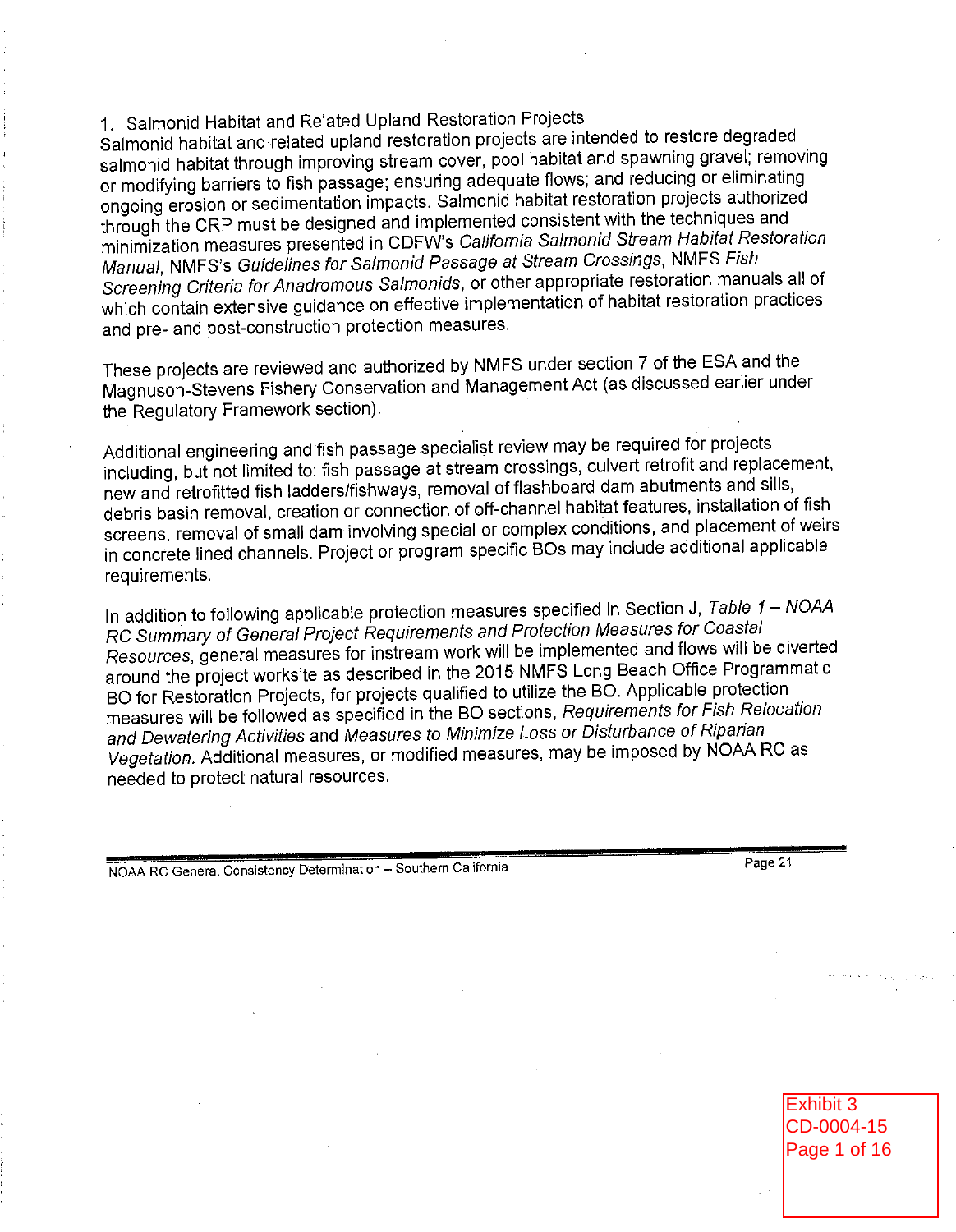1. Salmonid Habitat and Related Upland Restoration Projects

Salmonid habitat and related upland restoration projects are intended to restore degraded salmonid habitat through improving stream cover, pool habitat and spawning gravel; removing or modifying barriers to fish passage; ensuring adequate flows; and reducing or eliminating ongoing erosion or sedimentation impacts. Salmonid habitat restoration projects authorized through the CRP must be designed and implemented consistent with the techniques and minimization measures presented in CDFW's *California Salmonid Stream Habitat Restoration Manual*, NMFS's *Guidelines for Salmonid Passage at Stream Crossings*, NMFS *Fish Screening Criteria for Anadromous Salmonids*, or other appropriate restoration manuals all of which contain extensive guidance on effective implementation of habitat restoration practices and pre- and post-construction protection measures.

These projects are reviewed and authorized by NMFS under section 7 of the ESA and the Magnuson-Stevens Fishery Conservation and Management Act (as discussed earlier under the Regulatory Framework section).

Additional engineering and fish passage specialist review may be required for projects including, but not limited to: fish passage at stream crossings, culvert retrofit and replacement, new and retrofitted fish ladders/fishways, removal of flashboard dam abutments and sills, debris basin removal, creation or connection of off-channel habitat features, installation of fish screens, removal of small dam involving special or complex conditions, and placement of weirs in concrete lined channels. Project or program specific BOs may include additional applicable requirements.

In addition to following applicable protection measures specified in Section J, *Table 1 – NOAA RC Summary of General Project Requirements and Protection Measures for Coastal Resources*, general measures for instream work will be implemented and flows will be diverted around the project worksite as described in the 2015 NMFS Long Beach Office Programmatic BO for Restoration Projects, for projects qualified to utilize the BO. Applicable protection measures will be followed as specified in the BO sections, *Requirements for Fish Relocation and Dewatering Activities* and *Measures to Minimize Loss or Disturbance of Riparian Vegetation*. Additional measures, or modified measures, may be imposed by NOAA RC as needed to protect natural resources.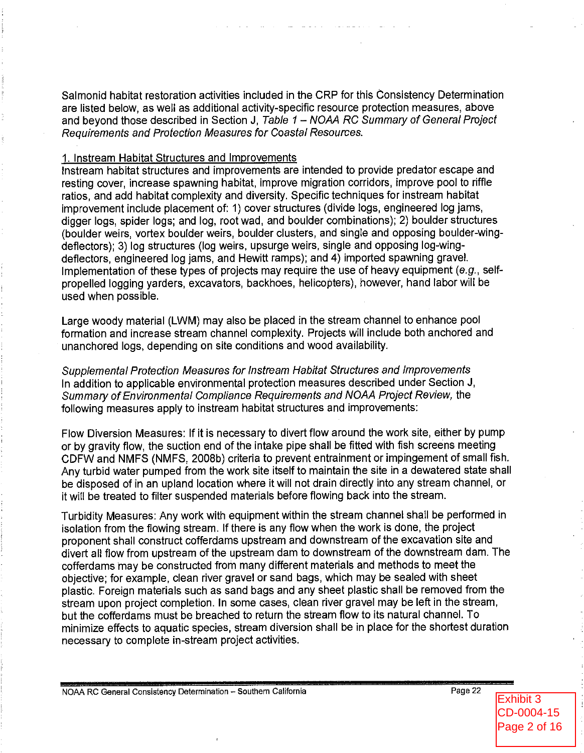Salmonid habitat restoration activities included in the CRP for this Consistency Determination are listed below, as well as additional activity-specific resource protection measures, above and beyond those described in Section J, *Table 1 – NOAA RC Summary of General Project Requirements and Protection Measures for Coastal Resources.*

1. Instream Habitat Structures and Improvements

Instream habitat structures and improvements are intended to provide predator escape and resting cover, increase spawning habitat, improve migration corridors, improve pool to riffle ratios, and add habitat complexity and diversity. Specific techniques for instream habitat improvement include placement of: 1) cover structures (divide logs, engineered log jams, digger logs, spider logs; and log, root wad, and boulder combinations); 2) boulder structures (boulder weirs, vortex boulder weirs, boulder clusters, and single and opposing boulder-wing-deflectors); 3) log structures (log weirs, upsurge weirs, single and opposing log-wing-deflectors, engineered log jams, and Hewitt ramps); and 4) imported spawning gravel. Implementation of these types of projects may require the use of heavy equipment (*e.g.*, self-propelled logging yarders, excavators, backhoes, helicopters), however, hand labor will be used when possible.

Large woody material (LWM) may also be placed in the stream channel to enhance pool formation and increase stream channel complexity. Projects will include both anchored and unanchored logs, depending on site conditions and wood availability.

*Supplemental Protection Measures for Instream Habitat Structures and Improvements*
In addition to applicable environmental protection measures described under Section J, *Summary of Environmental Compliance Requirements and NOAA Project Review,* the following measures apply to instream habitat structures and improvements:

Flow Diversion Measures: If it is necessary to divert flow around the work site, either by pump or by gravity flow, the suction end of the intake pipe shall be fitted with fish screens meeting CDFW and NMFS (NMFS, 2008b) criteria to prevent entrainment or impingement of small fish. Any turbid water pumped from the work site itself to maintain the site in a dewatered state shall be disposed of in an upland location where it will not drain directly into any stream channel, or it will be treated to filter suspended materials before flowing back into the stream.

Turbidity Measures: Any work with equipment within the stream channel shall be performed in isolation from the flowing stream. If there is any flow when the work is done, the project proponent shall construct cofferdams upstream and downstream of the excavation site and divert all flow from upstream of the upstream dam to downstream of the downstream dam. The cofferdams may be constructed from many different materials and methods to meet the objective; for example, clean river gravel or sand bags, which may be sealed with sheet plastic. Foreign materials such as sand bags and any sheet plastic shall be removed from the stream upon project completion. In some cases, clean river gravel may be left in the stream, but the cofferdams must be breached to return the stream flow to its natural channel. To minimize effects to aquatic species, stream diversion shall be in place for the shortest duration necessary to complete in-stream project activities.

Exhibit 3
CD-0004-15
Page 2 of 16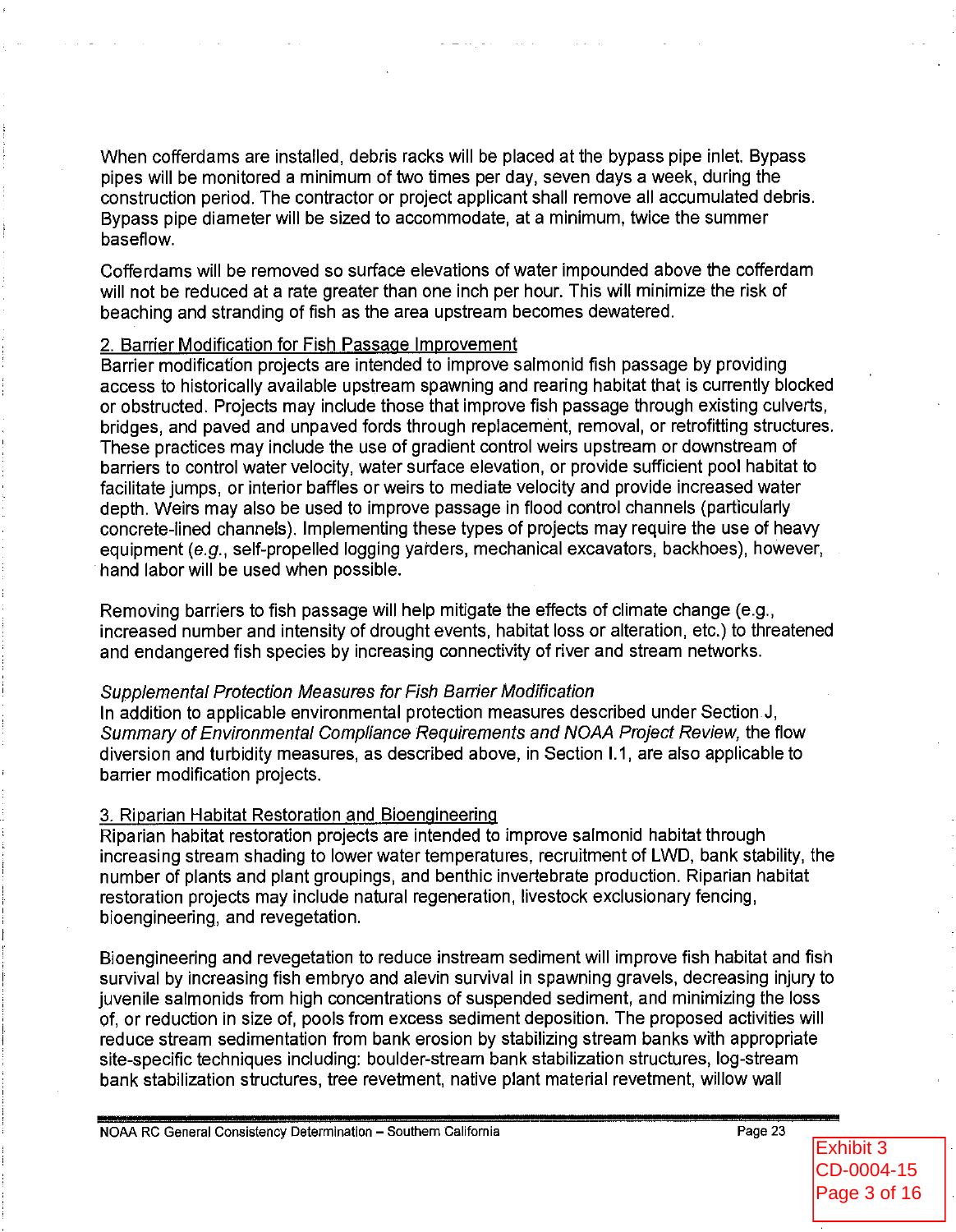When cofferdams are installed, debris racks will be placed at the bypass pipe inlet. Bypass pipes will be monitored a minimum of two times per day, seven days a week, during the construction period. The contractor or project applicant shall remove all accumulated debris. Bypass pipe diameter will be sized to accommodate, at a minimum, twice the summer baseflow.

Cofferdams will be removed so surface elevations of water impounded above the cofferdam will not be reduced at a rate greater than one inch per hour. This will minimize the risk of beaching and stranding of fish as the area upstream becomes dewatered.

2. Barrier Modification for Fish Passage Improvement

Barrier modification projects are intended to improve salmonid fish passage by providing access to historically available upstream spawning and rearing habitat that is currently blocked or obstructed. Projects may include those that improve fish passage through existing culverts, bridges, and paved and unpaved fords through replacement, removal, or retrofitting structures. These practices may include the use of gradient control weirs upstream or downstream of barriers to control water velocity, water surface elevation, or provide sufficient pool habitat to facilitate jumps, or interior baffles or weirs to mediate velocity and provide increased water depth. Weirs may also be used to improve passage in flood control channels (particularly concrete-lined channels). Implementing these types of projects may require the use of heavy equipment (*e.g.*, self-propelled logging yarders, mechanical excavators, backhoes), however, hand labor will be used when possible.

Removing barriers to fish passage will help mitigate the effects of climate change (e.g., increased number and intensity of drought events, habitat loss or alteration, etc.) to threatened and endangered fish species by increasing connectivity of river and stream networks.

*Supplemental Protection Measures for Fish Barrier Modification*

In addition to applicable environmental protection measures described under Section J, *Summary of Environmental Compliance Requirements and NOAA Project Review,* the flow diversion and turbidity measures, as described above, in Section I.1, are also applicable to barrier modification projects.

3. Riparian Habitat Restoration and Bioengineering

Riparian habitat restoration projects are intended to improve salmonid habitat through increasing stream shading to lower water temperatures, recruitment of LWD, bank stability, the number of plants and plant groupings, and benthic invertebrate production. Riparian habitat restoration projects may include natural regeneration, livestock exclusionary fencing, bioengineering, and revegetation.

Bioengineering and revegetation to reduce instream sediment will improve fish habitat and fish survival by increasing fish embryo and alevin survival in spawning gravels, decreasing injury to juvenile salmonids from high concentrations of suspended sediment, and minimizing the loss of, or reduction in size of, pools from excess sediment deposition. The proposed activities will reduce stream sedimentation from bank erosion by stabilizing stream banks with appropriate site-specific techniques including: boulder-stream bank stabilization structures, log-stream bank stabilization structures, tree revetment, native plant material revetment, willow wall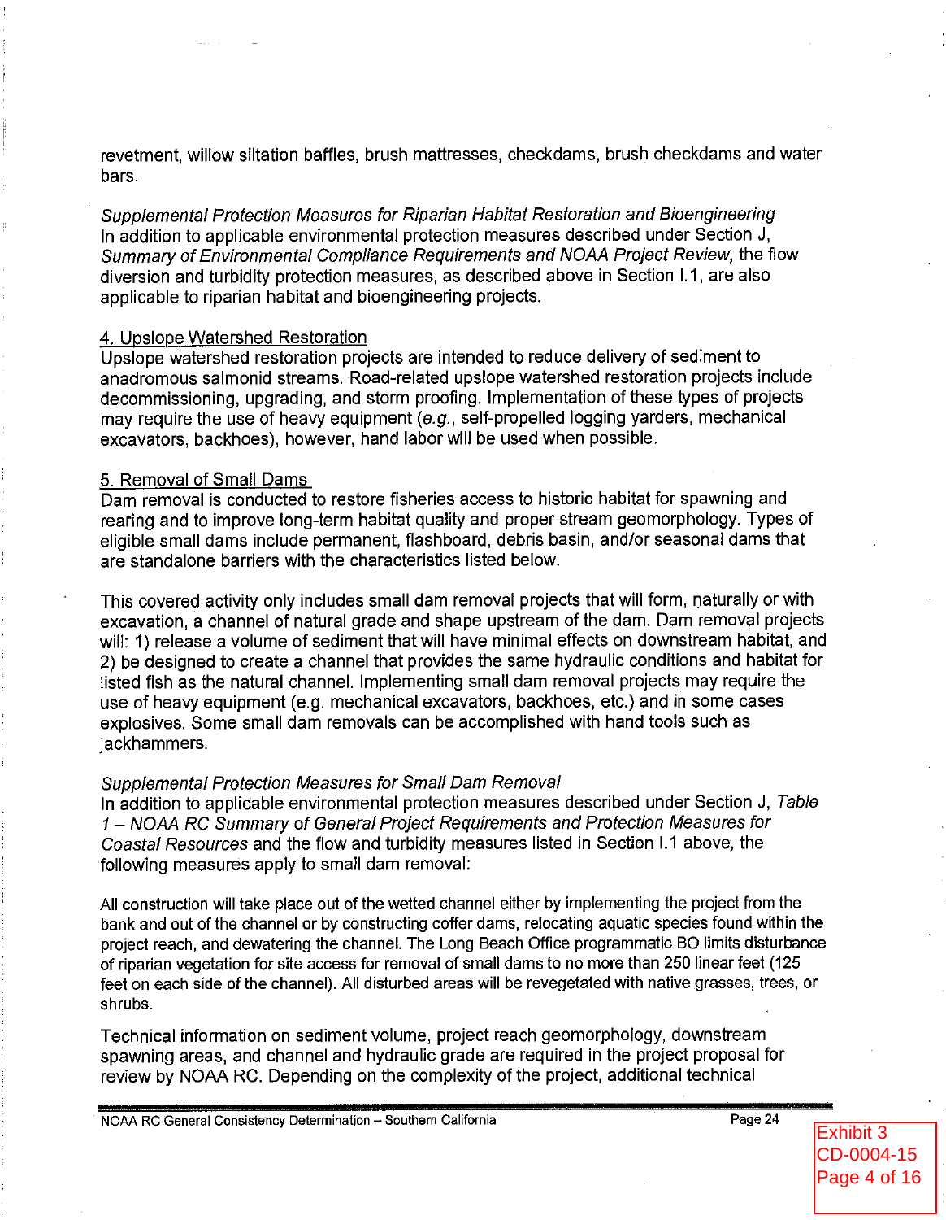revetment, willow siltation baffles, brush mattresses, checkdams, brush checkdams and water bars.

*Supplemental Protection Measures for Riparian Habitat Restoration and Bioengineering*
In addition to applicable environmental protection measures described under Section J, *Summary of Environmental Compliance Requirements and NOAA Project Review,* the flow diversion and turbidity protection measures, as described above in Section I.1, are also applicable to riparian habitat and bioengineering projects.

4. Upslope Watershed Restoration
Upslope watershed restoration projects are intended to reduce delivery of sediment to anadromous salmonid streams. Road-related upslope watershed restoration projects include decommissioning, upgrading, and storm proofing. Implementation of these types of projects may require the use of heavy equipment (*e.g.*, self-propelled logging yarders, mechanical excavators, backhoes), however, hand labor will be used when possible.

5. Removal of Small Dams
Dam removal is conducted to restore fisheries access to historic habitat for spawning and rearing and to improve long-term habitat quality and proper stream geomorphology. Types of eligible small dams include permanent, flashboard, debris basin, and/or seasonal dams that are standalone barriers with the characteristics listed below.

This covered activity only includes small dam removal projects that will form, naturally or with excavation, a channel of natural grade and shape upstream of the dam. Dam removal projects will: 1) release a volume of sediment that will have minimal effects on downstream habitat, and 2) be designed to create a channel that provides the same hydraulic conditions and habitat for listed fish as the natural channel. Implementing small dam removal projects may require the use of heavy equipment (e.g. mechanical excavators, backhoes, etc.) and in some cases explosives. Some small dam removals can be accomplished with hand tools such as jackhammers.

*Supplemental Protection Measures for Small Dam Removal*
In addition to applicable environmental protection measures described under Section J, *Table 1 – NOAA RC Summary of General Project Requirements and Protection Measures for Coastal Resources* and the flow and turbidity measures listed in Section I.1 above, the following measures apply to small dam removal:

All construction will take place out of the wetted channel either by implementing the project from the bank and out of the channel or by constructing coffer dams, relocating aquatic species found within the project reach, and dewatering the channel. The Long Beach Office programmatic BO limits disturbance of riparian vegetation for site access for removal of small dams to no more than 250 linear feet (125 feet on each side of the channel). All disturbed areas will be revegetated with native grasses, trees, or shrubs.

Technical information on sediment volume, project reach geomorphology, downstream spawning areas, and channel and hydraulic grade are required in the project proposal for review by NOAA RC. Depending on the complexity of the project, additional technical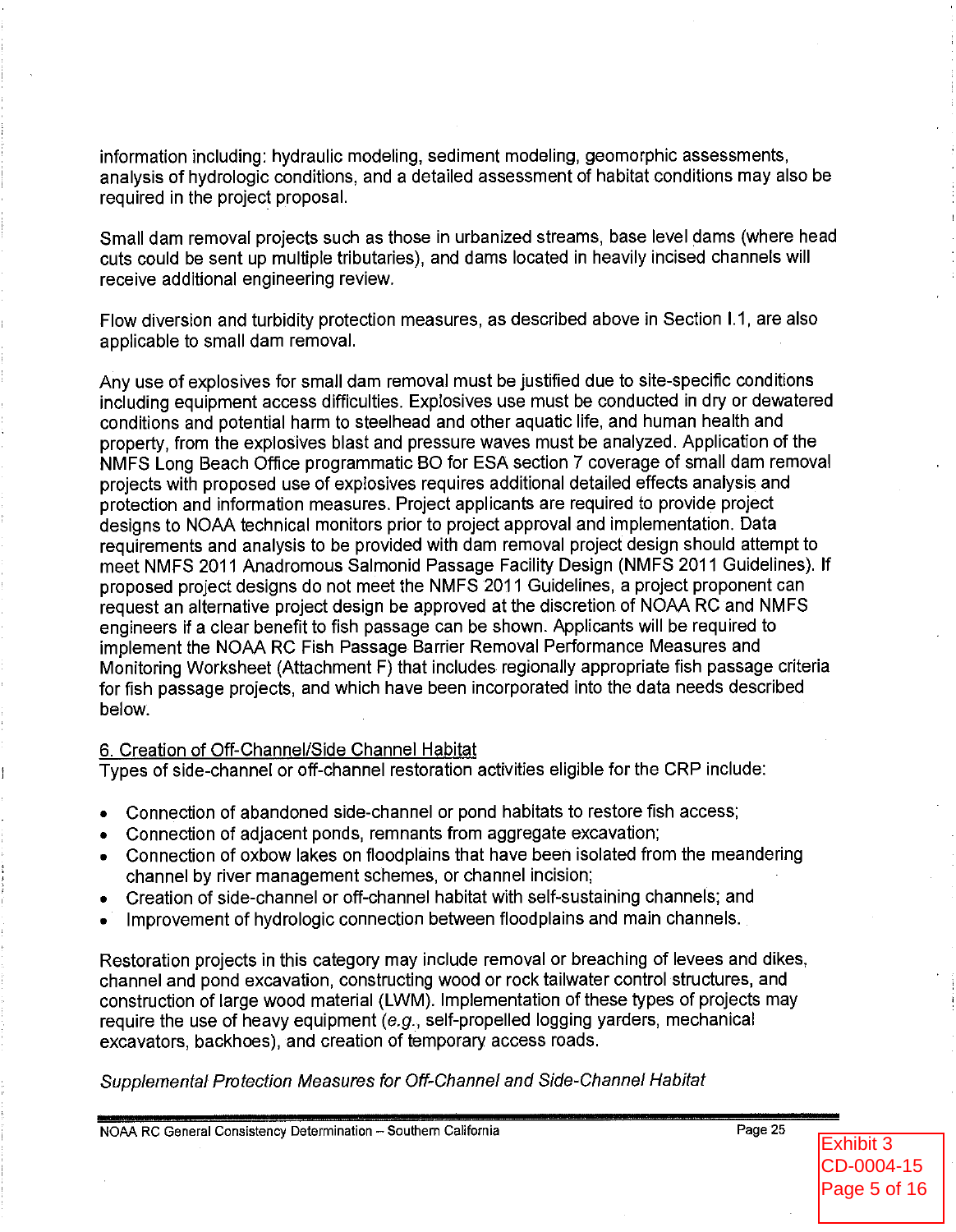information including: hydraulic modeling, sediment modeling, geomorphic assessments, analysis of hydrologic conditions, and a detailed assessment of habitat conditions may also be required in the project proposal.

Small dam removal projects such as those in urbanized streams, base level dams (where head cuts could be sent up multiple tributaries), and dams located in heavily incised channels will receive additional engineering review.

Flow diversion and turbidity protection measures, as described above in Section I.1, are also applicable to small dam removal.

Any use of explosives for small dam removal must be justified due to site-specific conditions including equipment access difficulties. Explosives use must be conducted in dry or dewatered conditions and potential harm to steelhead and other aquatic life, and human health and property, from the explosives blast and pressure waves must be analyzed. Application of the NMFS Long Beach Office programmatic BO for ESA section 7 coverage of small dam removal projects with proposed use of explosives requires additional detailed effects analysis and protection and information measures. Project applicants are required to provide project designs to NOAA technical monitors prior to project approval and implementation. Data requirements and analysis to be provided with dam removal project design should attempt to meet NMFS 2011 Anadromous Salmonid Passage Facility Design (NMFS 2011 Guidelines). If proposed project designs do not meet the NMFS 2011 Guidelines, a project proponent can request an alternative project design be approved at the discretion of NOAA RC and NMFS engineers if a clear benefit to fish passage can be shown. Applicants will be required to implement the NOAA RC Fish Passage Barrier Removal Performance Measures and Monitoring Worksheet (Attachment F) that includes regionally appropriate fish passage criteria for fish passage projects, and which have been incorporated into the data needs described below.

<u>6. Creation of Off-Channel/Side Channel Habitat</u>

Types of side-channel or off-channel restoration activities eligible for the CRP include:

- Connection of abandoned side-channel or pond habitats to restore fish access;
- Connection of adjacent ponds, remnants from aggregate excavation;
- Connection of oxbow lakes on floodplains that have been isolated from the meandering channel by river management schemes, or channel incision;
- Creation of side-channel or off-channel habitat with self-sustaining channels; and
- Improvement of hydrologic connection between floodplains and main channels.

Restoration projects in this category may include removal or breaching of levees and dikes, channel and pond excavation, constructing wood or rock tailwater control structures, and construction of large wood material (LWM). Implementation of these types of projects may require the use of heavy equipment (*e.g.*, self-propelled logging yarders, mechanical excavators, backhoes), and creation of temporary access roads.

*Supplemental Protection Measures for Off-Channel and Side-Channel Habitat*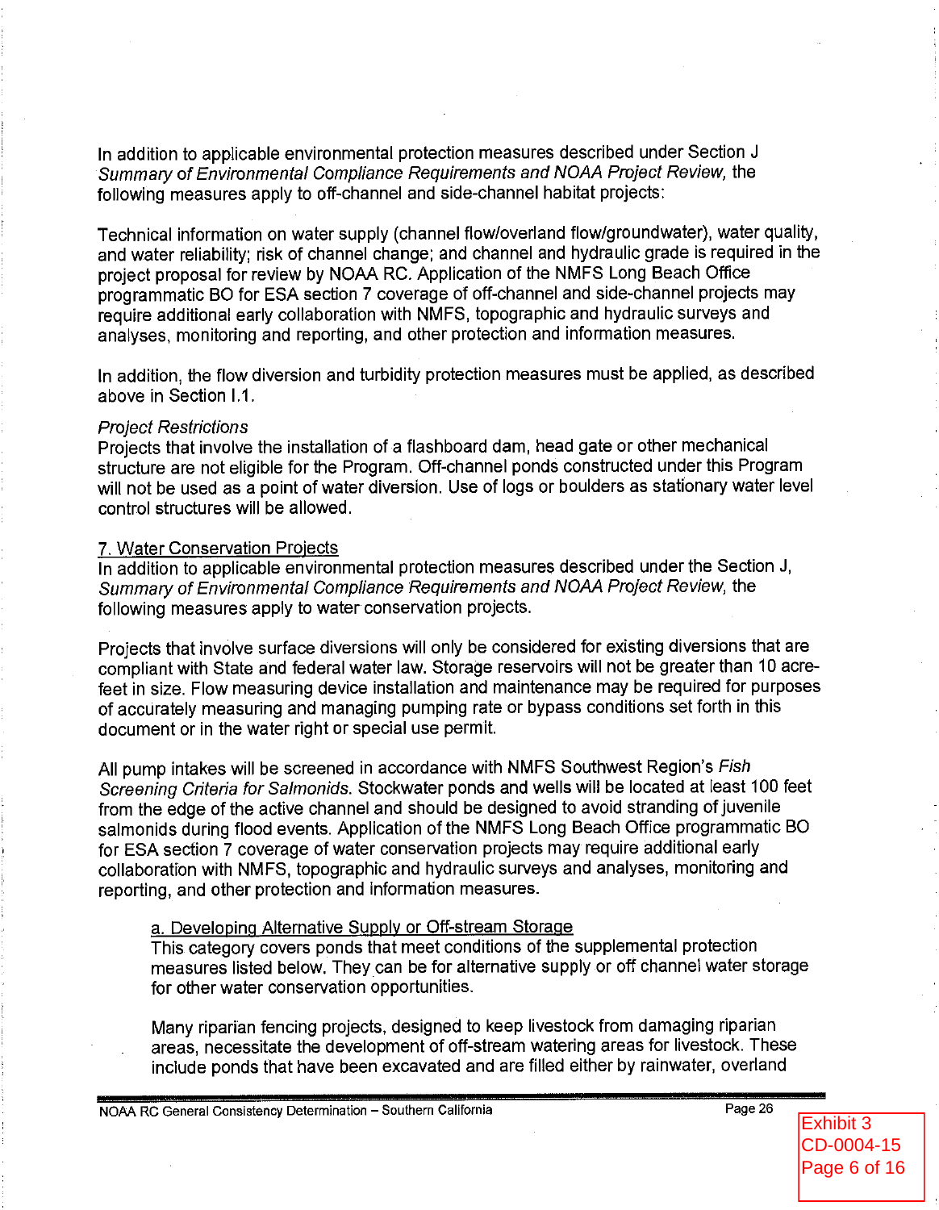In addition to applicable environmental protection measures described under Section J *Summary of Environmental Compliance Requirements and NOAA Project Review,* the following measures apply to off-channel and side-channel habitat projects:

Technical information on water supply (channel flow/overland flow/groundwater), water quality, and water reliability; risk of channel change; and channel and hydraulic grade is required in the project proposal for review by NOAA RC. Application of the NMFS Long Beach Office programmatic BO for ESA section 7 coverage of off-channel and side-channel projects may require additional early collaboration with NMFS, topographic and hydraulic surveys and analyses, monitoring and reporting, and other protection and information measures.

In addition, the flow diversion and turbidity protection measures must be applied, as described above in Section I.1.

*Project Restrictions*
Projects that involve the installation of a flashboard dam, head gate or other mechanical structure are not eligible for the Program. Off-channel ponds constructed under this Program will not be used as a point of water diversion. Use of logs or boulders as stationary water level control structures will be allowed.

7. Water Conservation Projects
In addition to applicable environmental protection measures described under the Section J, *Summary of Environmental Compliance Requirements and NOAA Project Review,* the following measures apply to water conservation projects.

Projects that involve surface diversions will only be considered for existing diversions that are compliant with State and federal water law. Storage reservoirs will not be greater than 10 acre-feet in size. Flow measuring device installation and maintenance may be required for purposes of accurately measuring and managing pumping rate or bypass conditions set forth in this document or in the water right or special use permit.

All pump intakes will be screened in accordance with NMFS Southwest Region's *Fish Screening Criteria for Salmonids.* Stockwater ponds and wells will be located at least 100 feet from the edge of the active channel and should be designed to avoid stranding of juvenile salmonids during flood events. Application of the NMFS Long Beach Office programmatic BO for ESA section 7 coverage of water conservation projects may require additional early collaboration with NMFS, topographic and hydraulic surveys and analyses, monitoring and reporting, and other protection and information measures.

a. Developing Alternative Supply or Off-stream Storage
This category covers ponds that meet conditions of the supplemental protection measures listed below. They can be for alternative supply or off channel water storage for other water conservation opportunities.

Many riparian fencing projects, designed to keep livestock from damaging riparian areas, necessitate the development of off-stream watering areas for livestock. These include ponds that have been excavated and are filled either by rainwater, overland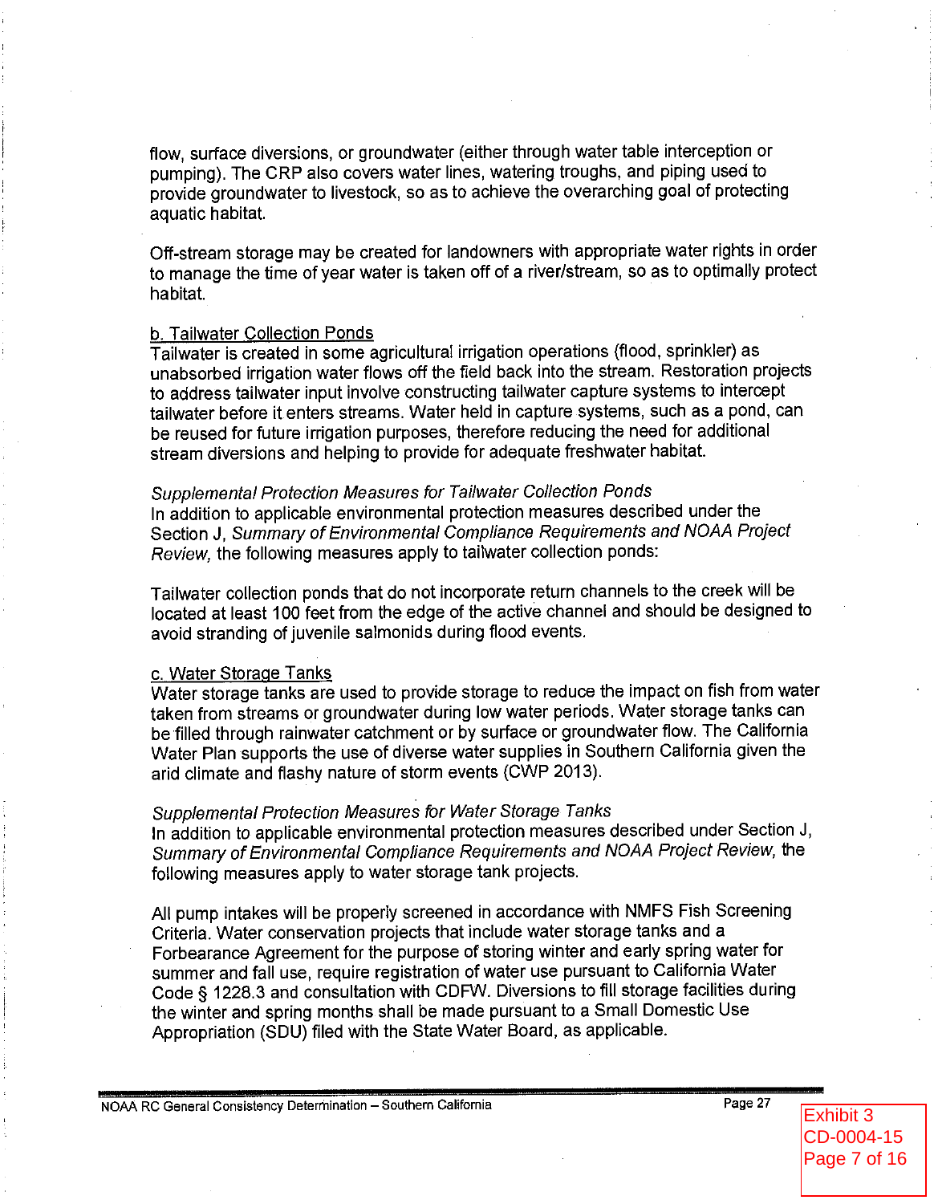flow, surface diversions, or groundwater (either through water table interception or pumping). The CRP also covers water lines, watering troughs, and piping used to provide groundwater to livestock, so as to achieve the overarching goal of protecting aquatic habitat.

Off-stream storage may be created for landowners with appropriate water rights in order to manage the time of year water is taken off of a river/stream, so as to optimally protect habitat.

b. Tailwater Collection Ponds

Tailwater is created in some agricultural irrigation operations (flood, sprinkler) as unabsorbed irrigation water flows off the field back into the stream. Restoration projects to address tailwater input involve constructing tailwater capture systems to intercept tailwater before it enters streams. Water held in capture systems, such as a pond, can be reused for future irrigation purposes, therefore reducing the need for additional stream diversions and helping to provide for adequate freshwater habitat.

*Supplemental Protection Measures for Tailwater Collection Ponds*

In addition to applicable environmental protection measures described under the Section J, *Summary of Environmental Compliance Requirements and NOAA Project Review,* the following measures apply to tailwater collection ponds:

Tailwater collection ponds that do not incorporate return channels to the creek will be located at least 100 feet from the edge of the active channel and should be designed to avoid stranding of juvenile salmonids during flood events.

c. Water Storage Tanks

Water storage tanks are used to provide storage to reduce the impact on fish from water taken from streams or groundwater during low water periods. Water storage tanks can be filled through rainwater catchment or by surface or groundwater flow. The California Water Plan supports the use of diverse water supplies in Southern California given the arid climate and flashy nature of storm events (CWP 2013).

*Supplemental Protection Measures for Water Storage Tanks*

In addition to applicable environmental protection measures described under Section J, *Summary of Environmental Compliance Requirements and NOAA Project Review,* the following measures apply to water storage tank projects.

All pump intakes will be properly screened in accordance with NMFS Fish Screening Criteria. Water conservation projects that include water storage tanks and a Forbearance Agreement for the purpose of storing winter and early spring water for summer and fall use, require registration of water use pursuant to California Water Code § 1228.3 and consultation with CDFW. Diversions to fill storage facilities during the winter and spring months shall be made pursuant to a Small Domestic Use Appropriation (SDU) filed with the State Water Board, as applicable.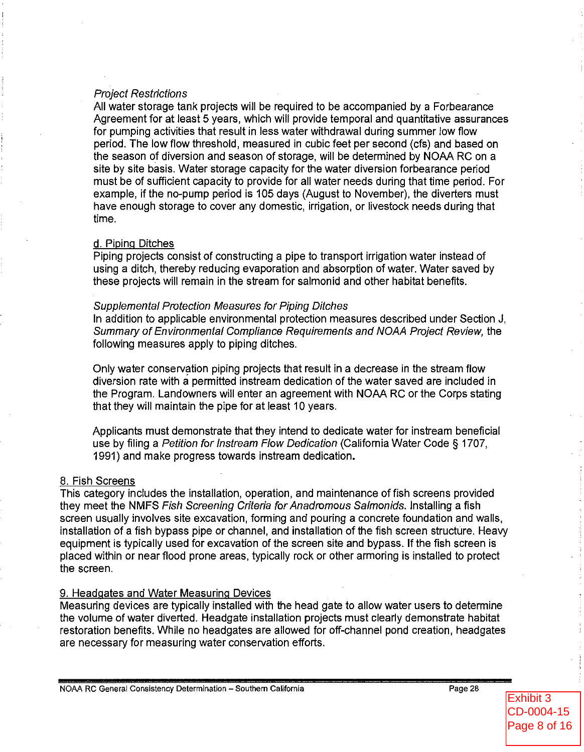*Project Restrictions*

All water storage tank projects will be required to be accompanied by a Forbearance Agreement for at least 5 years, which will provide temporal and quantitative assurances for pumping activities that result in less water withdrawal during summer low flow period. The low flow threshold, measured in cubic feet per second (cfs) and based on the season of diversion and season of storage, will be determined by NOAA RC on a site by site basis. Water storage capacity for the water diversion forbearance period must be of sufficient capacity to provide for all water needs during that time period. For example, if the no-pump period is 105 days (August to November), the diverters must have enough storage to cover any domestic, irrigation, or livestock needs during that time.

d. Piping Ditches

Piping projects consist of constructing a pipe to transport irrigation water instead of using a ditch, thereby reducing evaporation and absorption of water. Water saved by these projects will remain in the stream for salmonid and other habitat benefits.

*Supplemental Protection Measures for Piping Ditches*

In addition to applicable environmental protection measures described under Section J, *Summary of Environmental Compliance Requirements and NOAA Project Review*, the following measures apply to piping ditches.

Only water conservation piping projects that result in a decrease in the stream flow diversion rate with a permitted instream dedication of the water saved are included in the Program. Landowners will enter an agreement with NOAA RC or the Corps stating that they will maintain the pipe for at least 10 years.

Applicants must demonstrate that they intend to dedicate water for instream beneficial use by filing a *Petition for Instream Flow Dedication* (California Water Code § 1707, 1991) and make progress towards instream dedication.

8. Fish Screens

This category includes the installation, operation, and maintenance of fish screens provided they meet the NMFS *Fish Screening Criteria for Anadromous Salmonids*. Installing a fish screen usually involves site excavation, forming and pouring a concrete foundation and walls, installation of a fish bypass pipe or channel, and installation of the fish screen structure. Heavy equipment is typically used for excavation of the screen site and bypass. If the fish screen is placed within or near flood prone areas, typically rock or other armoring is installed to protect the screen.

9. Headgates and Water Measuring Devices

Measuring devices are typically installed with the head gate to allow water users to determine the volume of water diverted. Headgate installation projects must clearly demonstrate habitat restoration benefits. While no headgates are allowed for off-channel pond creation, headgates are necessary for measuring water conservation efforts.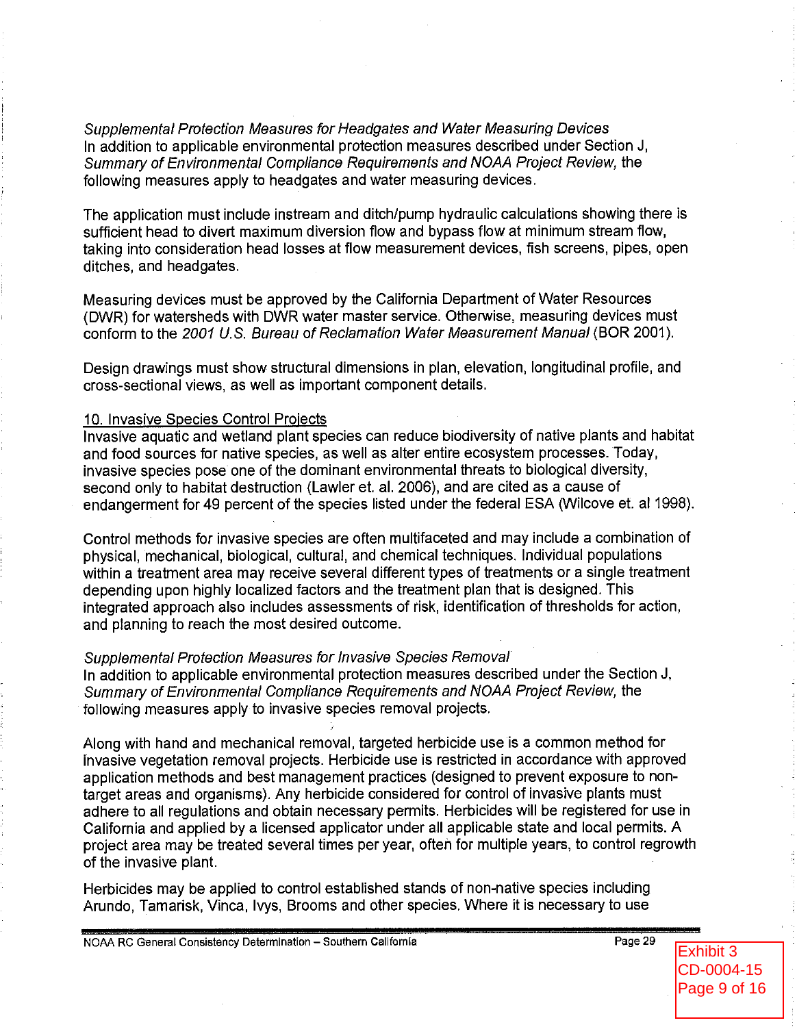*Supplemental Protection Measures for Headgates and Water Measuring Devices*
In addition to applicable environmental protection measures described under Section J, *Summary of Environmental Compliance Requirements and NOAA Project Review,* the following measures apply to headgates and water measuring devices.

The application must include instream and ditch/pump hydraulic calculations showing there is sufficient head to divert maximum diversion flow and bypass flow at minimum stream flow, taking into consideration head losses at flow measurement devices, fish screens, pipes, open ditches, and headgates.

Measuring devices must be approved by the California Department of Water Resources (DWR) for watersheds with DWR water master service. Otherwise, measuring devices must conform to the *2001 U.S. Bureau of Reclamation Water Measurement Manual* (BOR 2001).

Design drawings must show structural dimensions in plan, elevation, longitudinal profile, and cross-sectional views, as well as important component details.

10. Invasive Species Control Projects

Invasive aquatic and wetland plant species can reduce biodiversity of native plants and habitat and food sources for native species, as well as alter entire ecosystem processes. Today, invasive species pose one of the dominant environmental threats to biological diversity, second only to habitat destruction (Lawler et. al. 2006), and are cited as a cause of endangerment for 49 percent of the species listed under the federal ESA (Wilcove et. al 1998).

Control methods for invasive species are often multifaceted and may include a combination of physical, mechanical, biological, cultural, and chemical techniques. Individual populations within a treatment area may receive several different types of treatments or a single treatment depending upon highly localized factors and the treatment plan that is designed. This integrated approach also includes assessments of risk, identification of thresholds for action, and planning to reach the most desired outcome.

*Supplemental Protection Measures for Invasive Species Removal*
In addition to applicable environmental protection measures described under the Section J, *Summary of Environmental Compliance Requirements and NOAA Project Review,* the following measures apply to invasive species removal projects.

Along with hand and mechanical removal, targeted herbicide use is a common method for invasive vegetation removal projects. Herbicide use is restricted in accordance with approved application methods and best management practices (designed to prevent exposure to non-target areas and organisms). Any herbicide considered for control of invasive plants must adhere to all regulations and obtain necessary permits. Herbicides will be registered for use in California and applied by a licensed applicator under all applicable state and local permits. A project area may be treated several times per year, often for multiple years, to control regrowth of the invasive plant.

Herbicides may be applied to control established stands of non-native species including Arundo, Tamarisk, Vinca, Ivys, Brooms and other species. Where it is necessary to use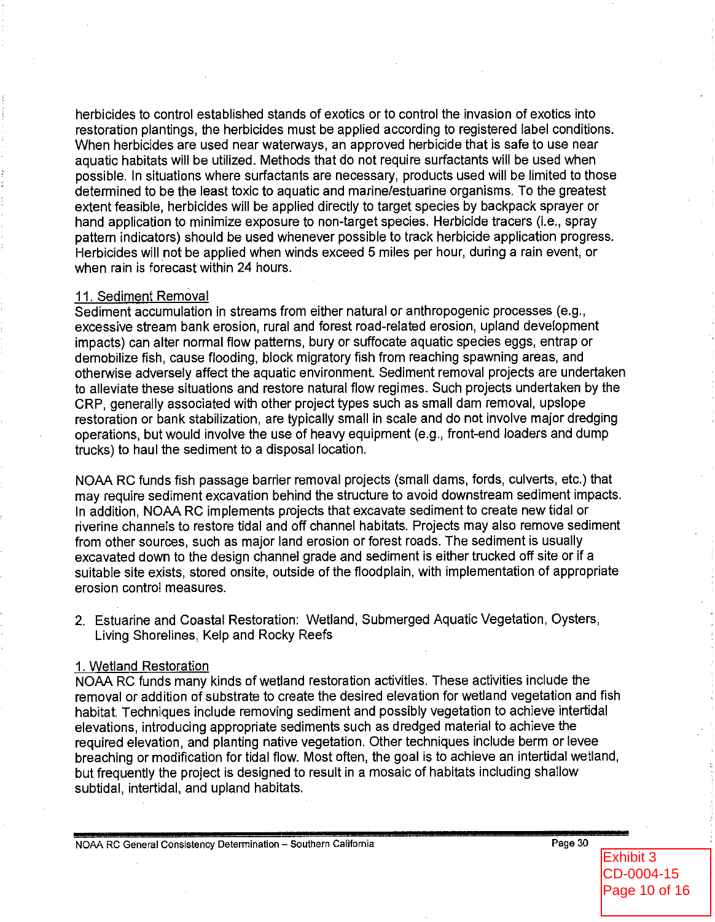herbicides to control established stands of exotics or to control the invasion of exotics into restoration plantings, the herbicides must be applied according to registered label conditions. When herbicides are used near waterways, an approved herbicide that is safe to use near aquatic habitats will be utilized. Methods that do not require surfactants will be used when possible. In situations where surfactants are necessary, products used will be limited to those determined to be the least toxic to aquatic and marine/estuarine organisms. To the greatest extent feasible, herbicides will be applied directly to target species by backpack sprayer or hand application to minimize exposure to non-target species. Herbicide tracers (i.e., spray pattern indicators) should be used whenever possible to track herbicide application progress. Herbicides will not be applied when winds exceed 5 miles per hour, during a rain event, or when rain is forecast within 24 hours.

11. Sediment Removal

Sediment accumulation in streams from either natural or anthropogenic processes (e.g., excessive stream bank erosion, rural and forest road-related erosion, upland development impacts) can alter normal flow patterns, bury or suffocate aquatic species eggs, entrap or demobilize fish, cause flooding, block migratory fish from reaching spawning areas, and otherwise adversely affect the aquatic environment. Sediment removal projects are undertaken to alleviate these situations and restore natural flow regimes. Such projects undertaken by the CRP, generally associated with other project types such as small dam removal, upslope restoration or bank stabilization, are typically small in scale and do not involve major dredging operations, but would involve the use of heavy equipment (e.g., front-end loaders and dump trucks) to haul the sediment to a disposal location.

NOAA RC funds fish passage barrier removal projects (small dams, fords, culverts, etc.) that may require sediment excavation behind the structure to avoid downstream sediment impacts. In addition, NOAA RC implements projects that excavate sediment to create new tidal or riverine channels to restore tidal and off channel habitats. Projects may also remove sediment from other sources, such as major land erosion or forest roads. The sediment is usually excavated down to the design channel grade and sediment is either trucked off site or if a suitable site exists, stored onsite, outside of the floodplain, with implementation of appropriate erosion control measures.

2. Estuarine and Coastal Restoration: Wetland, Submerged Aquatic Vegetation, Oysters, Living Shorelines, Kelp and Rocky Reefs

1. Wetland Restoration

NOAA RC funds many kinds of wetland restoration activities. These activities include the removal or addition of substrate to create the desired elevation for wetland vegetation and fish habitat. Techniques include removing sediment and possibly vegetation to achieve intertidal elevations, introducing appropriate sediments such as dredged material to achieve the required elevation, and planting native vegetation. Other techniques include berm or levee breaching or modification for tidal flow. Most often, the goal is to achieve an intertidal wetland, but frequently the project is designed to result in a mosaic of habitats including shallow subtidal, intertidal, and upland habitats.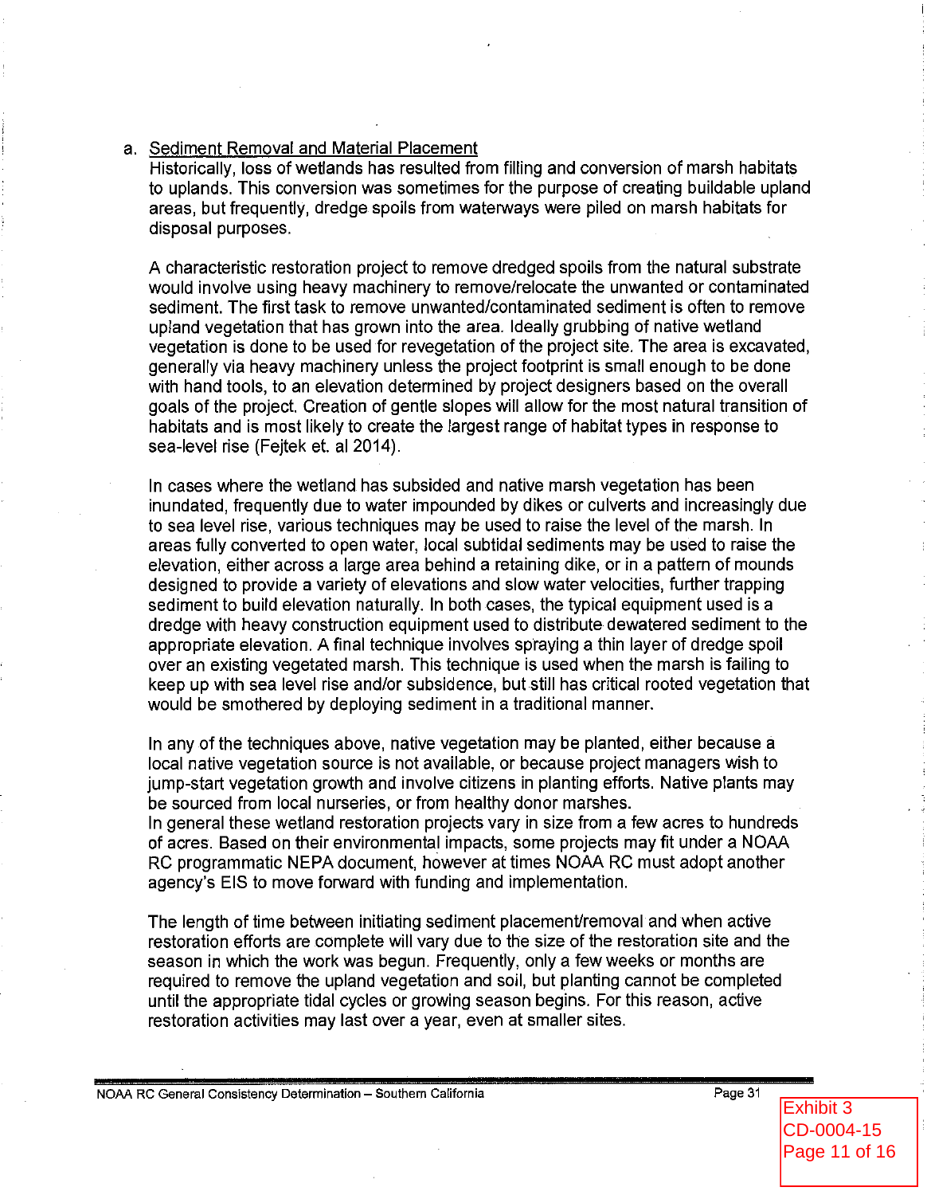a. <u>Sediment Removal and Material Placement</u>

Historically, loss of wetlands has resulted from filling and conversion of marsh habitats to uplands. This conversion was sometimes for the purpose of creating buildable upland areas, but frequently, dredge spoils from waterways were piled on marsh habitats for disposal purposes.

A characteristic restoration project to remove dredged spoils from the natural substrate would involve using heavy machinery to remove/relocate the unwanted or contaminated sediment. The first task to remove unwanted/contaminated sediment is often to remove upland vegetation that has grown into the area. Ideally grubbing of native wetland vegetation is done to be used for revegetation of the project site. The area is excavated, generally via heavy machinery unless the project footprint is small enough to be done with hand tools, to an elevation determined by project designers based on the overall goals of the project. Creation of gentle slopes will allow for the most natural transition of habitats and is most likely to create the largest range of habitat types in response to sea-level rise (Fejtek et. al 2014).

In cases where the wetland has subsided and native marsh vegetation has been inundated, frequently due to water impounded by dikes or culverts and increasingly due to sea level rise, various techniques may be used to raise the level of the marsh. In areas fully converted to open water, local subtidal sediments may be used to raise the elevation, either across a large area behind a retaining dike, or in a pattern of mounds designed to provide a variety of elevations and slow water velocities, further trapping sediment to build elevation naturally. In both cases, the typical equipment used is a dredge with heavy construction equipment used to distribute dewatered sediment to the appropriate elevation. A final technique involves spraying a thin layer of dredge spoil over an existing vegetated marsh. This technique is used when the marsh is failing to keep up with sea level rise and/or subsidence, but still has critical rooted vegetation that would be smothered by deploying sediment in a traditional manner.

In any of the techniques above, native vegetation may be planted, either because a local native vegetation source is not available, or because project managers wish to jump-start vegetation growth and involve citizens in planting efforts. Native plants may be sourced from local nurseries, or from healthy donor marshes.

In general these wetland restoration projects vary in size from a few acres to hundreds of acres. Based on their environmental impacts, some projects may fit under a NOAA RC programmatic NEPA document, however at times NOAA RC must adopt another agency's EIS to move forward with funding and implementation.

The length of time between initiating sediment placement/removal and when active restoration efforts are complete will vary due to the size of the restoration site and the season in which the work was begun. Frequently, only a few weeks or months are required to remove the upland vegetation and soil, but planting cannot be completed until the appropriate tidal cycles or growing season begins. For this reason, active restoration activities may last over a year, even at smaller sites.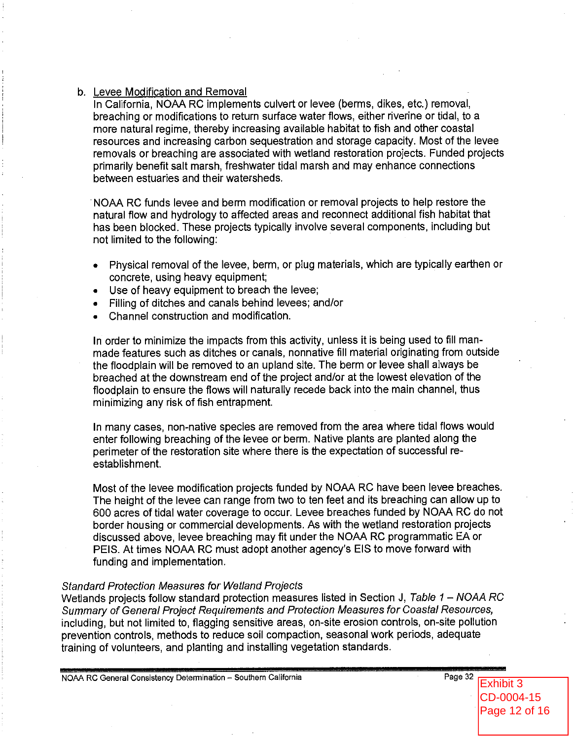b. <u>Levee Modification and Removal</u>

In California, NOAA RC implements culvert or levee (berms, dikes, etc.) removal, breaching or modifications to return surface water flows, either riverine or tidal, to a more natural regime, thereby increasing available habitat to fish and other coastal resources and increasing carbon sequestration and storage capacity. Most of the levee removals or breaching are associated with wetland restoration projects. Funded projects primarily benefit salt marsh, freshwater tidal marsh and may enhance connections between estuaries and their watersheds.

NOAA RC funds levee and berm modification or removal projects to help restore the natural flow and hydrology to affected areas and reconnect additional fish habitat that has been blocked. These projects typically involve several components, including but not limited to the following:

- Physical removal of the levee, berm, or plug materials, which are typically earthen or concrete, using heavy equipment;
- Use of heavy equipment to breach the levee;
- Filling of ditches and canals behind levees; and/or
- Channel construction and modification.

In order to minimize the impacts from this activity, unless it is being used to fill man-made features such as ditches or canals, nonnative fill material originating from outside the floodplain will be removed to an upland site. The berm or levee shall always be breached at the downstream end of the project and/or at the lowest elevation of the floodplain to ensure the flows will naturally recede back into the main channel, thus minimizing any risk of fish entrapment.

In many cases, non-native species are removed from the area where tidal flows would enter following breaching of the levee or berm. Native plants are planted along the perimeter of the restoration site where there is the expectation of successful re-establishment.

Most of the levee modification projects funded by NOAA RC have been levee breaches. The height of the levee can range from two to ten feet and its breaching can allow up to 600 acres of tidal water coverage to occur. Levee breaches funded by NOAA RC do not border housing or commercial developments. As with the wetland restoration projects discussed above, levee breaching may fit under the NOAA RC programmatic EA or PEIS. At times NOAA RC must adopt another agency's EIS to move forward with funding and implementation.

*Standard Protection Measures for Wetland Projects*

Wetlands projects follow standard protection measures listed in Section J, *Table 1 – NOAA RC Summary of General Project Requirements and Protection Measures for Coastal Resources,* including, but not limited to, flagging sensitive areas, on-site erosion controls, on-site pollution prevention controls, methods to reduce soil compaction, seasonal work periods, adequate training of volunteers, and planting and installing vegetation standards.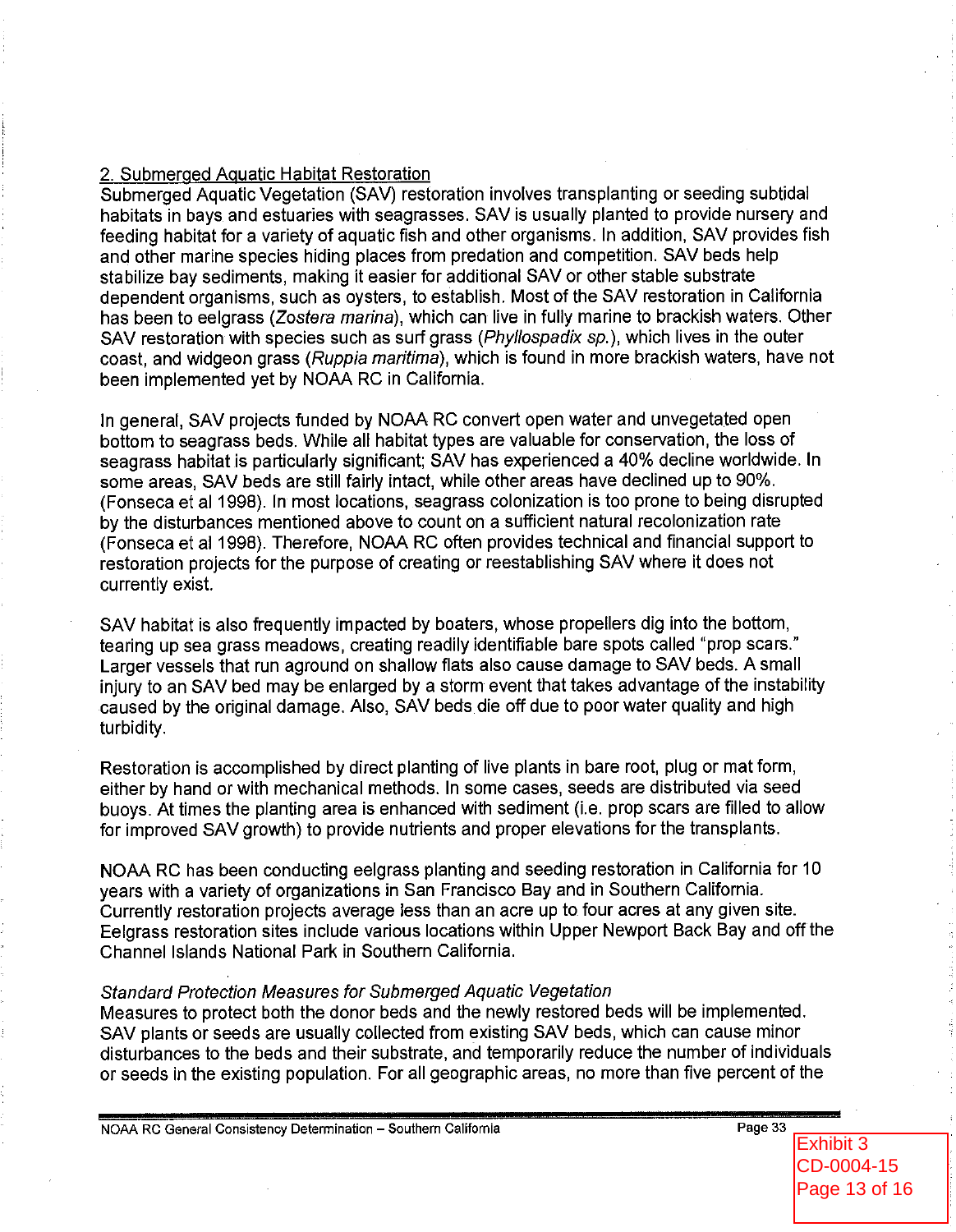2. Submerged Aquatic Habitat Restoration

Submerged Aquatic Vegetation (SAV) restoration involves transplanting or seeding subtidal habitats in bays and estuaries with seagrasses. SAV is usually planted to provide nursery and feeding habitat for a variety of aquatic fish and other organisms. In addition, SAV provides fish and other marine species hiding places from predation and competition. SAV beds help stabilize bay sediments, making it easier for additional SAV or other stable substrate dependent organisms, such as oysters, to establish. Most of the SAV restoration in California has been to eelgrass (*Zostera marina*), which can live in fully marine to brackish waters. Other SAV restoration with species such as surf grass (*Phyllospadix sp.*), which lives in the outer coast, and widgeon grass (*Ruppia maritima*), which is found in more brackish waters, have not been implemented yet by NOAA RC in California.

In general, SAV projects funded by NOAA RC convert open water and unvegetated open bottom to seagrass beds. While all habitat types are valuable for conservation, the loss of seagrass habitat is particularly significant; SAV has experienced a 40% decline worldwide. In some areas, SAV beds are still fairly intact, while other areas have declined up to 90%. (Fonseca et al 1998). In most locations, seagrass colonization is too prone to being disrupted by the disturbances mentioned above to count on a sufficient natural recolonization rate (Fonseca et al 1998). Therefore, NOAA RC often provides technical and financial support to restoration projects for the purpose of creating or reestablishing SAV where it does not currently exist.

SAV habitat is also frequently impacted by boaters, whose propellers dig into the bottom, tearing up sea grass meadows, creating readily identifiable bare spots called "prop scars." Larger vessels that run aground on shallow flats also cause damage to SAV beds. A small injury to an SAV bed may be enlarged by a storm event that takes advantage of the instability caused by the original damage. Also, SAV beds die off due to poor water quality and high turbidity.

Restoration is accomplished by direct planting of live plants in bare root, plug or mat form, either by hand or with mechanical methods. In some cases, seeds are distributed via seed buoys. At times the planting area is enhanced with sediment (i.e. prop scars are filled to allow for improved SAV growth) to provide nutrients and proper elevations for the transplants.

NOAA RC has been conducting eelgrass planting and seeding restoration in California for 10 years with a variety of organizations in San Francisco Bay and in Southern California. Currently restoration projects average less than an acre up to four acres at any given site. Eelgrass restoration sites include various locations within Upper Newport Back Bay and off the Channel Islands National Park in Southern California.

*Standard Protection Measures for Submerged Aquatic Vegetation*

Measures to protect both the donor beds and the newly restored beds will be implemented. SAV plants or seeds are usually collected from existing SAV beds, which can cause minor disturbances to the beds and their substrate, and temporarily reduce the number of individuals or seeds in the existing population. For all geographic areas, no more than five percent of the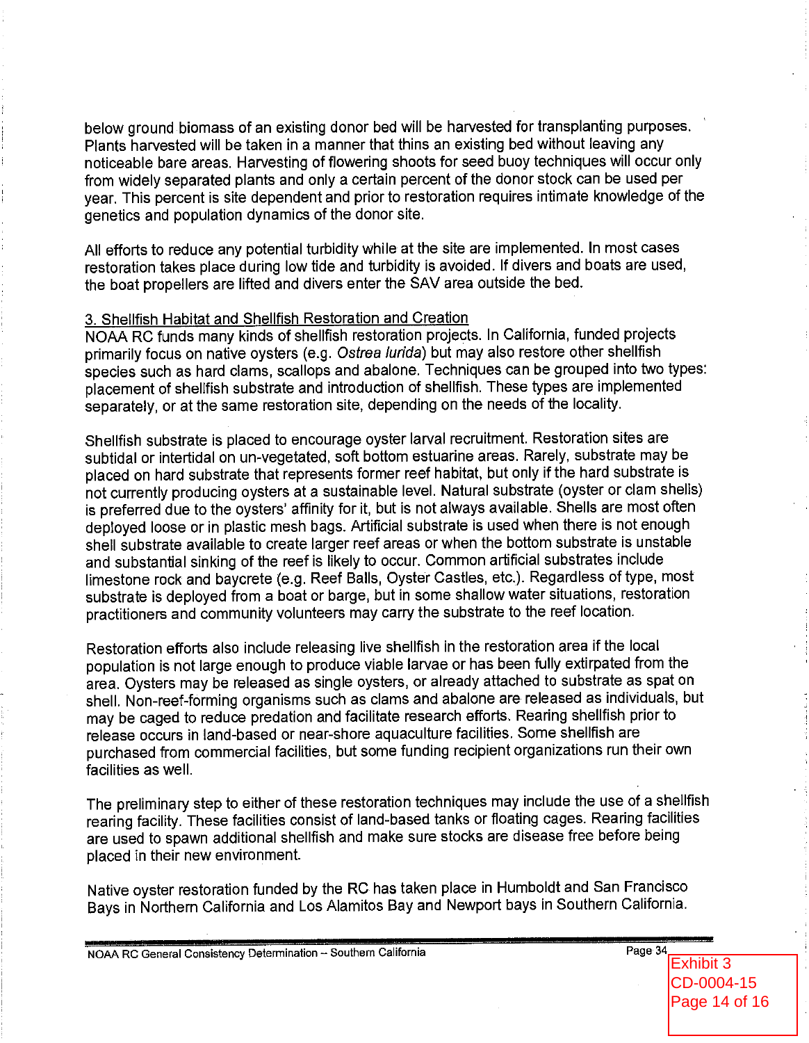below ground biomass of an existing donor bed will be harvested for transplanting purposes. Plants harvested will be taken in a manner that thins an existing bed without leaving any noticeable bare areas. Harvesting of flowering shoots for seed buoy techniques will occur only from widely separated plants and only a certain percent of the donor stock can be used per year. This percent is site dependent and prior to restoration requires intimate knowledge of the genetics and population dynamics of the donor site.

All efforts to reduce any potential turbidity while at the site are implemented. In most cases restoration takes place during low tide and turbidity is avoided. If divers and boats are used, the boat propellers are lifted and divers enter the SAV area outside the bed.

3. Shellfish Habitat and Shellfish Restoration and Creation

NOAA RC funds many kinds of shellfish restoration projects. In California, funded projects primarily focus on native oysters (e.g. *Ostrea lurida*) but may also restore other shellfish species such as hard clams, scallops and abalone. Techniques can be grouped into two types: placement of shellfish substrate and introduction of shellfish. These types are implemented separately, or at the same restoration site, depending on the needs of the locality.

Shellfish substrate is placed to encourage oyster larval recruitment. Restoration sites are subtidal or intertidal on un-vegetated, soft bottom estuarine areas. Rarely, substrate may be placed on hard substrate that represents former reef habitat, but only if the hard substrate is not currently producing oysters at a sustainable level. Natural substrate (oyster or clam shells) is preferred due to the oysters' affinity for it, but is not always available. Shells are most often deployed loose or in plastic mesh bags. Artificial substrate is used when there is not enough shell substrate available to create larger reef areas or when the bottom substrate is unstable and substantial sinking of the reef is likely to occur. Common artificial substrates include limestone rock and baycrete (e.g. Reef Balls, Oyster Castles, etc.). Regardless of type, most substrate is deployed from a boat or barge, but in some shallow water situations, restoration practitioners and community volunteers may carry the substrate to the reef location.

Restoration efforts also include releasing live shellfish in the restoration area if the local population is not large enough to produce viable larvae or has been fully extirpated from the area. Oysters may be released as single oysters, or already attached to substrate as spat on shell. Non-reef-forming organisms such as clams and abalone are released as individuals, but may be caged to reduce predation and facilitate research efforts. Rearing shellfish prior to release occurs in land-based or near-shore aquaculture facilities. Some shellfish are purchased from commercial facilities, but some funding recipient organizations run their own facilities as well.

The preliminary step to either of these restoration techniques may include the use of a shellfish rearing facility. These facilities consist of land-based tanks or floating cages. Rearing facilities are used to spawn additional shellfish and make sure stocks are disease free before being placed in their new environment.

Native oyster restoration funded by the RC has taken place in Humboldt and San Francisco Bays in Northern California and Los Alamitos Bay and Newport bays in Southern California.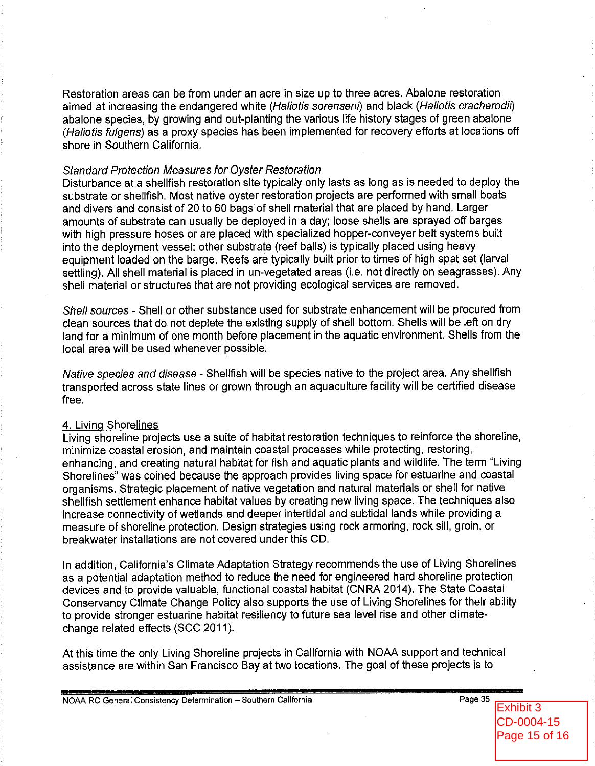Restoration areas can be from under an acre in size up to three acres. Abalone restoration aimed at increasing the endangered white (*Haliotis sorenseni*) and black (*Haliotis cracherodii*) abalone species, by growing and out-planting the various life history stages of green abalone (*Haliotis fulgens*) as a proxy species has been implemented for recovery efforts at locations off shore in Southern California.

*Standard Protection Measures for Oyster Restoration*

Disturbance at a shellfish restoration site typically only lasts as long as is needed to deploy the substrate or shellfish. Most native oyster restoration projects are performed with small boats and divers and consist of 20 to 60 bags of shell material that are placed by hand. Larger amounts of substrate can usually be deployed in a day; loose shells are sprayed off barges with high pressure hoses or are placed with specialized hopper-conveyer belt systems built into the deployment vessel; other substrate (reef balls) is typically placed using heavy equipment loaded on the barge. Reefs are typically built prior to times of high spat set (larval settling). All shell material is placed in un-vegetated areas (i.e. not directly on seagrasses). Any shell material or structures that are not providing ecological services are removed.

*Shell sources* - Shell or other substance used for substrate enhancement will be procured from clean sources that do not deplete the existing supply of shell bottom. Shells will be left on dry land for a minimum of one month before placement in the aquatic environment. Shells from the local area will be used whenever possible.

*Native species and disease* - Shellfish will be species native to the project area. Any shellfish transported across state lines or grown through an aquaculture facility will be certified disease free.

4. Living Shorelines

Living shoreline projects use a suite of habitat restoration techniques to reinforce the shoreline, minimize coastal erosion, and maintain coastal processes while protecting, restoring, enhancing, and creating natural habitat for fish and aquatic plants and wildlife. The term "Living Shorelines" was coined because the approach provides living space for estuarine and coastal organisms. Strategic placement of native vegetation and natural materials or shell for native shellfish settlement enhance habitat values by creating new living space. The techniques also increase connectivity of wetlands and deeper intertidal and subtidal lands while providing a measure of shoreline protection. Design strategies using rock armoring, rock sill, groin, or breakwater installations are not covered under this CD.

In addition, California's Climate Adaptation Strategy recommends the use of Living Shorelines as a potential adaptation method to reduce the need for engineered hard shoreline protection devices and to provide valuable, functional coastal habitat (CNRA 2014). The State Coastal Conservancy Climate Change Policy also supports the use of Living Shorelines for their ability to provide stronger estuarine habitat resiliency to future sea level rise and other climate-change related effects (SCC 2011).

At this time the only Living Shoreline projects in California with NOAA support and technical assistance are within San Francisco Bay at two locations. The goal of these projects is to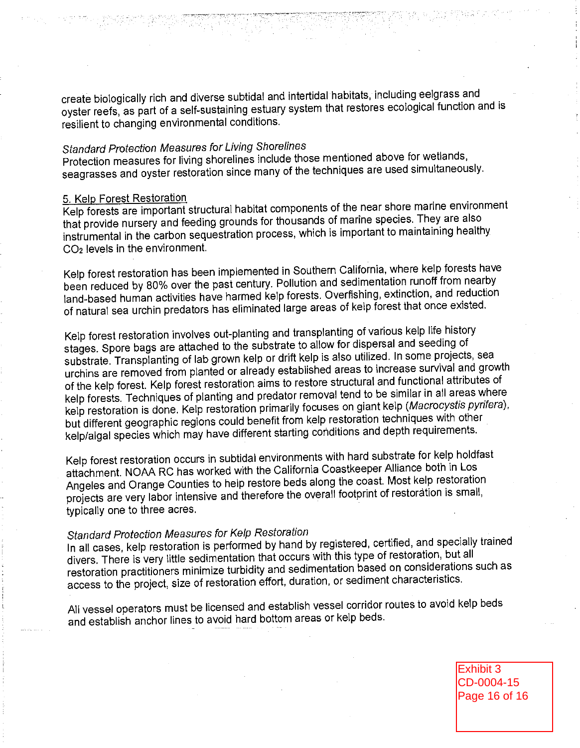create biologically rich and diverse subtidal and intertidal habitats, including eelgrass and oyster reefs, as part of a self-sustaining estuary system that restores ecological function and is resilient to changing environmental conditions.

*Standard Protection Measures for Living Shorelines*
Protection measures for living shorelines include those mentioned above for wetlands, seagrasses and oyster restoration since many of the techniques are used simultaneously.

<u>5. Kelp Forest Restoration</u>
Kelp forests are important structural habitat components of the near shore marine environment that provide nursery and feeding grounds for thousands of marine species. They are also instrumental in the carbon sequestration process, which is important to maintaining healthy $CO_2$ levels in the environment.

Kelp forest restoration has been implemented in Southern California, where kelp forests have been reduced by 80% over the past century. Pollution and sedimentation runoff from nearby land-based human activities have harmed kelp forests. Overfishing, extinction, and reduction of natural sea urchin predators has eliminated large areas of kelp forest that once existed.

Kelp forest restoration involves out-planting and transplanting of various kelp life history stages. Spore bags are attached to the substrate to allow for dispersal and seeding of substrate. Transplanting of lab grown kelp or drift kelp is also utilized. In some projects, sea urchins are removed from planted or already established areas to increase survival and growth of the kelp forest. Kelp forest restoration aims to restore structural and functional attributes of kelp forests. Techniques of planting and predator removal tend to be similar in all areas where kelp restoration is done. Kelp restoration primarily focuses on giant kelp (*Macrocystis pyrifera*), but different geographic regions could benefit from kelp restoration techniques with other kelp/algal species which may have different starting conditions and depth requirements.

Kelp forest restoration occurs in subtidal environments with hard substrate for kelp holdfast attachment. NOAA RC has worked with the California Coastkeeper Alliance both in Los Angeles and Orange Counties to help restore beds along the coast. Most kelp restoration projects are very labor intensive and therefore the overall footprint of restoration is small, typically one to three acres.

*Standard Protection Measures for Kelp Restoration*
In all cases, kelp restoration is performed by hand by registered, certified, and specially trained divers. There is very little sedimentation that occurs with this type of restoration, but all restoration practitioners minimize turbidity and sedimentation based on considerations such as access to the project, size of restoration effort, duration, or sediment characteristics.

All vessel operators must be licensed and establish vessel corridor routes to avoid kelp beds and establish anchor lines to avoid hard bottom areas or kelp beds.

Exhibit 3
CD-0004-15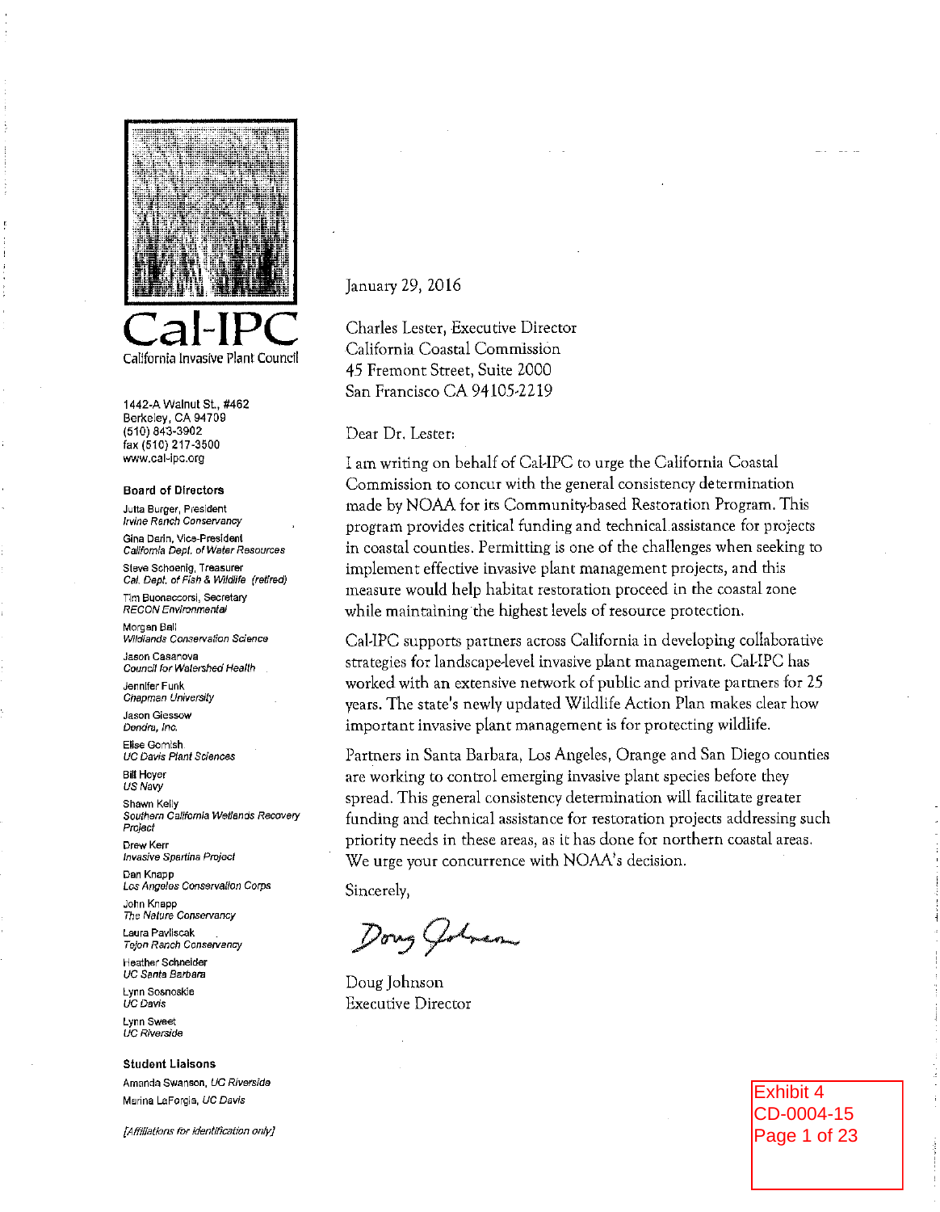# Cal-IPC

California Invasive Plant Council

1442-A Walnut St., #462
Berkeley, CA 94709
(510) 843-3902
fax (510) 217-3500
www.cal-ipc.org

**Board of Directors**

Jutta Burger, President
*Irvine Ranch Conservancy*

Gina Darin, Vice-President
*California Dept. of Water Resources*

Steve Schoenig, Treasurer
*Cal. Dept. of Fish & Wildlife (retired)*

Tim Buonaccorsi, Secretary
*RECON Environmental*

Morgan Ball
*Wildlands Conservation Science*

Jason Casanova
*Council for Watershed Health*

Jennifer Funk
*Chapman University*

Jason Giessow
*Dendra, Inc.*

Elise Gornish
*UC Davis Plant Sciences*

Bill Hoyer
*US Navy*

Shawn Kelly
*Southern California Wetlands Recovery Project*

Drew Kerr
*Invasive Spartina Project*

Dan Knapp
*Los Angeles Conservation Corps*

John Knapp
*The Nature Conservancy*

Laura Pavliscak
*Tejon Ranch Conservancy*

Heather Schneider
*UC Santa Barbara*

Lynn Sosnoskie
*UC Davis*

Lynn Sweet
*UC Riverside*

**Student Liaisons**

Amanda Swanson, *UC Riverside*

Marina LaForgia, *UC Davis*

*[Affiliations for identification only]*

January 29, 2016

Charles Lester, Executive Director
California Coastal Commission
45 Fremont Street, Suite 2000
San Francisco CA 94105-2219

Dear Dr. Lester:

I am writing on behalf of Cal-IPC to urge the California Coastal Commission to concur with the general consistency determination made by NOAA for its Community-based Restoration Program. This program provides critical funding and technical assistance for projects in coastal counties. Permitting is one of the challenges when seeking to implement effective invasive plant management projects, and this measure would help habitat restoration proceed in the coastal zone while maintaining the highest levels of resource protection.

Cal-IPC supports partners across California in developing collaborative strategies for landscape-level invasive plant management. Cal-IPC has worked with an extensive network of public and private partners for 25 years. The state's newly updated Wildlife Action Plan makes clear how important invasive plant management is for protecting wildlife.

Partners in Santa Barbara, Los Angeles, Orange and San Diego counties are working to control emerging invasive plant species before they spread. This general consistency determination will facilitate greater funding and technical assistance for restoration projects addressing such priority needs in these areas, as it has done for northern coastal areas. We urge your concurrence with NOAA's decision.

Sincerely,

Doug Johnson
Executive Director

Exhibit 4
CD-0004-15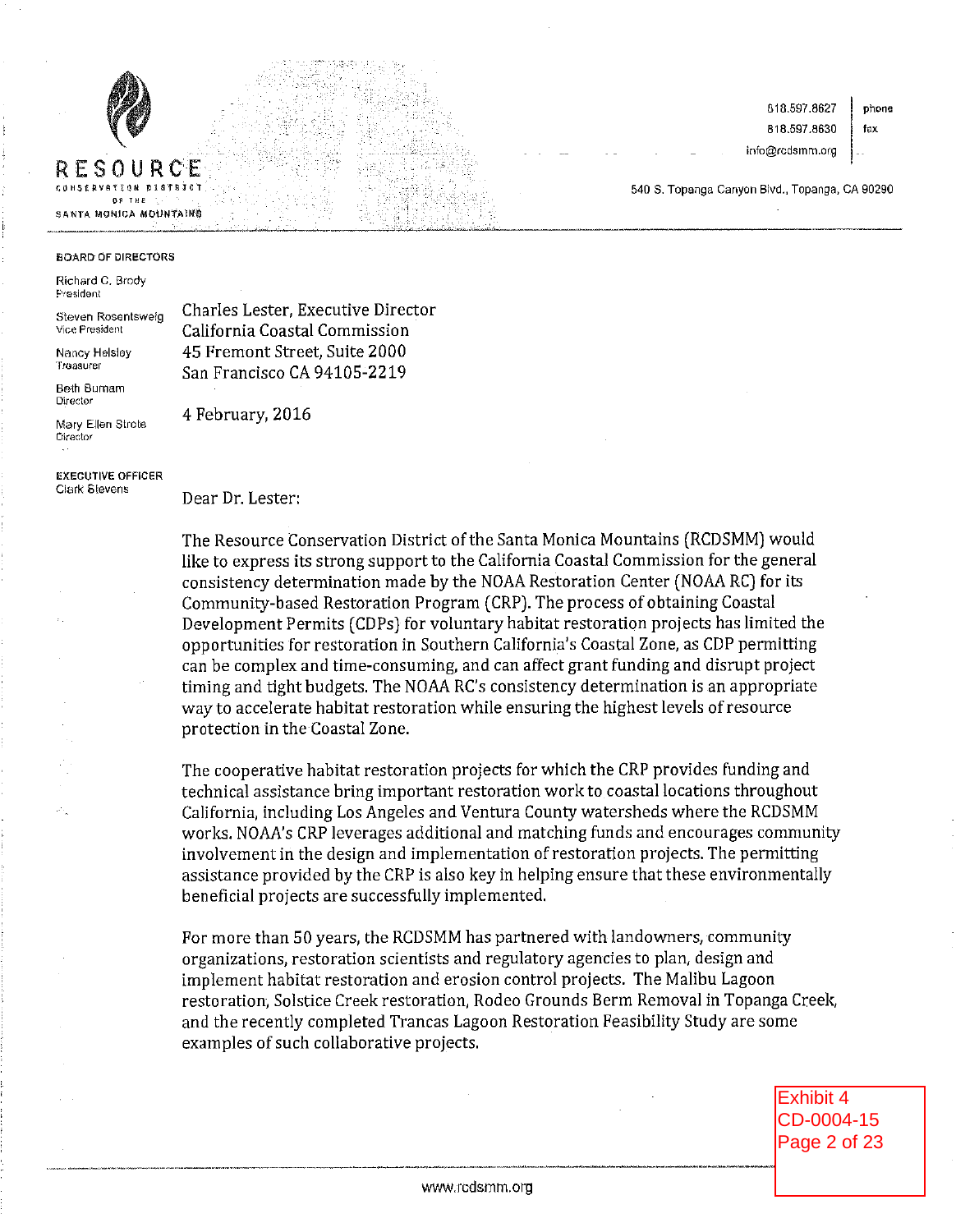**RESOURCE**
CONSERVATION DISTRICT
OF THE
SANTA MONICA MOUNTAINS

818.597.8627 phone
818.597.8630 fax
info@rcdsmm.org

540 S. Topanga Canyon Blvd., Topanga, CA 90290

**BOARD OF DIRECTORS**

Richard C. Brody
President

Steven Rosentsweig
Vice President

Nancy Helsley
Treasurer

Beth Burnam
Director

Mary Ellen Strote
Director

**EXECUTIVE OFFICER**
Clark Stevens

Charles Lester, Executive Director
California Coastal Commission
45 Fremont Street, Suite 2000
San Francisco CA 94105-2219

4 February, 2016

Dear Dr. Lester:

The Resource Conservation District of the Santa Monica Mountains (RCDSMM) would like to express its strong support to the California Coastal Commission for the general consistency determination made by the NOAA Restoration Center (NOAA RC) for its Community-based Restoration Program (CRP). The process of obtaining Coastal Development Permits (CDPs) for voluntary habitat restoration projects has limited the opportunities for restoration in Southern California's Coastal Zone, as CDP permitting can be complex and time-consuming, and can affect grant funding and disrupt project timing and tight budgets. The NOAA RC's consistency determination is an appropriate way to accelerate habitat restoration while ensuring the highest levels of resource protection in the Coastal Zone.

The cooperative habitat restoration projects for which the CRP provides funding and technical assistance bring important restoration work to coastal locations throughout California, including Los Angeles and Ventura County watersheds where the RCDSMM works. NOAA's CRP leverages additional and matching funds and encourages community involvement in the design and implementation of restoration projects. The permitting assistance provided by the CRP is also key in helping ensure that these environmentally beneficial projects are successfully implemented.

For more than 50 years, the RCDSMM has partnered with landowners, community organizations, restoration scientists and regulatory agencies to plan, design and implement habitat restoration and erosion control projects. The Malibu Lagoon restoration, Solstice Creek restoration, Rodeo Grounds Berm Removal in Topanga Creek, and the recently completed Trancas Lagoon Restoration Feasibility Study are some examples of such collaborative projects.

Exhibit 4
CD-0004-15
Page 2 of 23

www.rcdsmm.org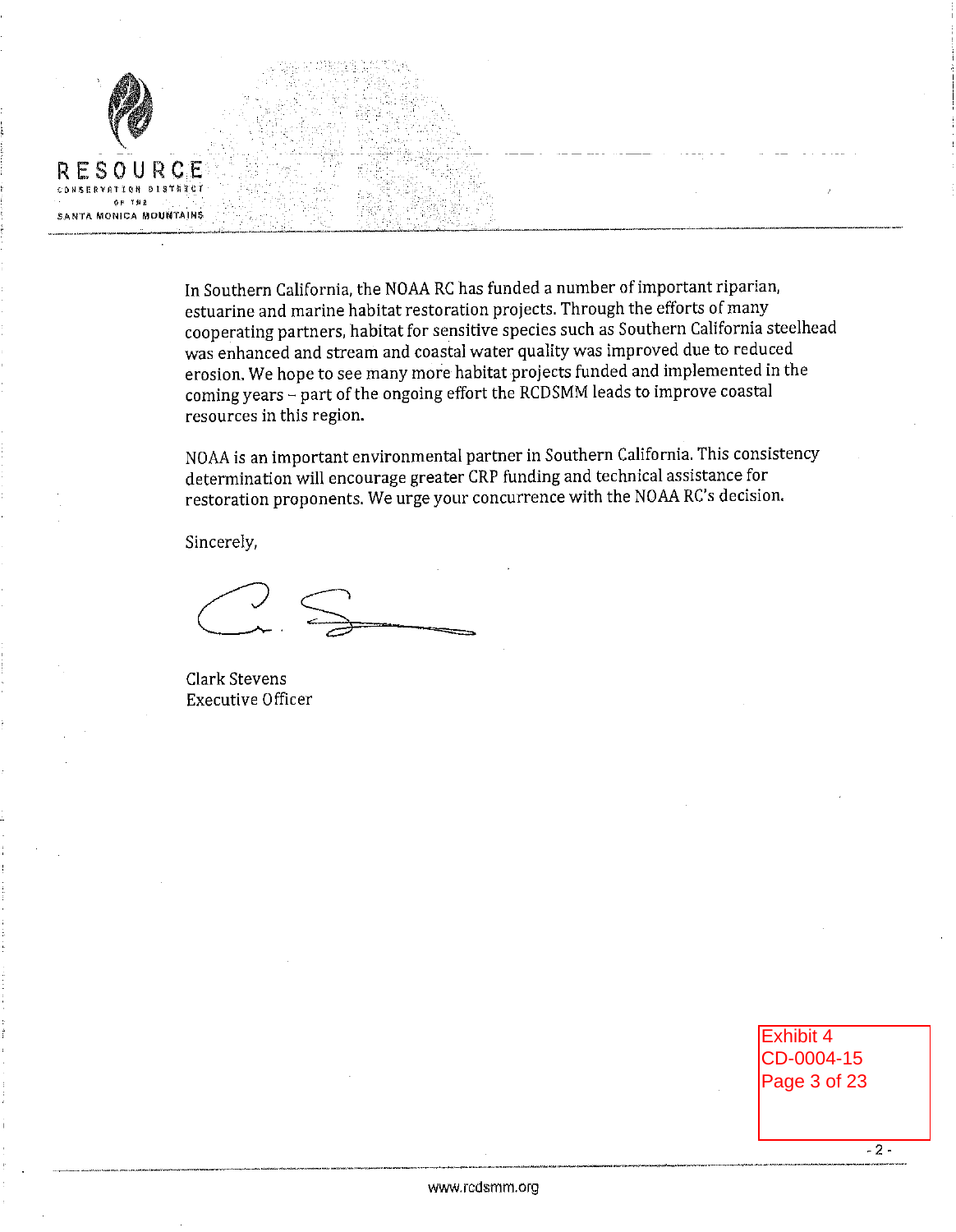RESOURCE CONSERVATION DISTRICT OF THE SANTA MONICA MOUNTAINS

In Southern California, the NOAA RC has funded a number of important riparian, estuarine and marine habitat restoration projects. Through the efforts of many cooperating partners, habitat for sensitive species such as Southern California steelhead was enhanced and stream and coastal water quality was improved due to reduced erosion. We hope to see many more habitat projects funded and implemented in the coming years – part of the ongoing effort the RCDSMM leads to improve coastal resources in this region.

NOAA is an important environmental partner in Southern California. This consistency determination will encourage greater CRP funding and technical assistance for restoration proponents. We urge your concurrence with the NOAA RC's decision.

Sincerely,

Clark Stevens
Executive Officer

Exhibit 4
CD-0004-15
Page 3 of 23

www.rcdsmm.org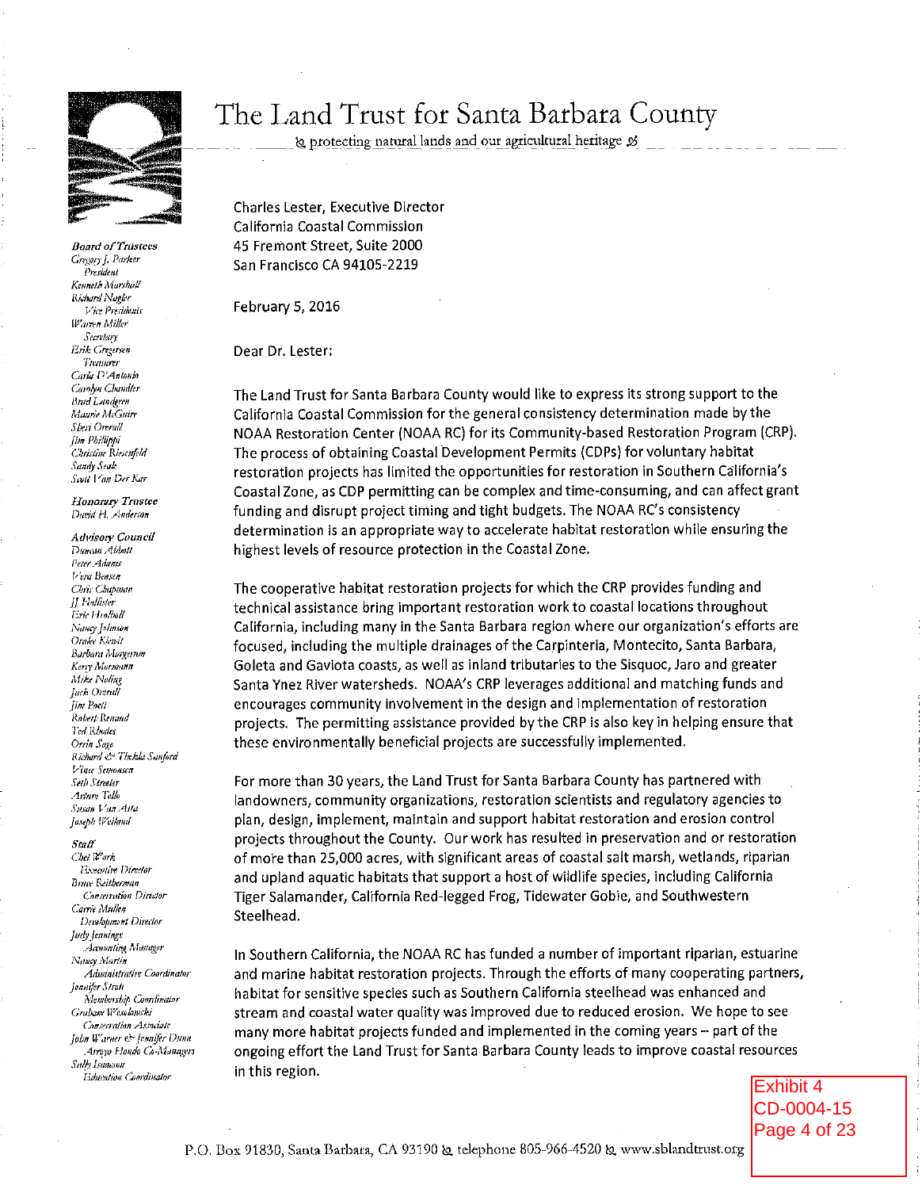# The Land Trust for Santa Barbara County

*protecting natural lands and our agricultural heritage*

*Board of Trustees*
Gregory J. Parker
*President*
Kenneth Marshall
Richard Nagler
*Vice Presidents*
Warren Miller
*Secretary*
Erik Gregersen
*Treasurer*
Carla D'Antonio
Carolyn Chandler
Brad Lundgren
Maurie McGuire
Sheri Overall
Jim Phillippi
Christine Riesenfeld
Sandy Seale
Sam Van Der Kar

*Honorary Trustee*
David H. Anderson

*Advisory Council*
Duncan Abbott
Peter Adams
Vera Bensen
Chris Chapman
JJ Hollister
Eric Hvolboll
Nancy Johnson
Oralee Kiewit
Barbara Margerum
Kerry Mormann
Mike Noling
Jack Overall
Jim Poett
Robert Renaud
Ted Rhodes
Orrin Sage
Richard & Thekla Sanford
Vince Semonsen
Seth Streeter
Arturo Tello
Susan Van Atta
Joseph Weiland

*Staff*
Chet Work
*Executive Director*
Bruce Reitherman
*Conservation Director*
Carrie Mullen
*Development Director*
Judy Jennings
*Accounting Manager*
Nancy Martin
*Administrative Coordinator*
Jennifer Strait
*Membership Coordinator*
Graham Wesolowski
*Conservation Associate*
John Warner & Jennifer Dunn
*Arroyo Hondo Co-Managers*
Sally Isaacson
*Education Coordinator*

Charles Lester, Executive Director
California Coastal Commission
45 Fremont Street, Suite 2000
San Francisco CA 94105-2219

February 5, 2016

Dear Dr. Lester:

The Land Trust for Santa Barbara County would like to express its strong support to the California Coastal Commission for the general consistency determination made by the NOAA Restoration Center (NOAA RC) for its Community-based Restoration Program (CRP). The process of obtaining Coastal Development Permits (CDPs) for voluntary habitat restoration projects has limited the opportunities for restoration in Southern California's Coastal Zone, as CDP permitting can be complex and time-consuming, and can affect grant funding and disrupt project timing and tight budgets. The NOAA RC's consistency determination is an appropriate way to accelerate habitat restoration while ensuring the highest levels of resource protection in the Coastal Zone.

The cooperative habitat restoration projects for which the CRP provides funding and technical assistance bring important restoration work to coastal locations throughout California, including many in the Santa Barbara region where our organization's efforts are focused, including the multiple drainages of the Carpinteria, Montecito, Santa Barbara, Goleta and Gaviota coasts, as well as inland tributaries to the Sisquoc, Jaro and greater Santa Ynez River watersheds. NOAA's CRP leverages additional and matching funds and encourages community involvement in the design and implementation of restoration projects. The permitting assistance provided by the CRP is also key in helping ensure that these environmentally beneficial projects are successfully implemented.

For more than 30 years, the Land Trust for Santa Barbara County has partnered with landowners, community organizations, restoration scientists and regulatory agencies to plan, design, implement, maintain and support habitat restoration and erosion control projects throughout the County. Our work has resulted in preservation and or restoration of more than 25,000 acres, with significant areas of coastal salt marsh, wetlands, riparian and upland aquatic habitats that support a host of wildlife species, including California Tiger Salamander, California Red-legged Frog, Tidewater Gobie, and Southwestern Steelhead.

In Southern California, the NOAA RC has funded a number of important riparian, estuarine and marine habitat restoration projects. Through the efforts of many cooperating partners, habitat for sensitive species such as Southern California steelhead was enhanced and stream and coastal water quality was improved due to reduced erosion. We hope to see many more habitat projects funded and implemented in the coming years – part of the ongoing effort the Land Trust for Santa Barbara County leads to improve coastal resources in this region.

Exhibit 4
CD-0004-15
Page 4 of 23

P.O. Box 91830, Santa Barbara, CA 93190 telephone 805-966-4520 www.sblandtrust.org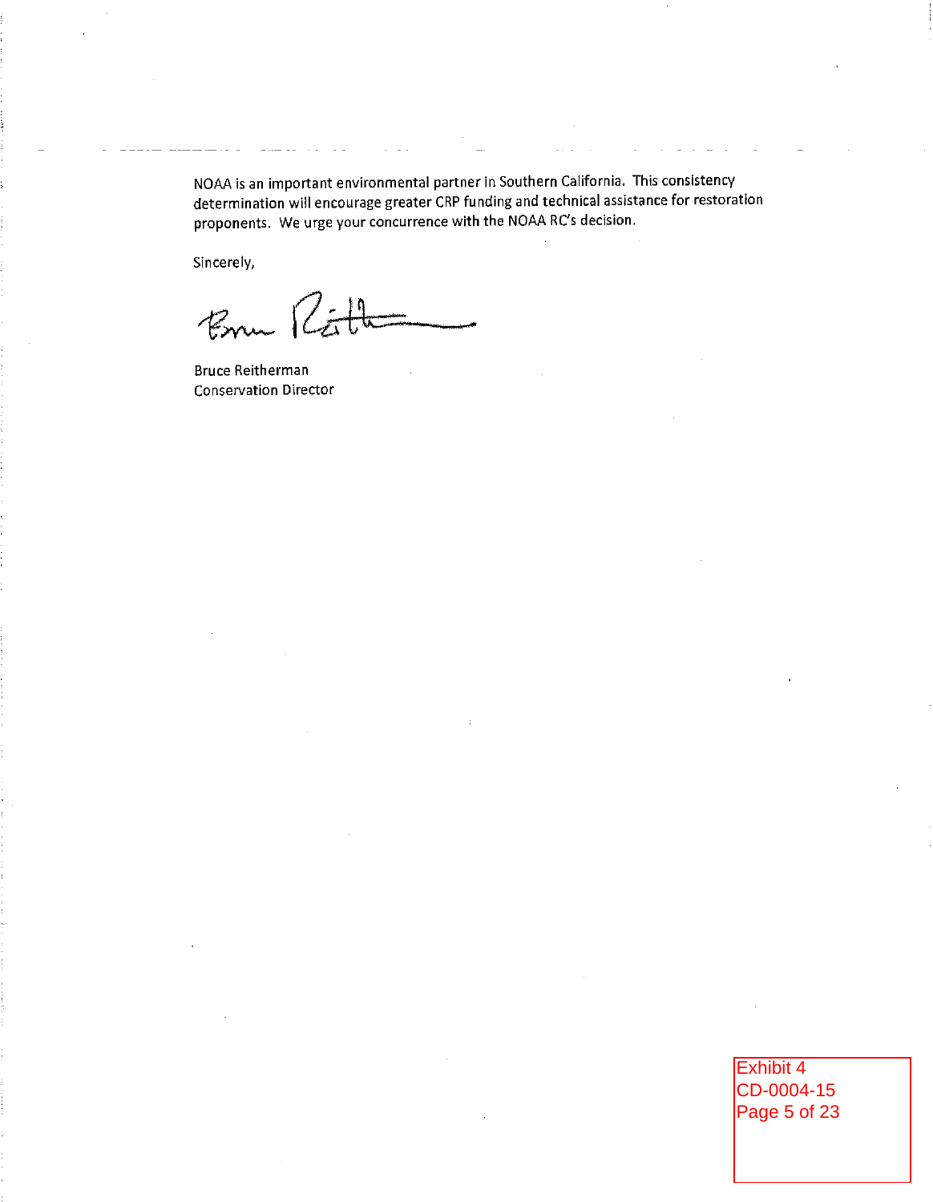NOAA is an important environmental partner in Southern California. This consistency determination will encourage greater CRP funding and technical assistance for restoration proponents. We urge your concurrence with the NOAA RC's decision.

Sincerely,

Bruce Reitherman
Conservation Director

Exhibit 4
CD-0004-15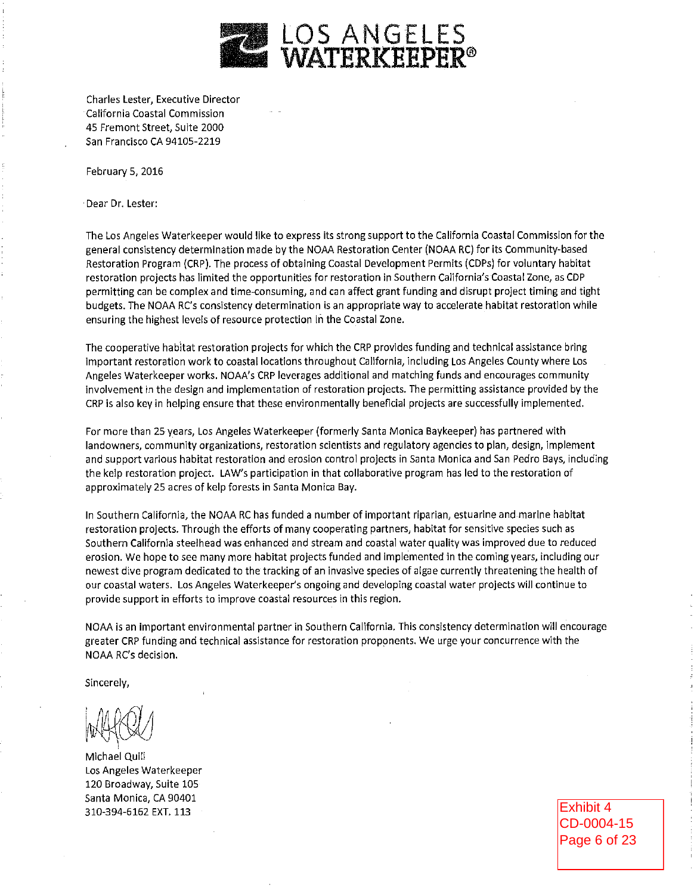# LOS ANGELES WATERKEEPER®

Charles Lester, Executive Director
California Coastal Commission
45 Fremont Street, Suite 2000
San Francisco CA 94105-2219

February 5, 2016

Dear Dr. Lester:

The Los Angeles Waterkeeper would like to express its strong support to the California Coastal Commission for the general consistency determination made by the NOAA Restoration Center (NOAA RC) for its Community-based Restoration Program (CRP). The process of obtaining Coastal Development Permits (CDPs) for voluntary habitat restoration projects has limited the opportunities for restoration in Southern California's Coastal Zone, as CDP permitting can be complex and time-consuming, and can affect grant funding and disrupt project timing and tight budgets. The NOAA RC's consistency determination is an appropriate way to accelerate habitat restoration while ensuring the highest levels of resource protection in the Coastal Zone.

The cooperative habitat restoration projects for which the CRP provides funding and technical assistance bring important restoration work to coastal locations throughout California, including Los Angeles County where Los Angeles Waterkeeper works. NOAA's CRP leverages additional and matching funds and encourages community involvement in the design and implementation of restoration projects. The permitting assistance provided by the CRP is also key in helping ensure that these environmentally beneficial projects are successfully implemented.

For more than 25 years, Los Angeles Waterkeeper (formerly Santa Monica Baykeeper) has partnered with landowners, community organizations, restoration scientists and regulatory agencies to plan, design, implement and support various habitat restoration and erosion control projects in Santa Monica and San Pedro Bays, including the kelp restoration project. LAW's participation in that collaborative program has led to the restoration of approximately 25 acres of kelp forests in Santa Monica Bay.

In Southern California, the NOAA RC has funded a number of important riparian, estuarine and marine habitat restoration projects. Through the efforts of many cooperating partners, habitat for sensitive species such as Southern California steelhead was enhanced and stream and coastal water quality was improved due to reduced erosion. We hope to see many more habitat projects funded and implemented in the coming years, including our newest dive program dedicated to the tracking of an invasive species of algae currently threatening the health of our coastal waters. Los Angeles Waterkeeper's ongoing and developing coastal water projects will continue to provide support in efforts to improve coastal resources in this region.

NOAA is an important environmental partner in Southern California. This consistency determination will encourage greater CRP funding and technical assistance for restoration proponents. We urge your concurrence with the NOAA RC's decision.

Sincerely,

Michael Quill
Los Angeles Waterkeeper
120 Broadway, Suite 105
Santa Monica, CA 90401
310-394-6162 EXT. 113

Exhibit 4
CD-0004-15
Page 6 of 23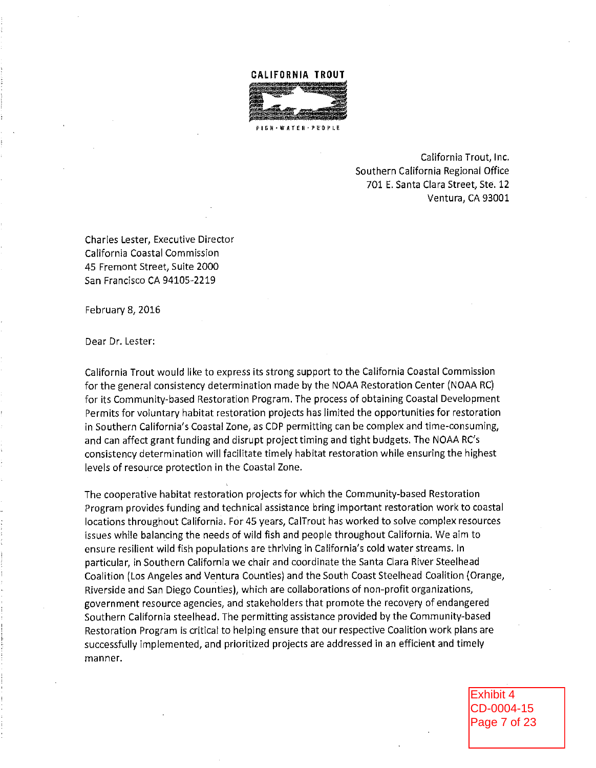**CALIFORNIA TROUT**

FISH · WATER · PEOPLE

California Trout, Inc.
Southern California Regional Office
701 E. Santa Clara Street, Ste. 12
Ventura, CA 93001

Charles Lester, Executive Director
California Coastal Commission
45 Fremont Street, Suite 2000
San Francisco CA 94105-2219

February 8, 2016

Dear Dr. Lester:

California Trout would like to express its strong support to the California Coastal Commission for the general consistency determination made by the NOAA Restoration Center (NOAA RC) for its Community-based Restoration Program. The process of obtaining Coastal Development Permits for voluntary habitat restoration projects has limited the opportunities for restoration in Southern California's Coastal Zone, as CDP permitting can be complex and time-consuming, and can affect grant funding and disrupt project timing and tight budgets. The NOAA RC's consistency determination will facilitate timely habitat restoration while ensuring the highest levels of resource protection in the Coastal Zone.

The cooperative habitat restoration projects for which the Community-based Restoration Program provides funding and technical assistance bring important restoration work to coastal locations throughout California. For 45 years, CalTrout has worked to solve complex resources issues while balancing the needs of wild fish and people throughout California. We aim to ensure resilient wild fish populations are thriving in California's cold water streams. In particular, in Southern California we chair and coordinate the Santa Clara River Steelhead Coalition (Los Angeles and Ventura Counties) and the South Coast Steelhead Coalition (Orange, Riverside and San Diego Counties), which are collaborations of non-profit organizations, government resource agencies, and stakeholders that promote the recovery of endangered Southern California steelhead. The permitting assistance provided by the Community-based Restoration Program is critical to helping ensure that our respective Coalition work plans are successfully implemented, and prioritized projects are addressed in an efficient and timely manner.

Exhibit 4
CD-0004-15
Page 7 of 23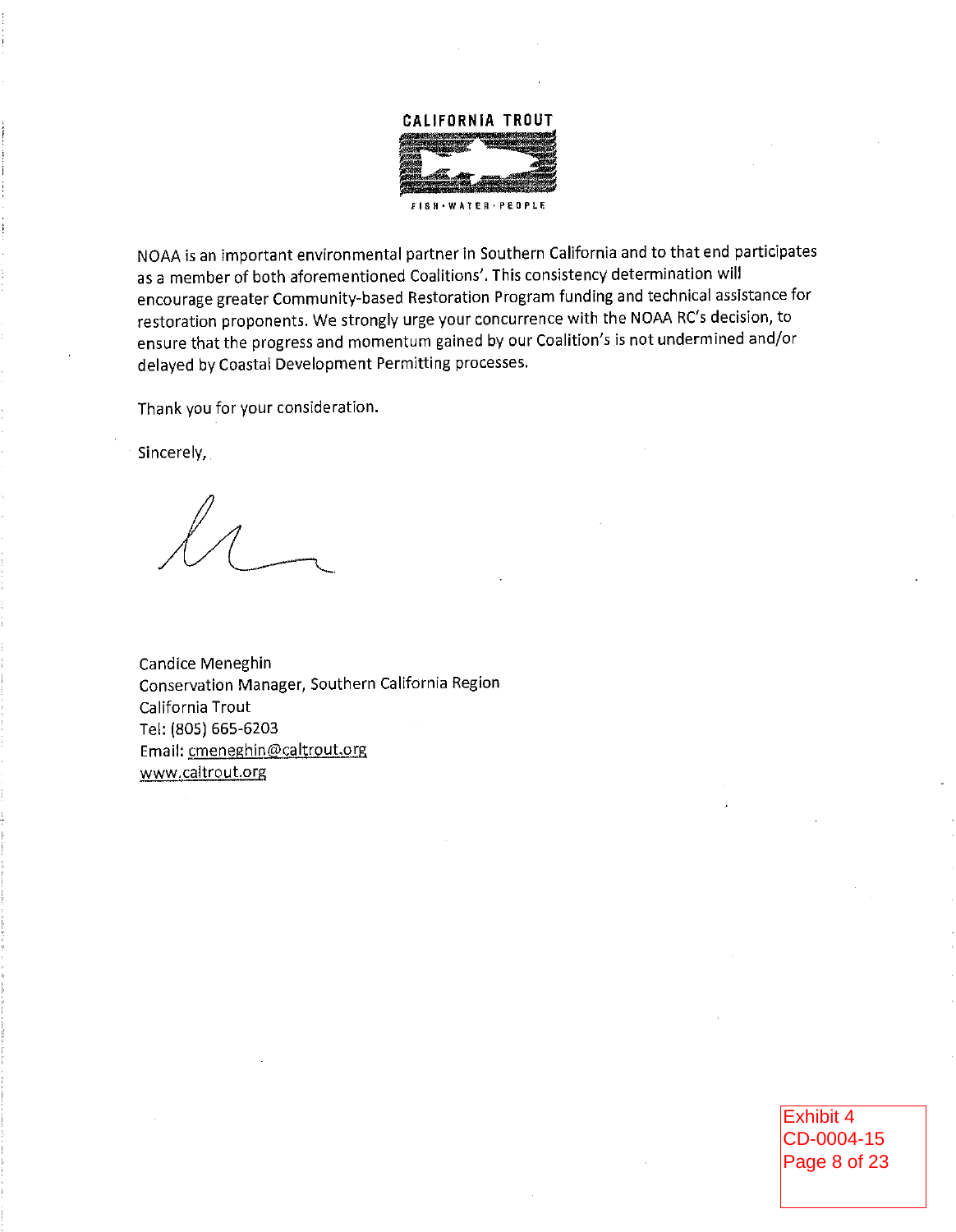**CALIFORNIA TROUT**

FISH · WATER · PEOPLE

NOAA is an important environmental partner in Southern California and to that end participates as a member of both aforementioned Coalitions'. This consistency determination will encourage greater Community-based Restoration Program funding and technical assistance for restoration proponents. We strongly urge your concurrence with the NOAA RC's decision, to ensure that the progress and momentum gained by our Coalition's is not undermined and/or delayed by Coastal Development Permitting processes.

Thank you for your consideration.

Sincerely,

Candice Meneghin
Conservation Manager, Southern California Region
California Trout
Tel: (805) 665-6203
Email: cmeneghin@caltrout.org
www.caltrout.org

Exhibit 4
CD-0004-15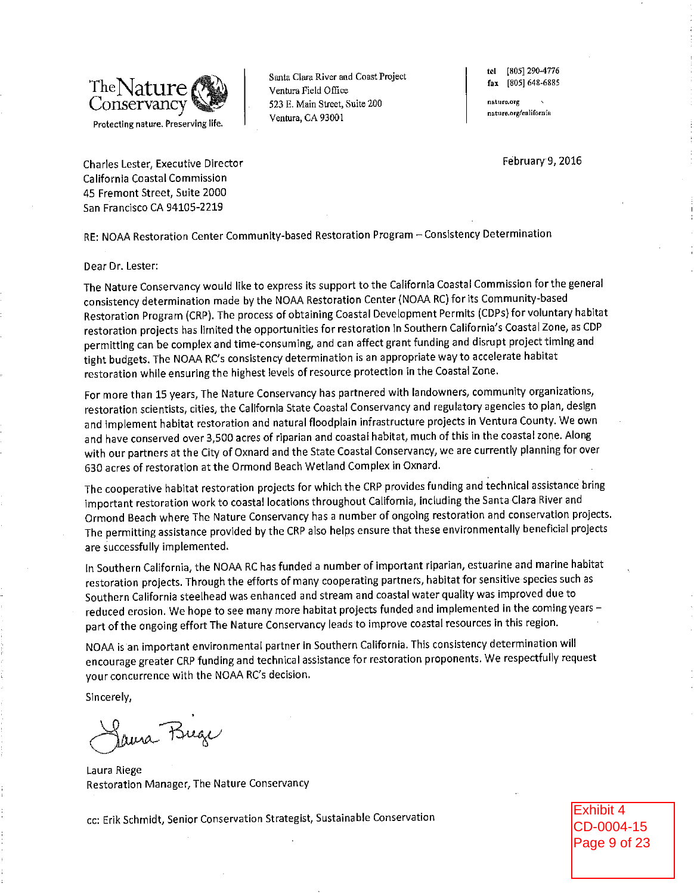The Nature Conservancy
Protecting nature. Preserving life.

Santa Clara River and Coast Project
Ventura Field Office
523 E. Main Street, Suite 200
Ventura, CA 93001

tel [805] 290-4776
fax [805] 648-6885

nature.org
nature.org/california

February 9, 2016

Charles Lester, Executive Director
California Coastal Commission
45 Fremont Street, Suite 2000
San Francisco CA 94105-2219

RE: NOAA Restoration Center Community-based Restoration Program – Consistency Determination

Dear Dr. Lester:

The Nature Conservancy would like to express its support to the California Coastal Commission for the general consistency determination made by the NOAA Restoration Center (NOAA RC) for its Community-based Restoration Program (CRP). The process of obtaining Coastal Development Permits (CDPs) for voluntary habitat restoration projects has limited the opportunities for restoration in Southern California's Coastal Zone, as CDP permitting can be complex and time-consuming, and can affect grant funding and disrupt project timing and tight budgets. The NOAA RC's consistency determination is an appropriate way to accelerate habitat restoration while ensuring the highest levels of resource protection in the Coastal Zone.

For more than 15 years, The Nature Conservancy has partnered with landowners, community organizations, restoration scientists, cities, the California State Coastal Conservancy and regulatory agencies to plan, design and implement habitat restoration and natural floodplain infrastructure projects in Ventura County. We own and have conserved over 3,500 acres of riparian and coastal habitat, much of this in the coastal zone. Along with our partners at the City of Oxnard and the State Coastal Conservancy, we are currently planning for over 630 acres of restoration at the Ormond Beach Wetland Complex in Oxnard.

The cooperative habitat restoration projects for which the CRP provides funding and technical assistance bring important restoration work to coastal locations throughout California, including the Santa Clara River and Ormond Beach where The Nature Conservancy has a number of ongoing restoration and conservation projects. The permitting assistance provided by the CRP also helps ensure that these environmentally beneficial projects are successfully implemented.

In Southern California, the NOAA RC has funded a number of important riparian, estuarine and marine habitat restoration projects. Through the efforts of many cooperating partners, habitat for sensitive species such as Southern California steelhead was enhanced and stream and coastal water quality was improved due to reduced erosion. We hope to see many more habitat projects funded and implemented in the coming years – part of the ongoing effort The Nature Conservancy leads to improve coastal resources in this region.

NOAA is an important environmental partner in Southern California. This consistency determination will encourage greater CRP funding and technical assistance for restoration proponents. We respectfully request your concurrence with the NOAA RC's decision.

Sincerely,

Laura Riege

Laura Riege
Restoration Manager, The Nature Conservancy

cc: Erik Schmidt, Senior Conservation Strategist, Sustainable Conservation

Exhibit 4
CD-0004-15
Page 9 of 23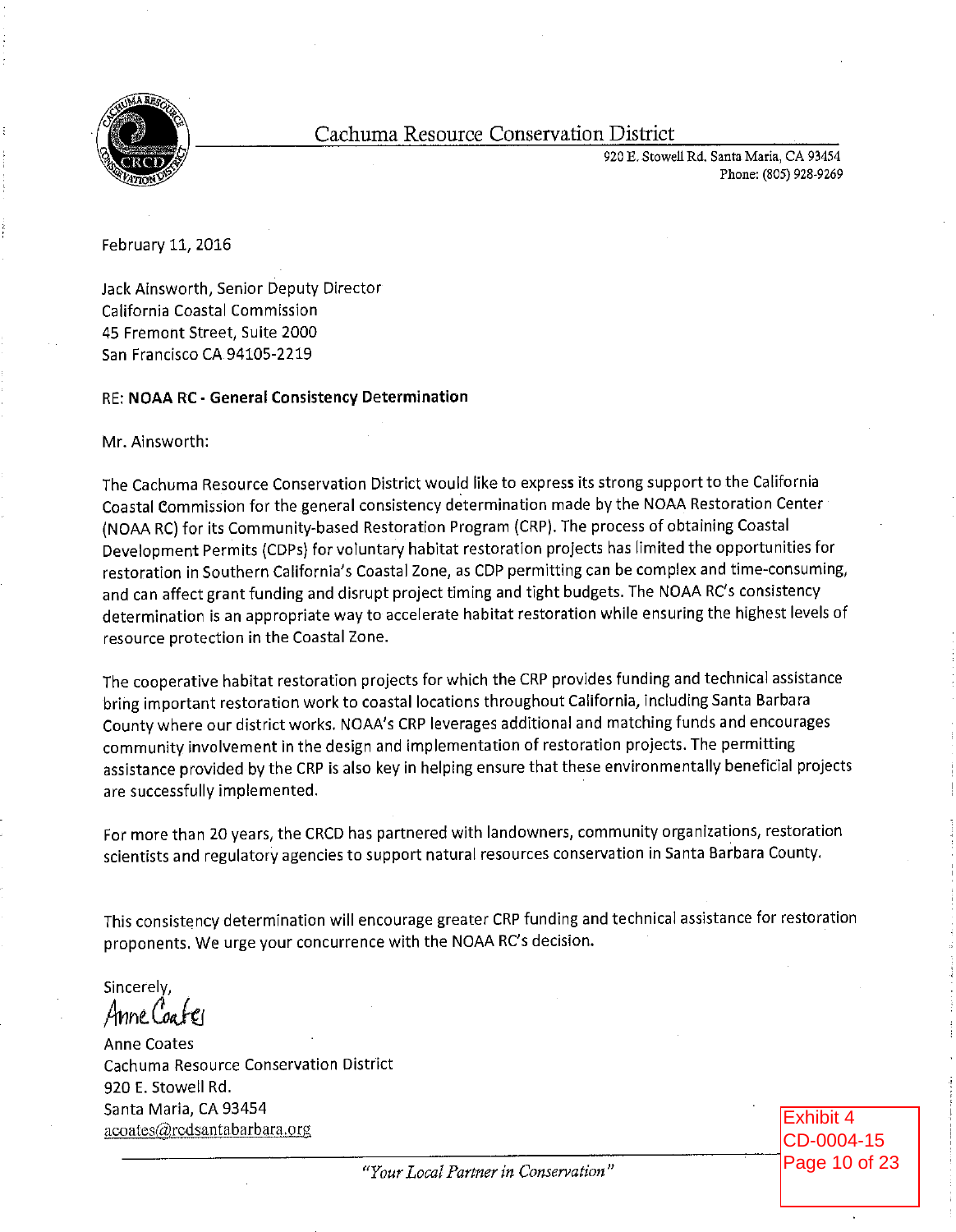Cachuma Resource Conservation District

920 E. Stowell Rd. Santa Maria, CA 93454
Phone: (805) 928-9269

February 11, 2016

Jack Ainsworth, Senior Deputy Director
California Coastal Commission
45 Fremont Street, Suite 2000
San Francisco CA 94105-2219

RE: **NOAA RC - General Consistency Determination**

Mr. Ainsworth:

The Cachuma Resource Conservation District would like to express its strong support to the California Coastal Commission for the general consistency determination made by the NOAA Restoration Center (NOAA RC) for its Community-based Restoration Program (CRP). The process of obtaining Coastal Development Permits (CDPs) for voluntary habitat restoration projects has limited the opportunities for restoration in Southern California's Coastal Zone, as CDP permitting can be complex and time-consuming, and can affect grant funding and disrupt project timing and tight budgets. The NOAA RC's consistency determination is an appropriate way to accelerate habitat restoration while ensuring the highest levels of resource protection in the Coastal Zone.

The cooperative habitat restoration projects for which the CRP provides funding and technical assistance bring important restoration work to coastal locations throughout California, including Santa Barbara County where our district works. NOAA's CRP leverages additional and matching funds and encourages community involvement in the design and implementation of restoration projects. The permitting assistance provided by the CRP is also key in helping ensure that these environmentally beneficial projects are successfully implemented.

For more than 20 years, the CRCD has partnered with landowners, community organizations, restoration scientists and regulatory agencies to support natural resources conservation in Santa Barbara County.

This consistency determination will encourage greater CRP funding and technical assistance for restoration proponents. We urge your concurrence with the NOAA RC's decision.

Sincerely,

Anne Coates

Anne Coates
Cachuma Resource Conservation District
920 E. Stowell Rd.
Santa Maria, CA 93454
acoates@rcdsantabarbara.org

*"Your Local Partner in Conservation"*

Exhibit 4
CD-0004-15
Page 10 of 23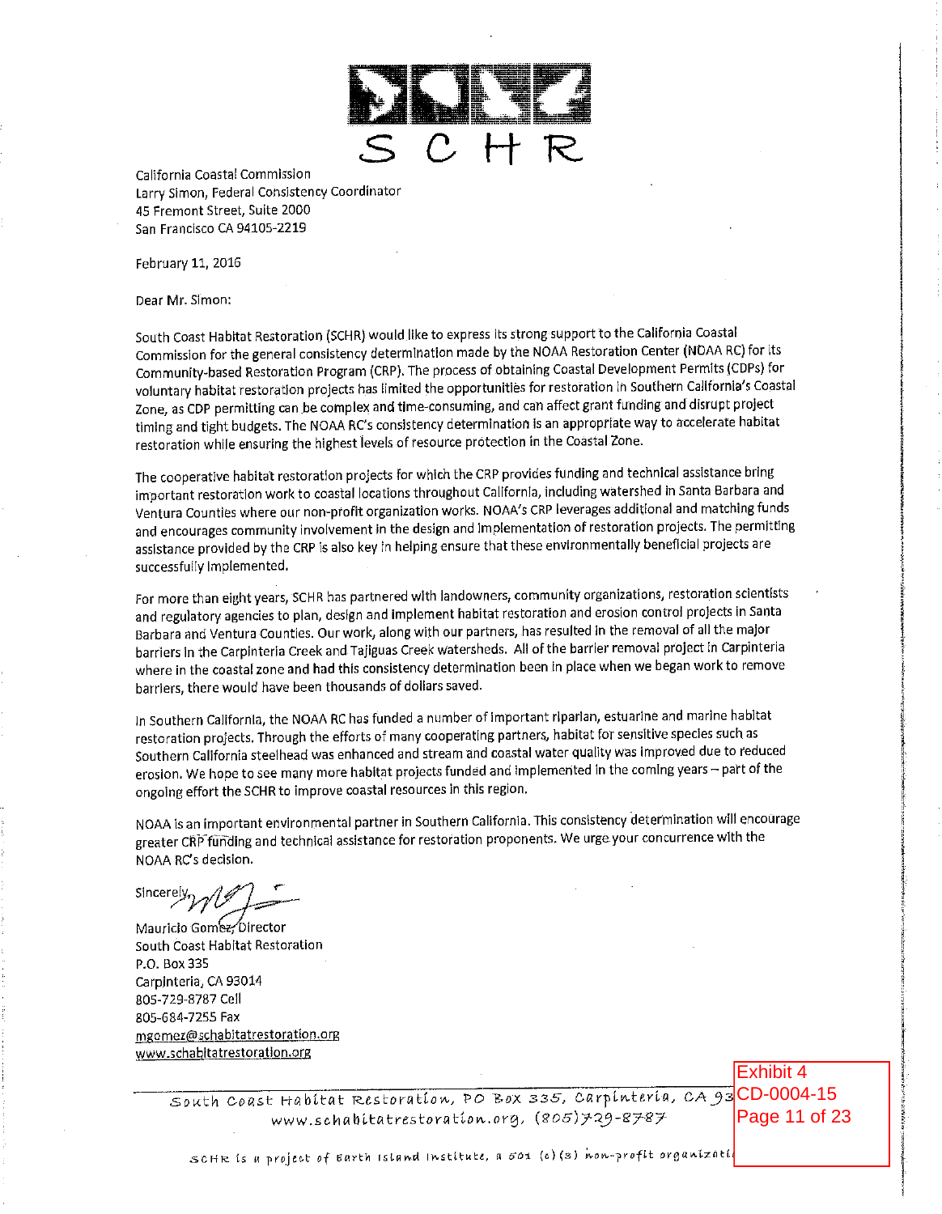SCHR

California Coastal Commission
Larry Simon, Federal Consistency Coordinator
45 Fremont Street, Suite 2000
San Francisco CA 94105-2219

February 11, 2016

Dear Mr. Simon:

South Coast Habitat Restoration (SCHR) would like to express its strong support to the California Coastal Commission for the general consistency determination made by the NOAA Restoration Center (NOAA RC) for its Community-based Restoration Program (CRP). The process of obtaining Coastal Development Permits (CDPs) for voluntary habitat restoration projects has limited the opportunities for restoration in Southern California's Coastal Zone, as CDP permitting can be complex and time-consuming, and can affect grant funding and disrupt project timing and tight budgets. The NOAA RC's consistency determination is an appropriate way to accelerate habitat restoration while ensuring the highest levels of resource protection in the Coastal Zone.

The cooperative habitat restoration projects for which the CRP provides funding and technical assistance bring important restoration work to coastal locations throughout California, including watershed in Santa Barbara and Ventura Counties where our non-profit organization works. NOAA's CRP leverages additional and matching funds and encourages community involvement in the design and implementation of restoration projects. The permitting assistance provided by the CRP is also key in helping ensure that these environmentally beneficial projects are successfully implemented.

For more than eight years, SCHR has partnered with landowners, community organizations, restoration scientists and regulatory agencies to plan, design and implement habitat restoration and erosion control projects in Santa Barbara and Ventura Counties. Our work, along with our partners, has resulted in the removal of all the major barriers in the Carpinteria Creek and Tajiguas Creek watersheds. All of the barrier removal project in Carpinteria where in the coastal zone and had this consistency determination been in place when we began work to remove barriers, there would have been thousands of dollars saved.

In Southern California, the NOAA RC has funded a number of important riparian, estuarine and marine habitat restoration projects. Through the efforts of many cooperating partners, habitat for sensitive species such as Southern California steelhead was enhanced and stream and coastal water quality was improved due to reduced erosion. We hope to see many more habitat projects funded and implemented in the coming years – part of the ongoing effort the SCHR to improve coastal resources in this region.

NOAA is an important environmental partner in Southern California. This consistency determination will encourage greater CRP funding and technical assistance for restoration proponents. We urge your concurrence with the NOAA RC's decision.

Sincerely,

Mauricio Gomez, Director
South Coast Habitat Restoration
P.O. Box 335
Carpinteria, CA 93014
805-729-8787 Cell
805-684-7255 Fax
mgomez@schabitatrestoration.org
www.schabitatrestoration.org

South Coast Habitat Restoration, PO Box 335, Carpinteria, CA 93...
www.schabitatrestoration.org, (805)729-8787

SCHR is a project of Earth Island Institute, a 501 (c)(3) non-profit organizati...

Exhibit 4
CD-0004-15
Page 11 of 23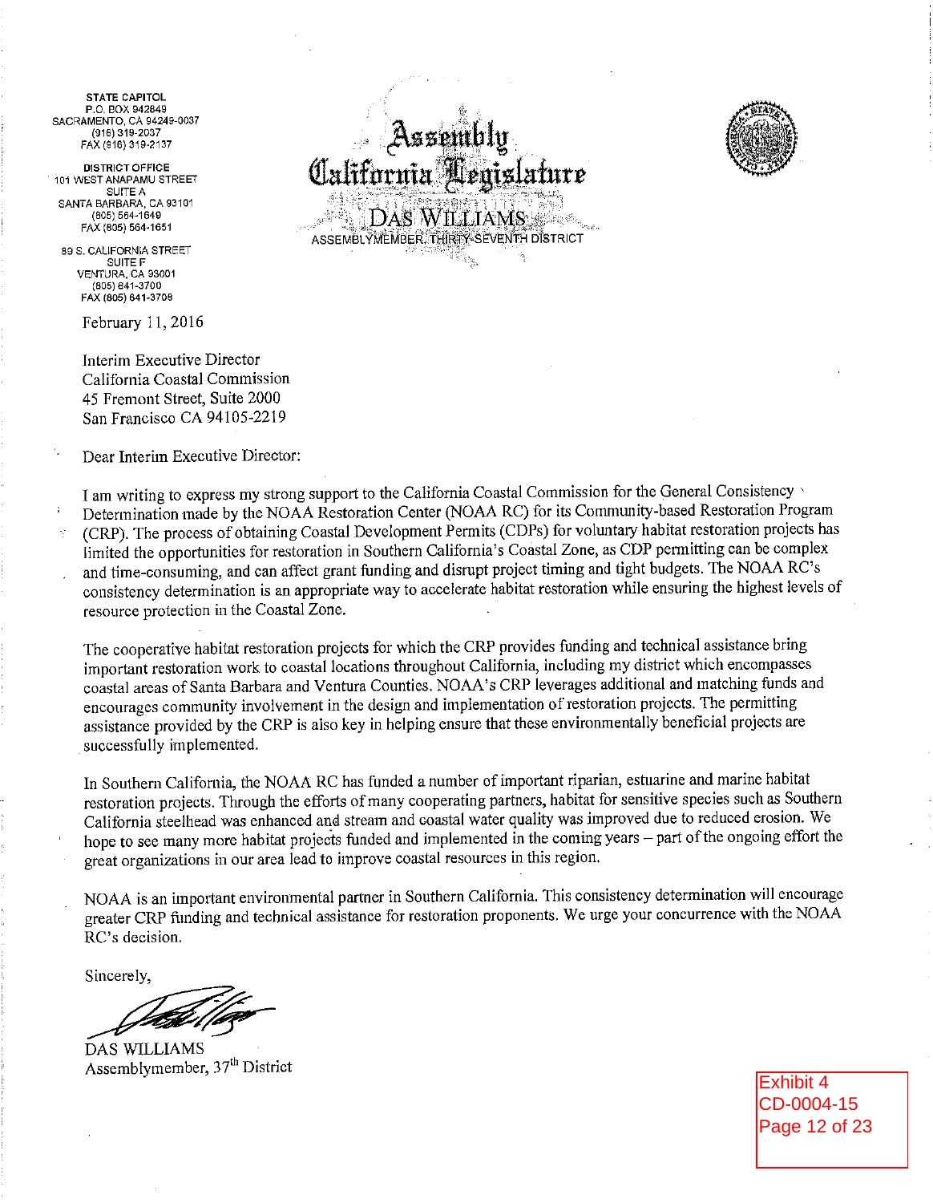STATE CAPITOL
P.O. BOX 942849
SACRAMENTO, CA 94249-0037
(916) 319-2037
FAX (916) 319-2137

DISTRICT OFFICE
101 WEST ANAPAMU STREET
SUITE A
SANTA BARBARA, CA 93101
(805) 564-1649
FAX (805) 564-1651

89 S. CALIFORNIA STREET
SUITE F
VENTURA, CA 93001
(805) 641-3700
FAX (805) 641-3708

# Assembly California Legislature

## DAS WILLIAMS

ASSEMBLYMEMBER, THIRTY-SEVENTH DISTRICT

February 11, 2016

Interim Executive Director
California Coastal Commission
45 Fremont Street, Suite 2000
San Francisco CA 94105-2219

Dear Interim Executive Director:

I am writing to express my strong support to the California Coastal Commission for the General Consistency Determination made by the NOAA Restoration Center (NOAA RC) for its Community-based Restoration Program (CRP). The process of obtaining Coastal Development Permits (CDPs) for voluntary habitat restoration projects has limited the opportunities for restoration in Southern California's Coastal Zone, as CDP permitting can be complex and time-consuming, and can affect grant funding and disrupt project timing and tight budgets. The NOAA RC's consistency determination is an appropriate way to accelerate habitat restoration while ensuring the highest levels of resource protection in the Coastal Zone.

The cooperative habitat restoration projects for which the CRP provides funding and technical assistance bring important restoration work to coastal locations throughout California, including my district which encompasses coastal areas of Santa Barbara and Ventura Counties. NOAA's CRP leverages additional and matching funds and encourages community involvement in the design and implementation of restoration projects. The permitting assistance provided by the CRP is also key in helping ensure that these environmentally beneficial projects are successfully implemented.

In Southern California, the NOAA RC has funded a number of important riparian, estuarine and marine habitat restoration projects. Through the efforts of many cooperating partners, habitat for sensitive species such as Southern California steelhead was enhanced and stream and coastal water quality was improved due to reduced erosion. We hope to see many more habitat projects funded and implemented in the coming years – part of the ongoing effort the great organizations in our area lead to improve coastal resources in this region.

NOAA is an important environmental partner in Southern California. This consistency determination will encourage greater CRP funding and technical assistance for restoration proponents. We urge your concurrence with the NOAA RC's decision.

Sincerely,

DAS WILLIAMS
Assemblymember, 37th District

Exhibit 4
CD-0004-15
Page 12 of 23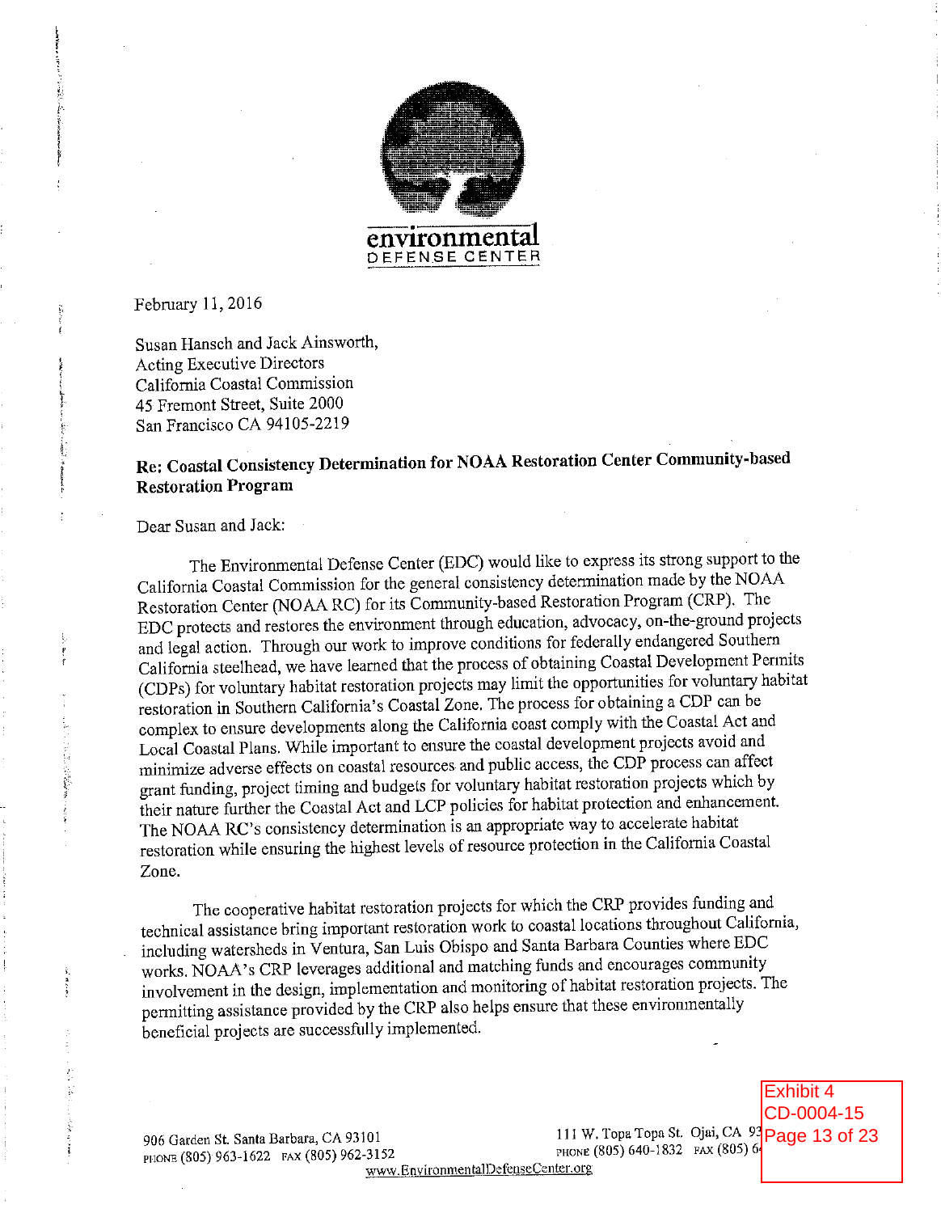environmental
DEFENSE CENTER

February 11, 2016

Susan Hansch and Jack Ainsworth,
Acting Executive Directors
California Coastal Commission
45 Fremont Street, Suite 2000
San Francisco CA 94105-2219

**Re: Coastal Consistency Determination for NOAA Restoration Center Community-based Restoration Program**

Dear Susan and Jack:

The Environmental Defense Center (EDC) would like to express its strong support to the California Coastal Commission for the general consistency determination made by the NOAA Restoration Center (NOAA RC) for its Community-based Restoration Program (CRP). The EDC protects and restores the environment through education, advocacy, on-the-ground projects and legal action. Through our work to improve conditions for federally endangered Southern California steelhead, we have learned that the process of obtaining Coastal Development Permits (CDPs) for voluntary habitat restoration projects may limit the opportunities for voluntary habitat restoration in Southern California's Coastal Zone. The process for obtaining a CDP can be complex to ensure developments along the California coast comply with the Coastal Act and Local Coastal Plans. While important to ensure the coastal development projects avoid and minimize adverse effects on coastal resources and public access, the CDP process can affect grant funding, project timing and budgets for voluntary habitat restoration projects which by their nature further the Coastal Act and LCP policies for habitat protection and enhancement. The NOAA RC's consistency determination is an appropriate way to accelerate habitat restoration while ensuring the highest levels of resource protection in the California Coastal Zone.

The cooperative habitat restoration projects for which the CRP provides funding and technical assistance bring important restoration work to coastal locations throughout California, including watersheds in Ventura, San Luis Obispo and Santa Barbara Counties where EDC works. NOAA's CRP leverages additional and matching funds and encourages community involvement in the design, implementation and monitoring of habitat restoration projects. The permitting assistance provided by the CRP also helps ensure that these environmentally beneficial projects are successfully implemented.

906 Garden St. Santa Barbara, CA 93101
PHONE (805) 963-1622 FAX (805) 962-3152

111 W. Topa Topa St. Ojai, CA 93
PHONE (805) 640-1832 FAX (805) 6

www.EnvironmentalDefenseCenter.org

Exhibit 4
CD-0004-15
Page 13 of 23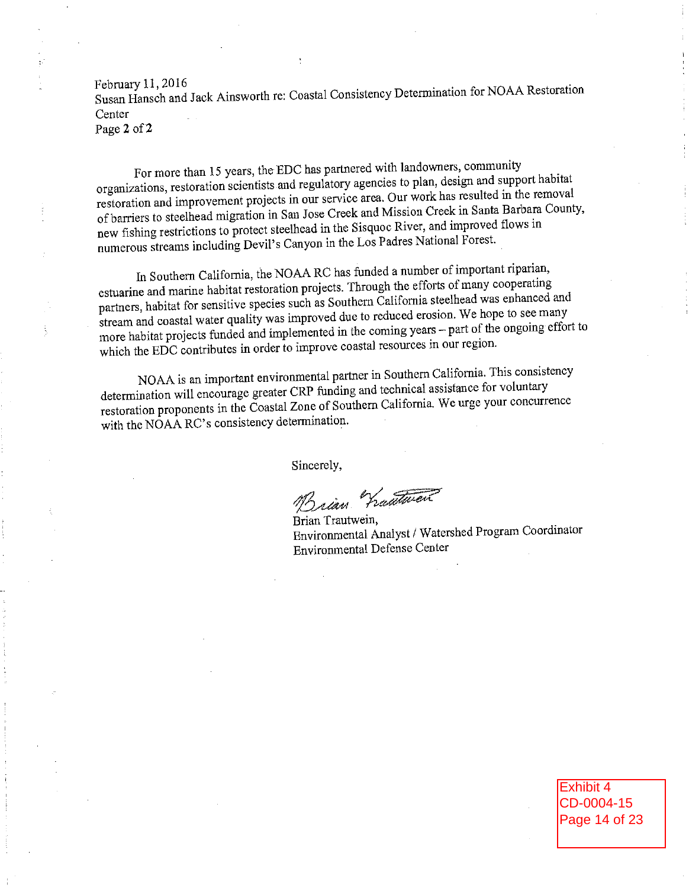For more than 15 years, the EDC has partnered with landowners, community organizations, restoration scientists and regulatory agencies to plan, design and support habitat restoration and improvement projects in our service area. Our work has resulted in the removal of barriers to steelhead migration in San Jose Creek and Mission Creek in Santa Barbara County, new fishing restrictions to protect steelhead in the Sisquoc River, and improved flows in numerous streams including Devil's Canyon in the Los Padres National Forest.

In Southern California, the NOAA RC has funded a number of important riparian, estuarine and marine habitat restoration projects. Through the efforts of many cooperating partners, habitat for sensitive species such as Southern California steelhead was enhanced and stream and coastal water quality was improved due to reduced erosion. We hope to see many more habitat projects funded and implemented in the coming years – part of the ongoing effort to which the EDC contributes in order to improve coastal resources in our region.

NOAA is an important environmental partner in Southern California. This consistency determination will encourage greater CRP funding and technical assistance for voluntary restoration proponents in the Coastal Zone of Southern California. We urge your concurrence with the NOAA RC's consistency determination.

Sincerely,

Brian Trautwein

Brian Trautwein,
Environmental Analyst / Watershed Program Coordinator
Environmental Defense Center

Exhibit 4
CD-0004-15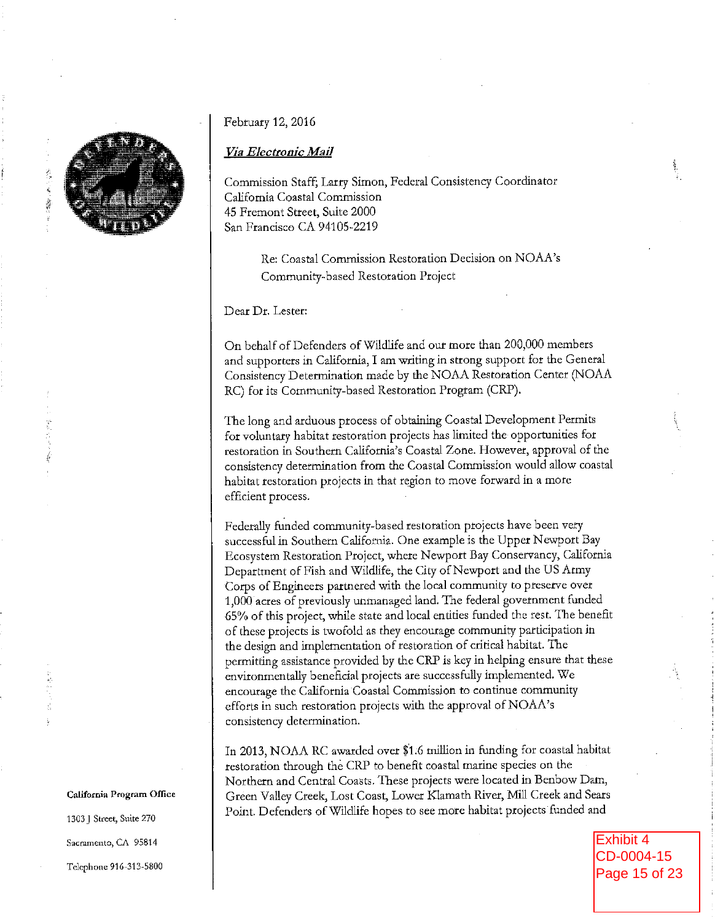February 12, 2016

***Via Electronic Mail***

Commission Staff; Larry Simon, Federal Consistency Coordinator
California Coastal Commission
45 Fremont Street, Suite 2000
San Francisco CA 94105-2219

Re: Coastal Commission Restoration Decision on NOAA's Community-based Restoration Project

Dear Dr. Lester:

On behalf of Defenders of Wildlife and our more than 200,000 members and supporters in California, I am writing in strong support for the General Consistency Determination made by the NOAA Restoration Center (NOAA RC) for its Community-based Restoration Program (CRP).

The long and arduous process of obtaining Coastal Development Permits for voluntary habitat restoration projects has limited the opportunities for restoration in Southern California's Coastal Zone. However, approval of the consistency determination from the Coastal Commission would allow coastal habitat restoration projects in that region to move forward in a more efficient process.

Federally funded community-based restoration projects have been very successful in Southern California. One example is the Upper Newport Bay Ecosystem Restoration Project, where Newport Bay Conservancy, California Department of Fish and Wildlife, the City of Newport and the US Army Corps of Engineers partnered with the local community to preserve over 1,000 acres of previously unmanaged land. The federal government funded 65% of this project, while state and local entities funded the rest. The benefit of these projects is twofold as they encourage community participation in the design and implementation of restoration of critical habitat. The permitting assistance provided by the CRP is key in helping ensure that these environmentally beneficial projects are successfully implemented. We encourage the California Coastal Commission to continue community efforts in such restoration projects with the approval of NOAA's consistency determination.

In 2013, NOAA RC awarded over $1.6 million in funding for coastal habitat restoration through the CRP to benefit coastal marine species on the Northern and Central Coasts. These projects were located in Benbow Dam, Green Valley Creek, Lost Coast, Lower Klamath River, Mill Creek and Sears Point. Defenders of Wildlife hopes to see more habitat projects funded and

**California Program Office**

1303 J Street, Suite 270

Sacramento, CA 95814

Telephone 916-313-5800

Exhibit 4
CD-0004-15
Page 15 of 23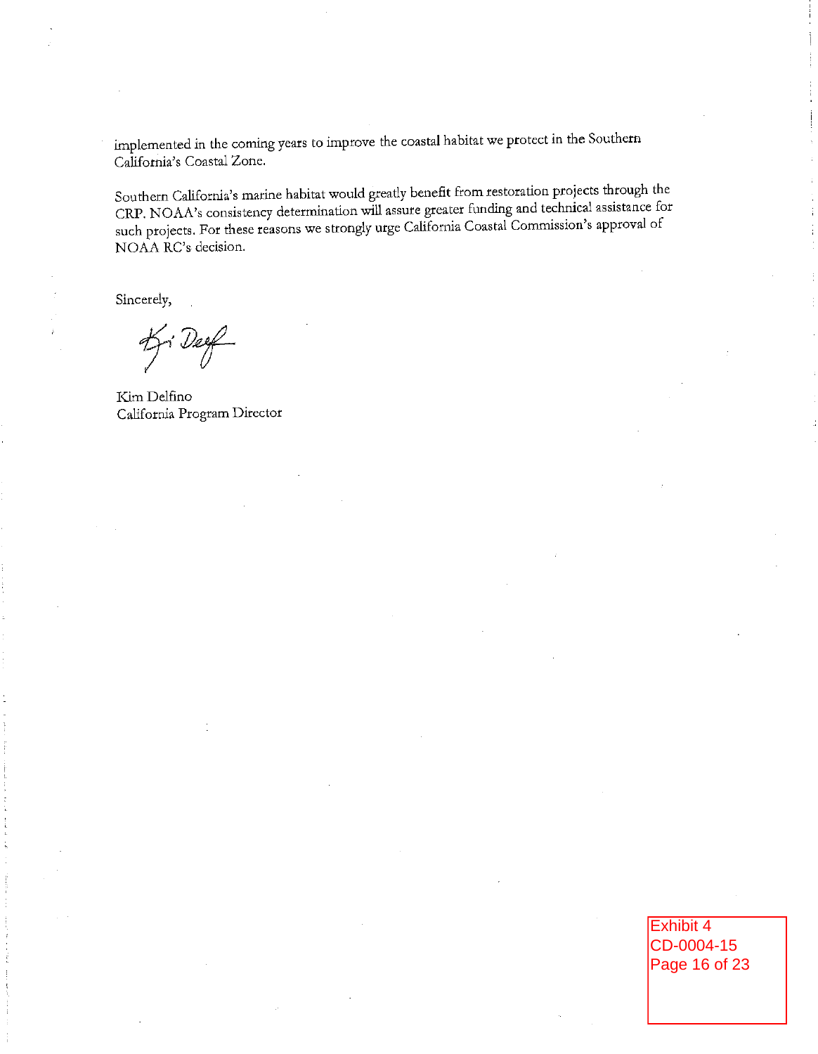implemented in the coming years to improve the coastal habitat we protect in the Southern California's Coastal Zone.

Southern California's marine habitat would greatly benefit from restoration projects through the CRP. NOAA's consistency determination will assure greater funding and technical assistance for such projects. For these reasons we strongly urge California Coastal Commission's approval of NOAA RC's decision.

Sincerely,

Kim Delfino
California Program Director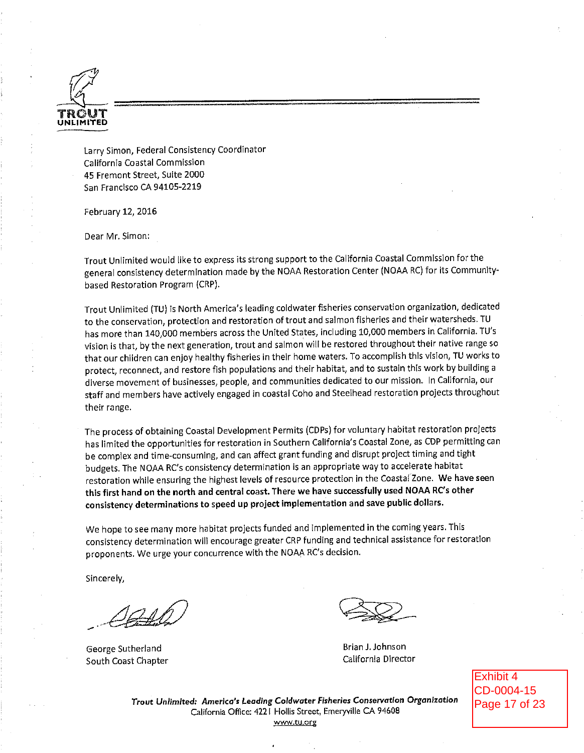TROUT UNLIMITED

Larry Simon, Federal Consistency Coordinator
California Coastal Commission
45 Fremont Street, Suite 2000
San Francisco CA 94105-2219

February 12, 2016

Dear Mr. Simon:

Trout Unlimited would like to express its strong support to the California Coastal Commission for the general consistency determination made by the NOAA Restoration Center (NOAA RC) for its Community-based Restoration Program (CRP).

Trout Unlimited (TU) is North America's leading coldwater fisheries conservation organization, dedicated to the conservation, protection and restoration of trout and salmon fisheries and their watersheds. TU has more than 140,000 members across the United States, including 10,000 members in California. TU's vision is that, by the next generation, trout and salmon will be restored throughout their native range so that our children can enjoy healthy fisheries in their home waters. To accomplish this vision, TU works to protect, reconnect, and restore fish populations and their habitat, and to sustain this work by building a diverse movement of businesses, people, and communities dedicated to our mission. In California, our staff and members have actively engaged in coastal Coho and Steelhead restoration projects throughout their range.

The process of obtaining Coastal Development Permits (CDPs) for voluntary habitat restoration projects has limited the opportunities for restoration in Southern California's Coastal Zone, as CDP permitting can be complex and time-consuming, and can affect grant funding and disrupt project timing and tight budgets. The NOAA RC's consistency determination is an appropriate way to accelerate habitat restoration while ensuring the highest levels of resource protection in the Coastal Zone. **We have seen this first hand on the north and central coast. There we have successfully used NOAA RC's other consistency determinations to speed up project implementation and save public dollars.**

We hope to see many more habitat projects funded and implemented in the coming years. This consistency determination will encourage greater CRP funding and technical assistance for restoration proponents. We urge your concurrence with the NOAA RC's decision.

Sincerely,

George Sutherland
South Coast Chapter

Brian J. Johnson
California Director

Exhibit 4
CD-0004-15
Page 17 of 23

***Trout Unlimited: America's Leading Coldwater Fisheries Conservation Organization***
California Office: 4221 Hollis Street, Emeryville CA 94608
www.tu.org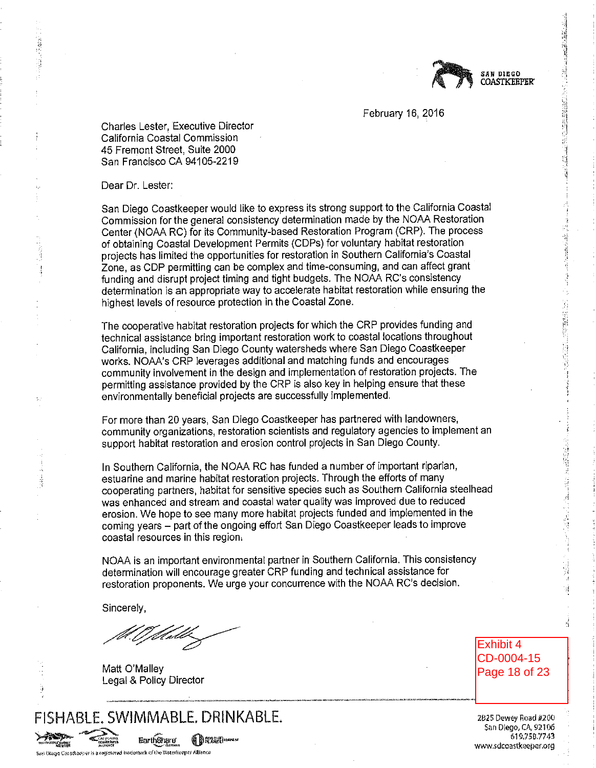SAN DIEGO COASTKEEPER

February 16, 2016

Charles Lester, Executive Director
California Coastal Commission
45 Fremont Street, Suite 2000
San Francisco CA 94105-2219

Dear Dr. Lester:

San Diego Coastkeeper would like to express its strong support to the California Coastal Commission for the general consistency determination made by the NOAA Restoration Center (NOAA RC) for its Community-based Restoration Program (CRP). The process of obtaining Coastal Development Permits (CDPs) for voluntary habitat restoration projects has limited the opportunities for restoration in Southern California's Coastal Zone, as CDP permitting can be complex and time-consuming, and can affect grant funding and disrupt project timing and tight budgets. The NOAA RC's consistency determination is an appropriate way to accelerate habitat restoration while ensuring the highest levels of resource protection in the Coastal Zone.

The cooperative habitat restoration projects for which the CRP provides funding and technical assistance bring important restoration work to coastal locations throughout California, including San Diego County watersheds where San Diego Coastkeeper works. NOAA's CRP leverages additional and matching funds and encourages community involvement in the design and implementation of restoration projects. The permitting assistance provided by the CRP is also key in helping ensure that these environmentally beneficial projects are successfully implemented.

For more than 20 years, San Diego Coastkeeper has partnered with landowners, community organizations, restoration scientists and regulatory agencies to implement an support habitat restoration and erosion control projects in San Diego County.

In Southern California, the NOAA RC has funded a number of important riparian, estuarine and marine habitat restoration projects. Through the efforts of many cooperating partners, habitat for sensitive species such as Southern California steelhead was enhanced and stream and coastal water quality was improved due to reduced erosion. We hope to see many more habitat projects funded and implemented in the coming years – part of the ongoing effort San Diego Coastkeeper leads to improve coastal resources in this region.

NOAA is an important environmental partner in Southern California. This consistency determination will encourage greater CRP funding and technical assistance for restoration proponents. We urge your concurrence with the NOAA RC's decision.

Sincerely,

Matt O'Malley
Legal & Policy Director

Exhibit 4
CD-0004-15
Page 18 of 23

FISHABLE. SWIMMABLE. DRINKABLE.

San Diego Coastkeeper is a registered trademark of the Waterkeeper Alliance

2825 Dewey Road #200
San Diego, CA, 92106
619.758.7743
www.sdcoastkeeper.org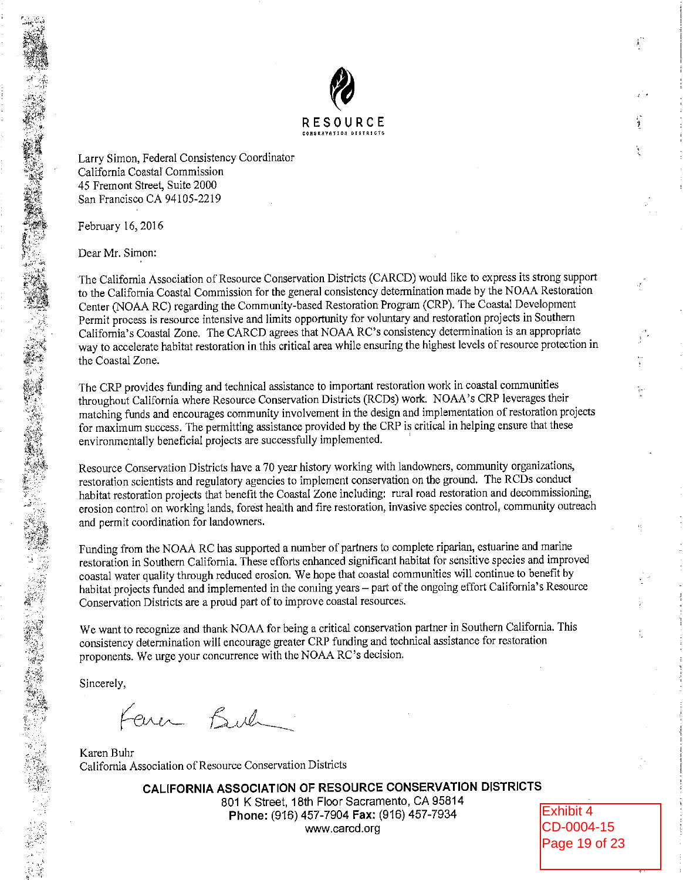RESOURCE

CONSERVATION DISTRICTS

Larry Simon, Federal Consistency Coordinator
California Coastal Commission
45 Fremont Street, Suite 2000
San Francisco CA 94105-2219

February 16, 2016

Dear Mr. Simon:

The California Association of Resource Conservation Districts (CARCD) would like to express its strong support to the California Coastal Commission for the general consistency determination made by the NOAA Restoration Center (NOAA RC) regarding the Community-based Restoration Program (CRP). The Coastal Development Permit process is resource intensive and limits opportunity for voluntary and restoration projects in Southern California's Coastal Zone. The CARCD agrees that NOAA RC's consistency determination is an appropriate way to accelerate habitat restoration in this critical area while ensuring the highest levels of resource protection in the Coastal Zone.

The CRP provides funding and technical assistance to important restoration work in coastal communities throughout California where Resource Conservation Districts (RCDs) work. NOAA's CRP leverages their matching funds and encourages community involvement in the design and implementation of restoration projects for maximum success. The permitting assistance provided by the CRP is critical in helping ensure that these environmentally beneficial projects are successfully implemented.

Resource Conservation Districts have a 70 year history working with landowners, community organizations, restoration scientists and regulatory agencies to implement conservation on the ground. The RCDs conduct habitat restoration projects that benefit the Coastal Zone including: rural road restoration and decommissioning, erosion control on working lands, forest health and fire restoration, invasive species control, community outreach and permit coordination for landowners.

Funding from the NOAA RC has supported a number of partners to complete riparian, estuarine and marine restoration in Southern California. These efforts enhanced significant habitat for sensitive species and improved coastal water quality through reduced erosion. We hope that coastal communities will continue to benefit by habitat projects funded and implemented in the coming years – part of the ongoing effort California's Resource Conservation Districts are a proud part of to improve coastal resources.

We want to recognize and thank NOAA for being a critical conservation partner in Southern California. This consistency determination will encourage greater CRP funding and technical assistance for restoration proponents. We urge your concurrence with the NOAA RC's decision.

Sincerely,

Karen Buhr

Karen Buhr
California Association of Resource Conservation Districts

**CALIFORNIA ASSOCIATION OF RESOURCE CONSERVATION DISTRICTS**
801 K Street, 18th Floor Sacramento, CA 95814
**Phone:** (916) 457-7904 **Fax:** (916) 457-7934
www.carcd.org

Exhibit 4
CD-0004-15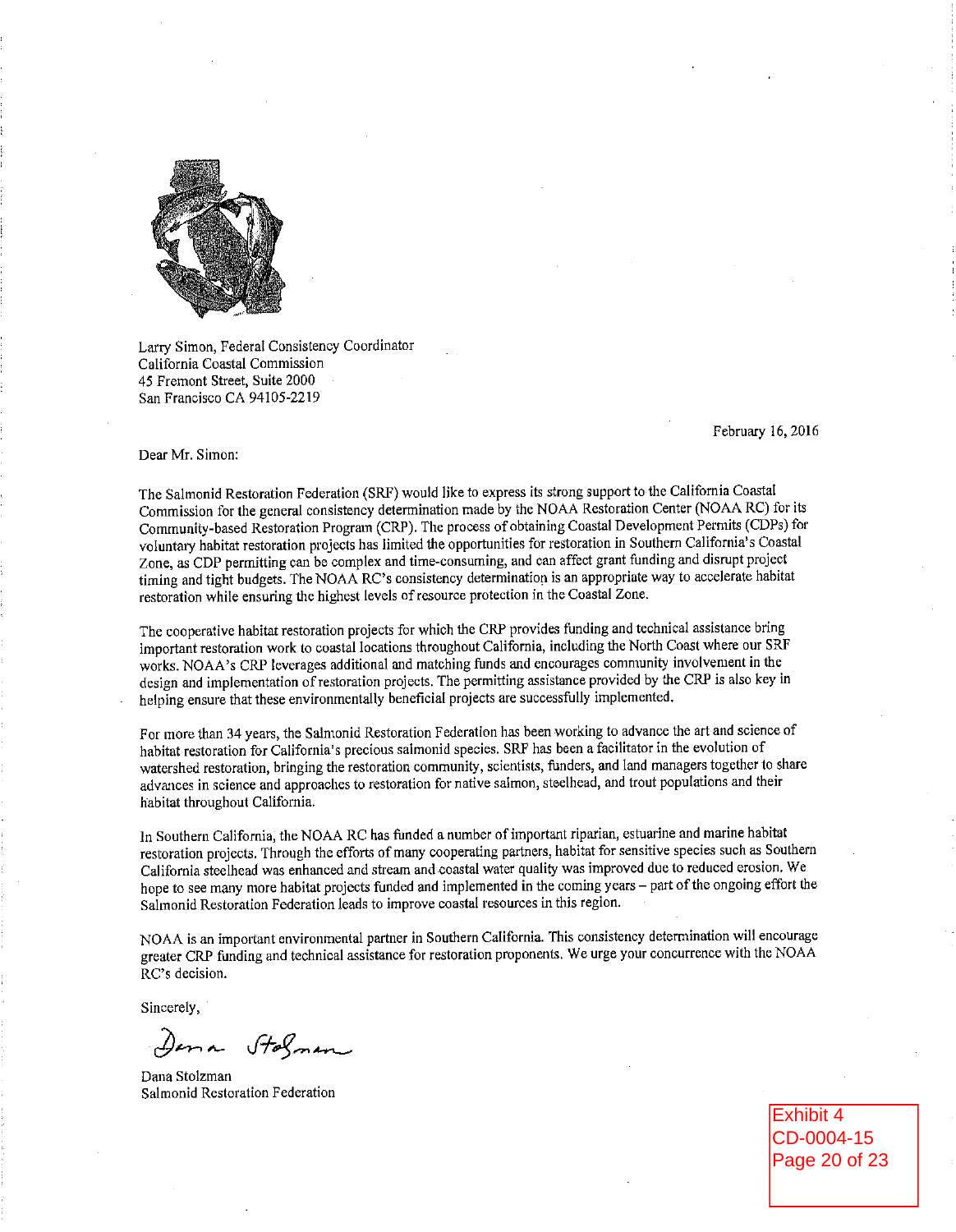Larry Simon, Federal Consistency Coordinator
California Coastal Commission
45 Fremont Street, Suite 2000
San Francisco CA 94105-2219

February 16, 2016

Dear Mr. Simon:

The Salmonid Restoration Federation (SRF) would like to express its strong support to the California Coastal Commission for the general consistency determination made by the NOAA Restoration Center (NOAA RC) for its Community-based Restoration Program (CRP). The process of obtaining Coastal Development Permits (CDPs) for voluntary habitat restoration projects has limited the opportunities for restoration in Southern California's Coastal Zone, as CDP permitting can be complex and time-consuming, and can affect grant funding and disrupt project timing and tight budgets. The NOAA RC's consistency determination is an appropriate way to accelerate habitat restoration while ensuring the highest levels of resource protection in the Coastal Zone.

The cooperative habitat restoration projects for which the CRP provides funding and technical assistance bring important restoration work to coastal locations throughout California, including the North Coast where our SRF works. NOAA's CRP leverages additional and matching funds and encourages community involvement in the design and implementation of restoration projects. The permitting assistance provided by the CRP is also key in helping ensure that these environmentally beneficial projects are successfully implemented.

For more than 34 years, the Salmonid Restoration Federation has been working to advance the art and science of habitat restoration for California's precious salmonid species. SRF has been a facilitator in the evolution of watershed restoration, bringing the restoration community, scientists, funders, and land managers together to share advances in science and approaches to restoration for native salmon, steelhead, and trout populations and their habitat throughout California.

In Southern California, the NOAA RC has funded a number of important riparian, estuarine and marine habitat restoration projects. Through the efforts of many cooperating partners, habitat for sensitive species such as Southern California steelhead was enhanced and stream and coastal water quality was improved due to reduced erosion. We hope to see many more habitat projects funded and implemented in the coming years – part of the ongoing effort the Salmonid Restoration Federation leads to improve coastal resources in this region.

NOAA is an important environmental partner in Southern California. This consistency determination will encourage greater CRP funding and technical assistance for restoration proponents. We urge your concurrence with the NOAA RC's decision.

Sincerely,

Dana Stolzman

Dana Stolzman
Salmonid Restoration Federation

Exhibit 4
CD-0004-15
Page 20 of 23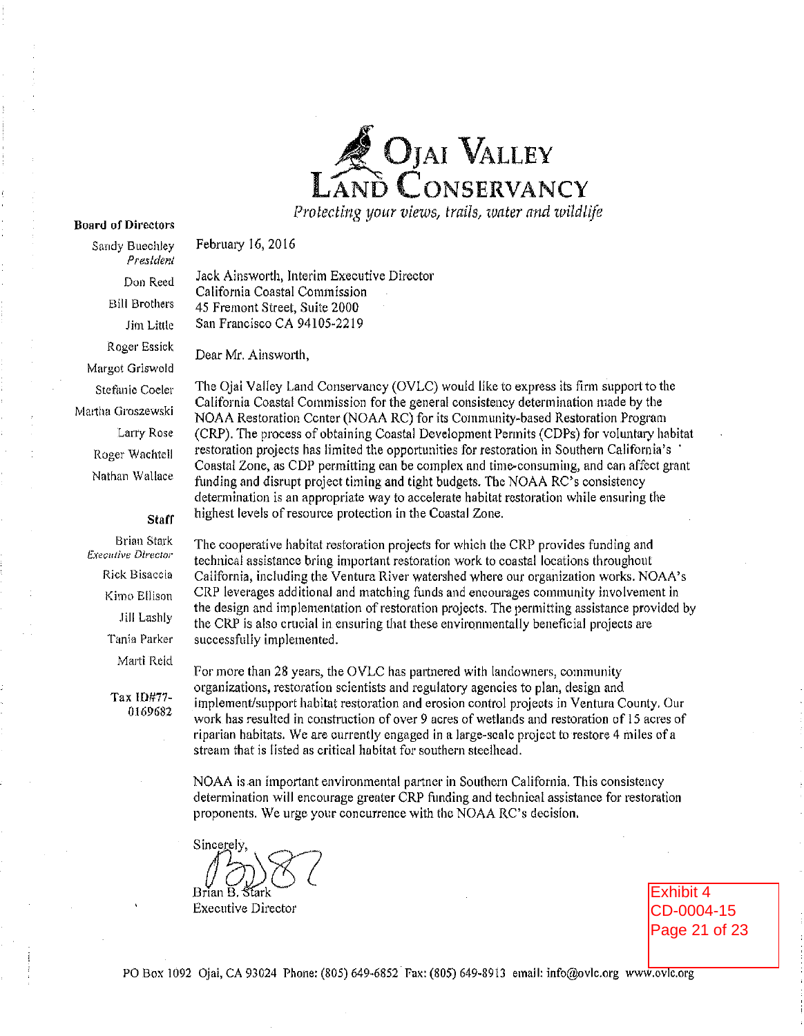# Ojai Valley Land Conservancy

*Protecting your views, trails, water and wildlife*

**Board of Directors**

Sandy Buechley
*President*
Don Reed
Bill Brothers
Jim Little
Roger Essick
Margot Griswold
Stefanie Coeler
Martha Groszewski
Larry Rose
Roger Wachtell
Nathan Wallace

**Staff**

Brian Stark
*Executive Director*
Rick Bisaccia
Kimo Ellison
Jill Lashly
Tania Parker
Marti Reid

Tax ID#77-0169682

February 16, 2016

Jack Ainsworth, Interim Executive Director
California Coastal Commission
45 Fremont Street, Suite 2000
San Francisco CA 94105-2219

Dear Mr. Ainsworth,

The Ojai Valley Land Conservancy (OVLC) would like to express its firm support to the California Coastal Commission for the general consistency determination made by the NOAA Restoration Center (NOAA RC) for its Community-based Restoration Program (CRP). The process of obtaining Coastal Development Permits (CDPs) for voluntary habitat restoration projects has limited the opportunities for restoration in Southern California's Coastal Zone, as CDP permitting can be complex and time-consuming, and can affect grant funding and disrupt project timing and tight budgets. The NOAA RC's consistency determination is an appropriate way to accelerate habitat restoration while ensuring the highest levels of resource protection in the Coastal Zone.

The cooperative habitat restoration projects for which the CRP provides funding and technical assistance bring important restoration work to coastal locations throughout California, including the Ventura River watershed where our organization works. NOAA's CRP leverages additional and matching funds and encourages community involvement in the design and implementation of restoration projects. The permitting assistance provided by the CRP is also crucial in ensuring that these environmentally beneficial projects are successfully implemented.

For more than 28 years, the OVLC has partnered with landowners, community organizations, restoration scientists and regulatory agencies to plan, design and implement/support habitat restoration and erosion control projects in Ventura County. Our work has resulted in construction of over 9 acres of wetlands and restoration of 15 acres of riparian habitats. We are currently engaged in a large-scale project to restore 4 miles of a stream that is listed as critical habitat for southern steelhead.

NOAA is an important environmental partner in Southern California. This consistency determination will encourage greater CRP funding and technical assistance for restoration proponents. We urge your concurrence with the NOAA RC's decision.

Sincerely,

Brian B. Stark
Executive Director

Exhibit 4
CD-0004-15
Page 21 of 23

PO Box 1092 Ojai, CA 93024 Phone: (805) 649-6852 Fax: (805) 649-8913 email: info@ovlc.org www.ovlc.org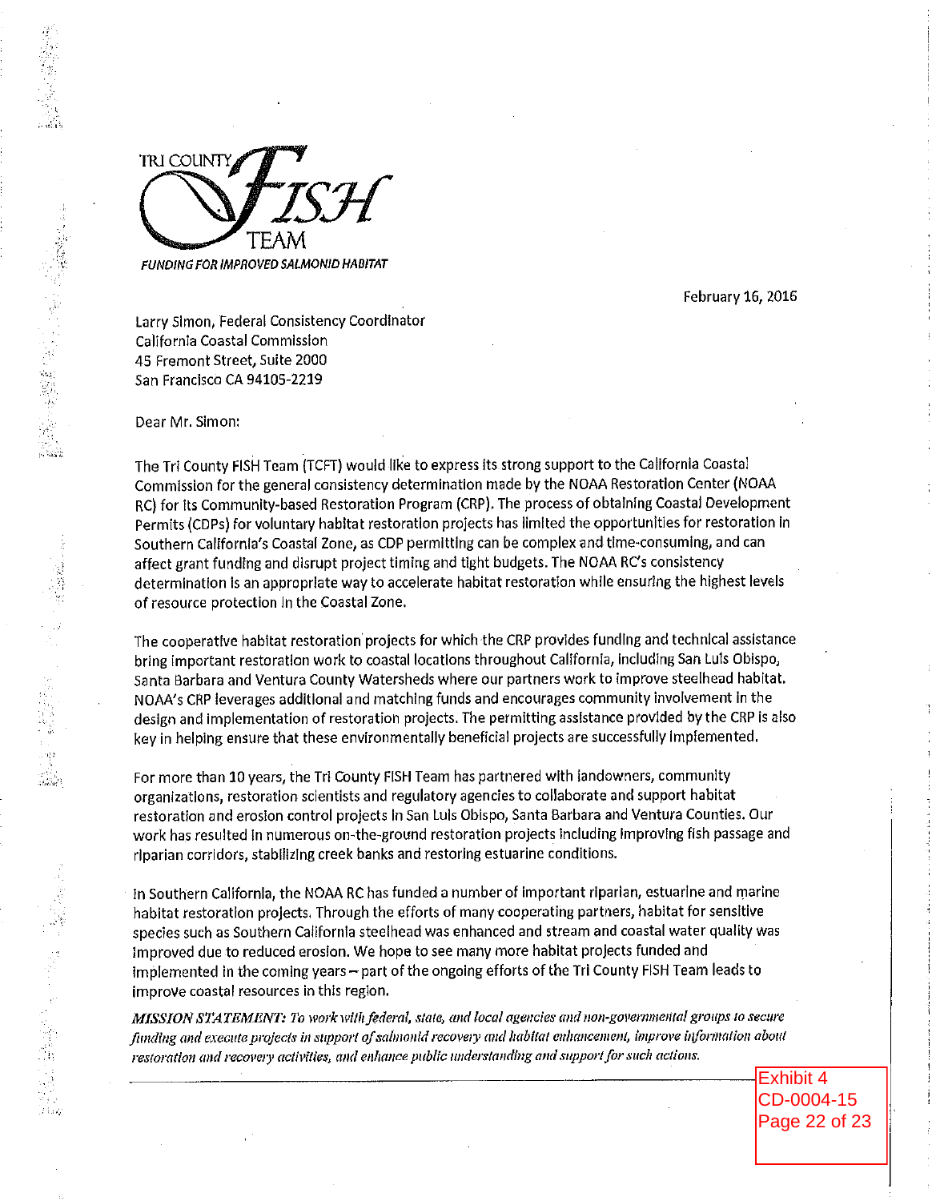TRI COUNTY FISH TEAM

*FUNDING FOR IMPROVED SALMONID HABITAT*

February 16, 2016

Larry Simon, Federal Consistency Coordinator
California Coastal Commission
45 Fremont Street, Suite 2000
San Francisco CA 94105-2219

Dear Mr. Simon:

The Tri County FISH Team (TCFT) would like to express its strong support to the California Coastal Commission for the general consistency determination made by the NOAA Restoration Center (NOAA RC) for its Community-based Restoration Program (CRP). The process of obtaining Coastal Development Permits (CDPs) for voluntary habitat restoration projects has limited the opportunities for restoration in Southern California's Coastal Zone, as CDP permitting can be complex and time-consuming, and can affect grant funding and disrupt project timing and tight budgets. The NOAA RC's consistency determination is an appropriate way to accelerate habitat restoration while ensuring the highest levels of resource protection in the Coastal Zone.

The cooperative habitat restoration projects for which the CRP provides funding and technical assistance bring important restoration work to coastal locations throughout California, including San Luis Obispo, Santa Barbara and Ventura County Watersheds where our partners work to improve steelhead habitat. NOAA's CRP leverages additional and matching funds and encourages community involvement in the design and implementation of restoration projects. The permitting assistance provided by the CRP is also key in helping ensure that these environmentally beneficial projects are successfully implemented.

For more than 10 years, the Tri County FISH Team has partnered with landowners, community organizations, restoration scientists and regulatory agencies to collaborate and support habitat restoration and erosion control projects in San Luis Obispo, Santa Barbara and Ventura Counties. Our work has resulted in numerous on-the-ground restoration projects including improving fish passage and riparian corridors, stabilizing creek banks and restoring estuarine conditions.

In Southern California, the NOAA RC has funded a number of important riparian, estuarine and marine habitat restoration projects. Through the efforts of many cooperating partners, habitat for sensitive species such as Southern California steelhead was enhanced and stream and coastal water quality was improved due to reduced erosion. We hope to see many more habitat projects funded and implemented in the coming years – part of the ongoing efforts of the Tri County FISH Team leads to improve coastal resources in this region.

***MISSION STATEMENT:*** *To work with federal, state, and local agencies and non-governmental groups to secure funding and execute projects in support of salmonid recovery and habitat enhancement, improve information about restoration and recovery activities, and enhance public understanding and support for such actions.*

Exhibit 4
CD-0004-15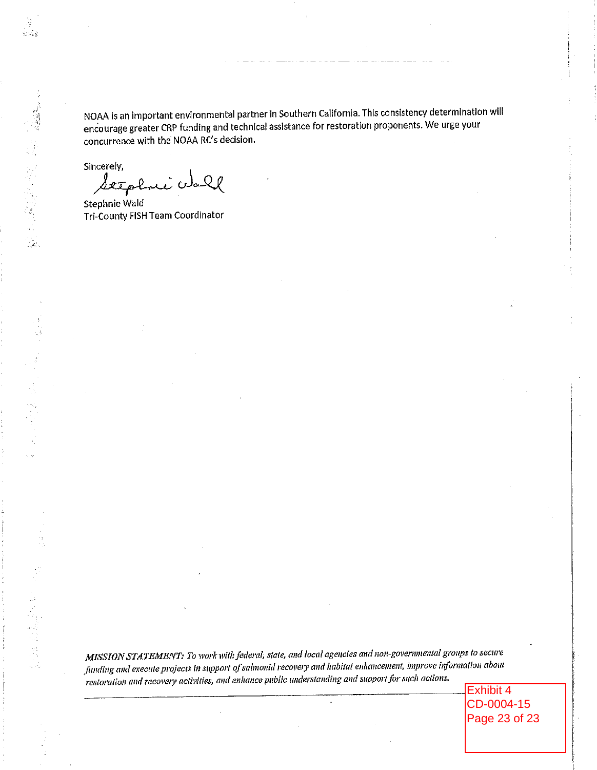NOAA is an important environmental partner in Southern California. This consistency determination will encourage greater CRP funding and technical assistance for restoration proponents. We urge your concurrence with the NOAA RC's decision.

Sincerely,

Stephnie Wald
Tri-County FISH Team Coordinator

*MISSION STATEMENT: To work with federal, state, and local agencies and non-governmental groups to secure funding and execute projects in support of salmonid recovery and habitat enhancement, improve information about restoration and recovery activities, and enhance public understanding and support for such actions.*

Exhibit 4
CD-0004-15
Page 23 of 23